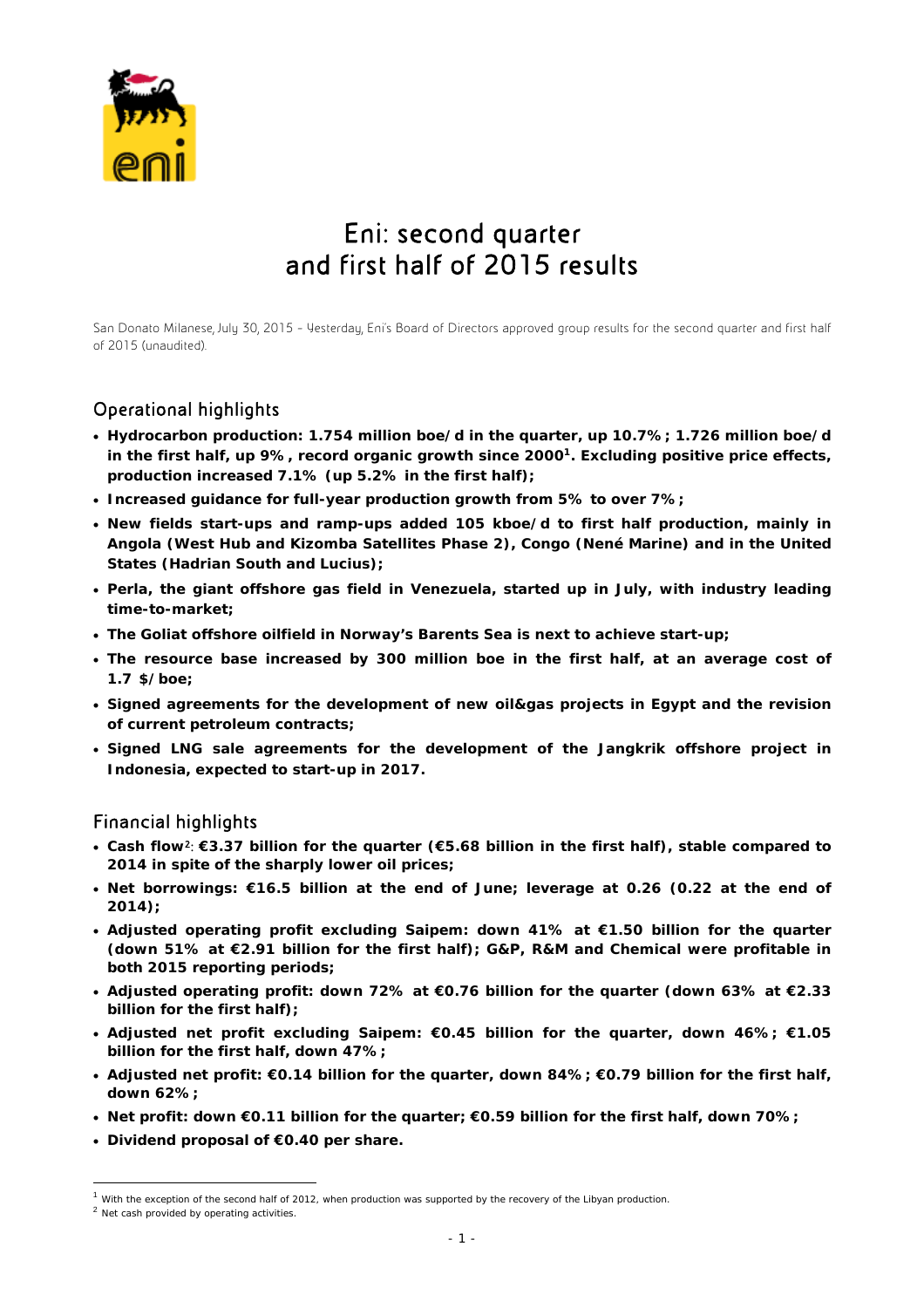# Eni: second quarter and first half of 2015 results

San Donato Milanese, July 30, 2015 - Yesterday, Eni's Board of Directors approved group results for the second quarter and first half of 2015 (unaudited).

## Operational highlights

- **Hydrocarbon production: 1.754 million boe/d in the quarter, up 10.7%; 1.726 million boe/d in the first half, up 9%, record organic growth since 2000[1]. Excluding positive price effects, production increased 7.1% (up 5.2% in the first half);**
- **Increased guidance for full-year production growth from 5% to over 7%;**
- **New fields start-ups and ramp-ups added 105 kboe/d to first half production, mainly in Angola (West Hub and Kizomba Satellites Phase 2), Congo (Nené Marine) and in the United States (Hadrian South and Lucius);**
- **Perla, the giant offshore gas field in Venezuela, started up in July, with industry leading time-to-market;**
- **The Goliat offshore oilfield in Norway's Barents Sea is next to achieve start-up;**
- **The resource base increased by 300 million boe in the first half, at an average cost of 1.7 $/boe;**
- **Signed agreements for the development of new oil&gas projects in Egypt and the revision of current petroleum contracts;**
- **Signed LNG sale agreements for the development of the Jangkrik offshore project in Indonesia, expected to start-up in 2017.**

## Financial highlights

- **Cash flow[2]: €3.37 billion for the quarter (€5.68 billion in the first half), stable compared to 2014 in spite of the sharply lower oil prices;**
- **Net borrowings: €16.5 billion at the end of June; leverage at 0.26 (0.22 at the end of 2014);**
- **Adjusted operating profit excluding Saipem: down 41% at €1.50 billion for the quarter (down 51% at €2.91 billion for the first half); G&P, R&M and Chemical were profitable in both 2015 reporting periods;**
- **Adjusted operating profit: down 72% at €0.76 billion for the quarter (down 63% at €2.33 billion for the first half);**
- **Adjusted net profit excluding Saipem: €0.45 billion for the quarter, down 46%; €1.05 billion for the first half, down 47%;**
- **Adjusted net profit: €0.14 billion for the quarter, down 84%; €0.79 billion for the first half, down 62%;**
- **Net profit: down €0.11 billion for the quarter; €0.59 billion for the first half, down 70%;**
- **Dividend proposal of €0.40 per share.**

---

[1] With the exception of the second half of 2012, when production was supported by the recovery of the Libyan production.

[2] Net cash provided by operating activities.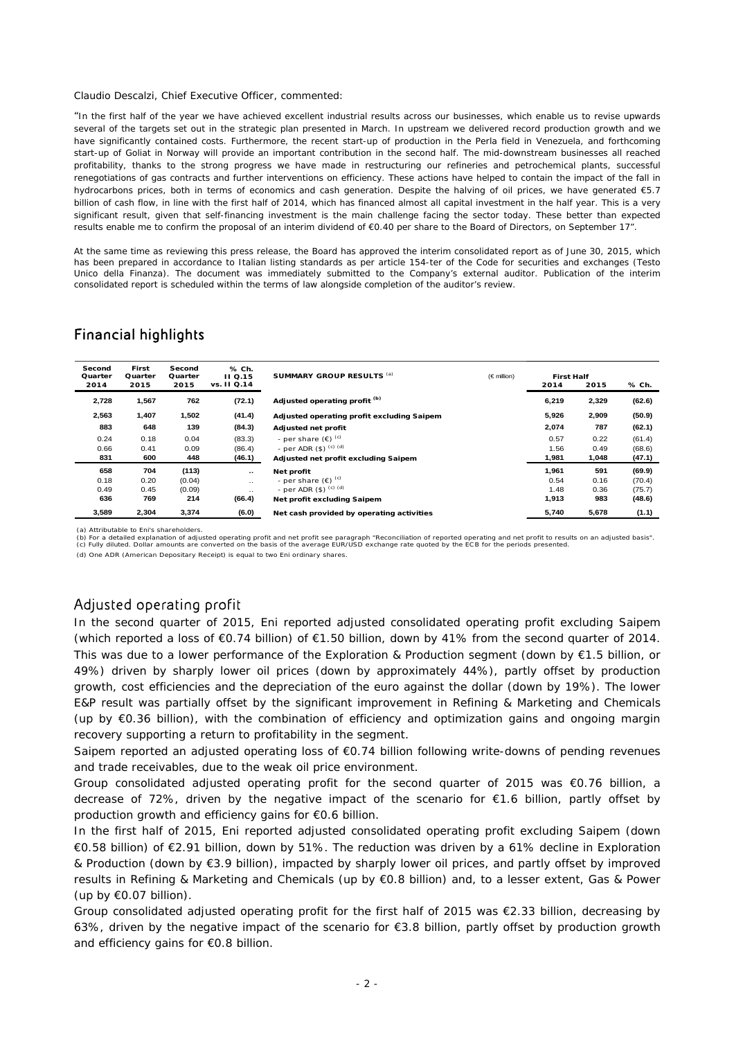Claudio Descalzi, Chief Executive Officer, commented:

"In the first half of the year we have achieved excellent industrial results across our businesses, which enable us to revise upwards several of the targets set out in the strategic plan presented in March. In upstream we delivered record production growth and we have significantly contained costs. Furthermore, the recent start-up of production in the Perla field in Venezuela, and forthcoming start-up of Goliat in Norway will provide an important contribution in the second half. The mid-downstream businesses all reached profitability, thanks to the strong progress we have made in restructuring our refineries and petrochemical plants, successful renegotiations of gas contracts and further interventions on efficiency. These actions have helped to contain the impact of the fall in hydrocarbons prices, both in terms of economics and cash generation. Despite the halving of oil prices, we have generated €5.7 billion of cash flow, in line with the first half of 2014, which has financed almost all capital investment in the half year. This is a very significant result, given that self-financing investment is the main challenge facing the sector today. These better than expected results enable me to confirm the proposal of an interim dividend of €0.40 per share to the Board of Directors, on September 17".

At the same time as reviewing this press release, the Board has approved the interim consolidated report as of June 30, 2015, which has been prepared in accordance to Italian listing standards as per article 154-ter of the Code for securities and exchanges (Testo Unico della Finanza). The document was immediately submitted to the Company's external auditor. Publication of the interim consolidated report is scheduled within the terms of law alongside completion of the auditor's review.

## Financial highlights

| Second Quarter 2014 | First Quarter 2015 | Second Quarter 2015 | % Ch. II Q.15 vs. II Q.14 | SUMMARY GROUP RESULTS [(a)] | (€ million) | First Half 2014 | First Half 2015 | % Ch. |
|---|---|---|---|---|---|---|---|---|
| 2,728 | 1,567 | 762 | (72.1) | **Adjusted operating profit [(b)]** | | 6,219 | 2,329 | (62.6) |
| 2,563 | 1,407 | 1,502 | (41.4) | **Adjusted operating profit excluding Saipem** | | 5,926 | 2,909 | (50.9) |
| 883 | 648 | 139 | (84.3) | **Adjusted net profit** | | 2,074 | 787 | (62.1) |
| 0.24 | 0.18 | 0.04 | (83.3) | - per share (€) [(c)] | | 0.57 | 0.22 | (61.4) |
| 0.66 | 0.41 | 0.09 | (86.4) | - per ADR ($) [(c) (d)] | | 1.56 | 0.49 | (68.6) |
| 831 | 600 | 448 | (46.1) | **Adjusted net profit excluding Saipem** | | 1,981 | 1,048 | (47.1) |
| 658 | 704 | (113) | .. | **Net profit** | | 1,961 | 591 | (69.9) |
| 0.18 | 0.20 | (0.04) | .. | - per share (€) [(c)] | | 0.54 | 0.16 | (70.4) |
| 0.49 | 0.45 | (0.09) | .. | - per ADR ($) [(c) (d)] | | 1.48 | 0.36 | (75.7) |
| 636 | 769 | 214 | (66.4) | **Net profit excluding Saipem** | | 1,913 | 983 | (48.6) |
| 3,589 | 2,304 | 3,374 | (6.0) | **Net cash provided by operating activities** | | 5,740 | 5,678 | (1.1) |

(a) Attributable to Eni's shareholders.
(b) For a detailed explanation of adjusted operating profit and net profit see paragraph "Reconciliation of reported operating and net profit to results on an adjusted basis".
(c) Fully diluted. Dollar amounts are converted on the basis of the average EUR/USD exchange rate quoted by the ECB for the periods presented.
(d) One ADR (American Depositary Receipt) is equal to two Eni ordinary shares.

## Adjusted operating profit

In the second quarter of 2015, Eni reported adjusted consolidated operating profit excluding Saipem (which reported a loss of €0.74 billion) of €1.50 billion, down by 41% from the second quarter of 2014. This was due to a lower performance of the Exploration & Production segment (down by €1.5 billion, or 49%) driven by sharply lower oil prices (down by approximately 44%), partly offset by production growth, cost efficiencies and the depreciation of the euro against the dollar (down by 19%). The lower E&P result was partially offset by the significant improvement in Refining & Marketing and Chemicals (up by €0.36 billion), with the combination of efficiency and optimization gains and ongoing margin recovery supporting a return to profitability in the segment.

Saipem reported an adjusted operating loss of €0.74 billion following write-downs of pending revenues and trade receivables, due to the weak oil price environment.

Group consolidated adjusted operating profit for the second quarter of 2015 was €0.76 billion, a decrease of 72%, driven by the negative impact of the scenario for €1.6 billion, partly offset by production growth and efficiency gains for €0.6 billion.

In the first half of 2015, Eni reported adjusted consolidated operating profit excluding Saipem (down €0.58 billion) of €2.91 billion, down by 51%. The reduction was driven by a 61% decline in Exploration & Production (down by €3.9 billion), impacted by sharply lower oil prices, and partly offset by improved results in Refining & Marketing and Chemicals (up by €0.8 billion) and, to a lesser extent, Gas & Power (up by €0.07 billion).

Group consolidated adjusted operating profit for the first half of 2015 was €2.33 billion, decreasing by 63%, driven by the negative impact of the scenario for €3.8 billion, partly offset by production growth and efficiency gains for €0.8 billion.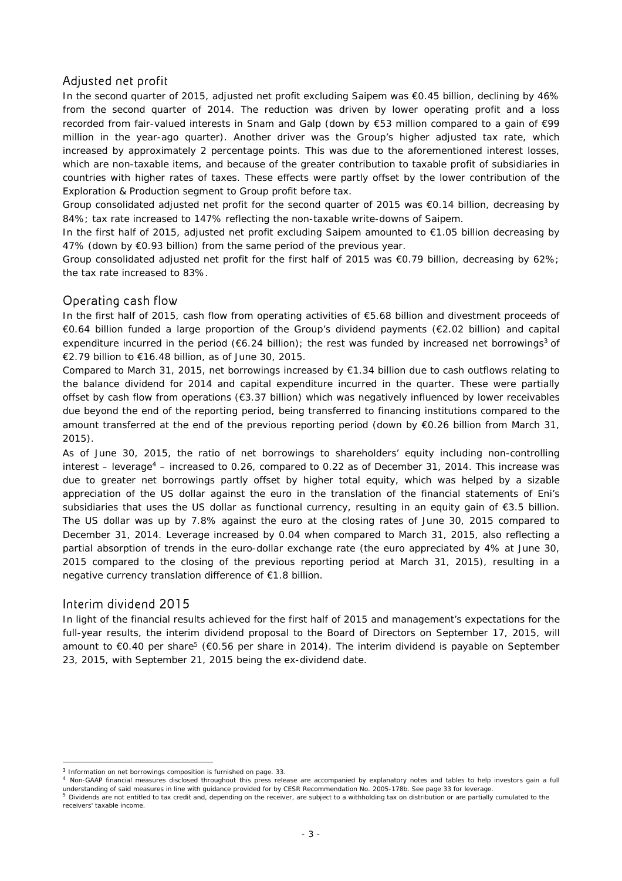## Adjusted net profit

In the second quarter of 2015, adjusted net profit excluding Saipem was €0.45 billion, declining by 46% from the second quarter of 2014. The reduction was driven by lower operating profit and a loss recorded from fair-valued interests in Snam and Galp (down by €53 million compared to a gain of €99 million in the year-ago quarter). Another driver was the Group's higher adjusted tax rate, which increased by approximately 2 percentage points. This was due to the aforementioned interest losses, which are non-taxable items, and because of the greater contribution to taxable profit of subsidiaries in countries with higher rates of taxes. These effects were partly offset by the lower contribution of the Exploration & Production segment to Group profit before tax.

Group consolidated adjusted net profit for the second quarter of 2015 was €0.14 billion, decreasing by 84%; tax rate increased to 147% reflecting the non-taxable write-downs of Saipem.

In the first half of 2015, adjusted net profit excluding Saipem amounted to €1.05 billion decreasing by 47% (down by €0.93 billion) from the same period of the previous year.

Group consolidated adjusted net profit for the first half of 2015 was €0.79 billion, decreasing by 62%; the tax rate increased to 83%.

## Operating cash flow

In the first half of 2015, cash flow from operating activities of €5.68 billion and divestment proceeds of €0.64 billion funded a large proportion of the Group's dividend payments (€2.02 billion) and capital expenditure incurred in the period (€6.24 billion); the rest was funded by increased net borrowings[3] of €2.79 billion to €16.48 billion, as of June 30, 2015.

Compared to March 31, 2015, net borrowings increased by €1.34 billion due to cash outflows relating to the balance dividend for 2014 and capital expenditure incurred in the quarter. These were partially offset by cash flow from operations (€3.37 billion) which was negatively influenced by lower receivables due beyond the end of the reporting period, being transferred to financing institutions compared to the amount transferred at the end of the previous reporting period (down by €0.26 billion from March 31, 2015).

As of June 30, 2015, the ratio of net borrowings to shareholders' equity including non-controlling interest – leverage[4] – increased to 0.26, compared to 0.22 as of December 31, 2014. This increase was due to greater net borrowings partly offset by higher total equity, which was helped by a sizable appreciation of the US dollar against the euro in the translation of the financial statements of Eni's subsidiaries that uses the US dollar as functional currency, resulting in an equity gain of €3.5 billion. The US dollar was up by 7.8% against the euro at the closing rates of June 30, 2015 compared to December 31, 2014. Leverage increased by 0.04 when compared to March 31, 2015, also reflecting a partial absorption of trends in the euro-dollar exchange rate (the euro appreciated by 4% at June 30, 2015 compared to the closing of the previous reporting period at March 31, 2015), resulting in a negative currency translation difference of €1.8 billion.

## Interim dividend 2015

In light of the financial results achieved for the first half of 2015 and management's expectations for the full-year results, the interim dividend proposal to the Board of Directors on September 17, 2015, will amount to €0.40 per share[5] (€0.56 per share in 2014). The interim dividend is payable on September 23, 2015, with September 21, 2015 being the ex-dividend date.

---

[3] Information on net borrowings composition is furnished on page. 33.

[4] Non-GAAP financial measures disclosed throughout this press release are accompanied by explanatory notes and tables to help investors gain a full understanding of said measures in line with guidance provided for by CESR Recommendation No. 2005-178b. See page 33 for leverage.

[5] Dividends are not entitled to tax credit and, depending on the receiver, are subject to a withholding tax on distribution or are partially cumulated to the receivers' taxable income.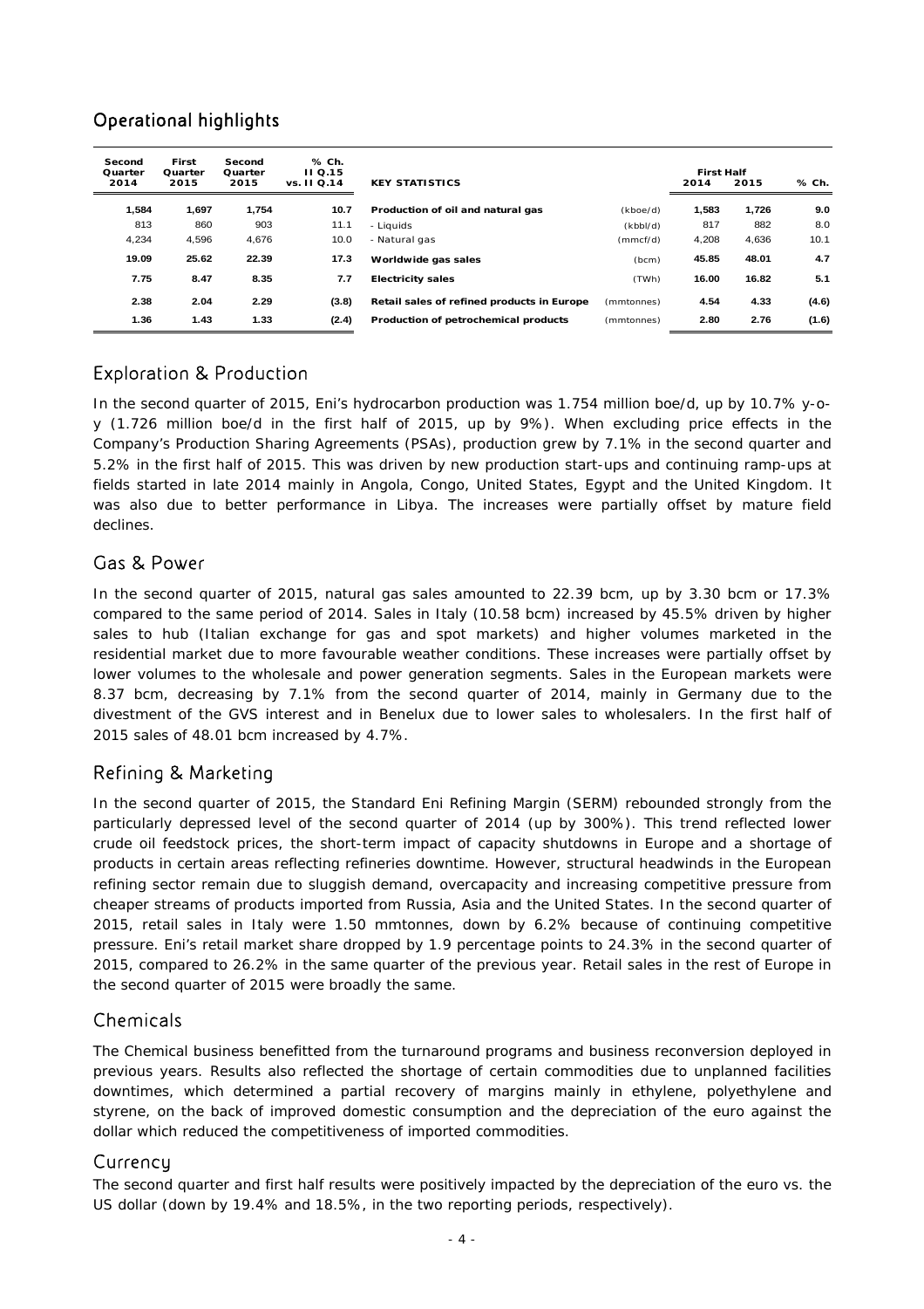## Operational highlights

| Second Quarter 2014 | First Quarter 2015 | Second Quarter 2015 | % Ch. II Q.15 vs. II Q.14 | KEY STATISTICS | | First Half 2014 | First Half 2015 | % Ch. |
|---|---|---|---|---|---|---|---|---|
| **1,584** | **1,697** | **1,754** | **10.7** | **Production of oil and natural gas** | (kboe/d) | **1,583** | **1,726** | **9.0** |
| 813 | 860 | 903 | 11.1 | - Liquids | (kbbl/d) | 817 | 882 | 8.0 |
| 4,234 | 4,596 | 4,676 | 10.0 | - Natural gas | (mmcf/d) | 4,208 | 4,636 | 10.1 |
| **19.09** | **25.62** | **22.39** | **17.3** | **Worldwide gas sales** | (bcm) | **45.85** | **48.01** | **4.7** |
| **7.75** | **8.47** | **8.35** | **7.7** | **Electricity sales** | (TWh) | **16.00** | **16.82** | **5.1** |
| **2.38** | **2.04** | **2.29** | **(3.8)** | **Retail sales of refined products in Europe** | (mmtonnes) | **4.54** | **4.33** | **(4.6)** |
| **1.36** | **1.43** | **1.33** | **(2.4)** | **Production of petrochemical products** | (mmtonnes) | **2.80** | **2.76** | **(1.6)** |

## Exploration & Production

In the second quarter of 2015, Eni's hydrocarbon production was 1.754 million boe/d, up by 10.7% y-o-y (1.726 million boe/d in the first half of 2015, up by 9%). When excluding price effects in the Company's Production Sharing Agreements (PSAs), production grew by 7.1% in the second quarter and 5.2% in the first half of 2015. This was driven by new production start-ups and continuing ramp-ups at fields started in late 2014 mainly in Angola, Congo, United States, Egypt and the United Kingdom. It was also due to better performance in Libya. The increases were partially offset by mature field declines.

## Gas & Power

In the second quarter of 2015, natural gas sales amounted to 22.39 bcm, up by 3.30 bcm or 17.3% compared to the same period of 2014. Sales in Italy (10.58 bcm) increased by 45.5% driven by higher sales to hub (Italian exchange for gas and spot markets) and higher volumes marketed in the residential market due to more favourable weather conditions. These increases were partially offset by lower volumes to the wholesale and power generation segments. Sales in the European markets were 8.37 bcm, decreasing by 7.1% from the second quarter of 2014, mainly in Germany due to the divestment of the GVS interest and in Benelux due to lower sales to wholesalers. In the first half of 2015 sales of 48.01 bcm increased by 4.7%.

## Refining & Marketing

In the second quarter of 2015, the Standard Eni Refining Margin (SERM) rebounded strongly from the particularly depressed level of the second quarter of 2014 (up by 300%). This trend reflected lower crude oil feedstock prices, the short-term impact of capacity shutdowns in Europe and a shortage of products in certain areas reflecting refineries downtime. However, structural headwinds in the European refining sector remain due to sluggish demand, overcapacity and increasing competitive pressure from cheaper streams of products imported from Russia, Asia and the United States. In the second quarter of 2015, retail sales in Italy were 1.50 mmtonnes, down by 6.2% because of continuing competitive pressure. Eni's retail market share dropped by 1.9 percentage points to 24.3% in the second quarter of 2015, compared to 26.2% in the same quarter of the previous year. Retail sales in the rest of Europe in the second quarter of 2015 were broadly the same.

## Chemicals

The Chemical business benefitted from the turnaround programs and business reconversion deployed in previous years. Results also reflected the shortage of certain commodities due to unplanned facilities downtimes, which determined a partial recovery of margins mainly in ethylene, polyethylene and styrene, on the back of improved domestic consumption and the depreciation of the euro against the dollar which reduced the competitiveness of imported commodities.

## Currency

The second quarter and first half results were positively impacted by the depreciation of the euro vs. the US dollar (down by 19.4% and 18.5%, in the two reporting periods, respectively).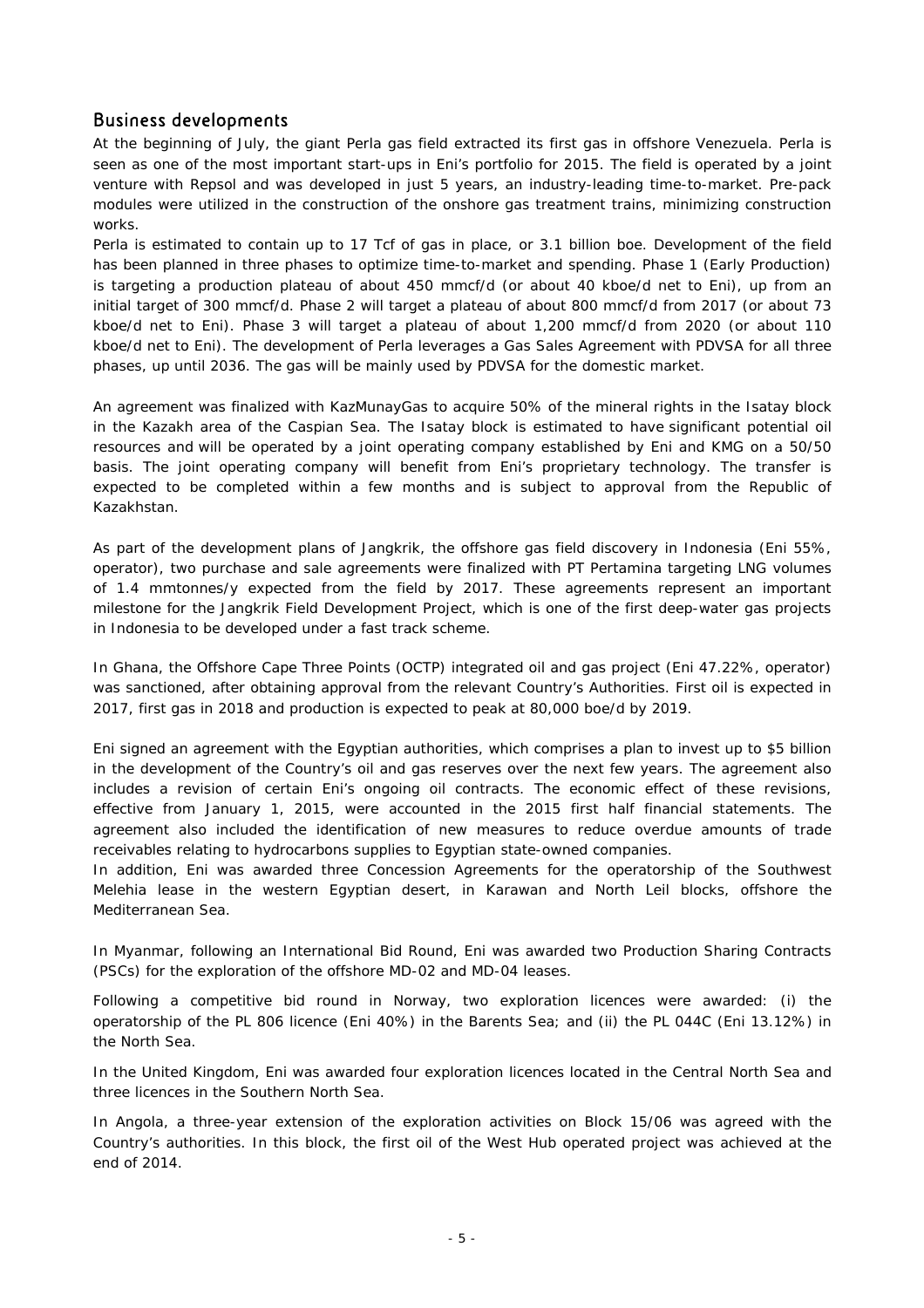## Business developments

At the beginning of July, the giant Perla gas field extracted its first gas in offshore Venezuela. Perla is seen as one of the most important start-ups in Eni's portfolio for 2015. The field is operated by a joint venture with Repsol and was developed in just 5 years, an industry-leading time-to-market. Pre-pack modules were utilized in the construction of the onshore gas treatment trains, minimizing construction works.

Perla is estimated to contain up to 17 Tcf of gas in place, or 3.1 billion boe. Development of the field has been planned in three phases to optimize time-to-market and spending. Phase 1 (Early Production) is targeting a production plateau of about 450 mmcf/d (or about 40 kboe/d net to Eni), up from an initial target of 300 mmcf/d. Phase 2 will target a plateau of about 800 mmcf/d from 2017 (or about 73 kboe/d net to Eni). Phase 3 will target a plateau of about 1,200 mmcf/d from 2020 (or about 110 kboe/d net to Eni). The development of Perla leverages a Gas Sales Agreement with PDVSA for all three phases, up until 2036. The gas will be mainly used by PDVSA for the domestic market.

An agreement was finalized with KazMunayGas to acquire 50% of the mineral rights in the Isatay block in the Kazakh area of the Caspian Sea. The Isatay block is estimated to have significant potential oil resources and will be operated by a joint operating company established by Eni and KMG on a 50/50 basis. The joint operating company will benefit from Eni's proprietary technology. The transfer is expected to be completed within a few months and is subject to approval from the Republic of Kazakhstan.

As part of the development plans of Jangkrik, the offshore gas field discovery in Indonesia (Eni 55%, operator), two purchase and sale agreements were finalized with PT Pertamina targeting LNG volumes of 1.4 mmtonnes/y expected from the field by 2017. These agreements represent an important milestone for the Jangkrik Field Development Project, which is one of the first deep-water gas projects in Indonesia to be developed under a fast track scheme.

In Ghana, the Offshore Cape Three Points (OCTP) integrated oil and gas project (Eni 47.22%, operator) was sanctioned, after obtaining approval from the relevant Country's Authorities. First oil is expected in 2017, first gas in 2018 and production is expected to peak at 80,000 boe/d by 2019.

Eni signed an agreement with the Egyptian authorities, which comprises a plan to invest up to $5 billion in the development of the Country's oil and gas reserves over the next few years. The agreement also includes a revision of certain Eni's ongoing oil contracts. The economic effect of these revisions, effective from January 1, 2015, were accounted in the 2015 first half financial statements. The agreement also included the identification of new measures to reduce overdue amounts of trade receivables relating to hydrocarbons supplies to Egyptian state-owned companies.

In addition, Eni was awarded three Concession Agreements for the operatorship of the Southwest Melehia lease in the western Egyptian desert, in Karawan and North Leil blocks, offshore the Mediterranean Sea.

In Myanmar, following an International Bid Round, Eni was awarded two Production Sharing Contracts (PSCs) for the exploration of the offshore MD-02 and MD-04 leases.

Following a competitive bid round in Norway, two exploration licences were awarded: (i) the operatorship of the PL 806 licence (Eni 40%) in the Barents Sea; and (ii) the PL 044C (Eni 13.12%) in the North Sea.

In the United Kingdom, Eni was awarded four exploration licences located in the Central North Sea and three licences in the Southern North Sea.

In Angola, a three-year extension of the exploration activities on Block 15/06 was agreed with the Country's authorities. In this block, the first oil of the West Hub operated project was achieved at the end of 2014.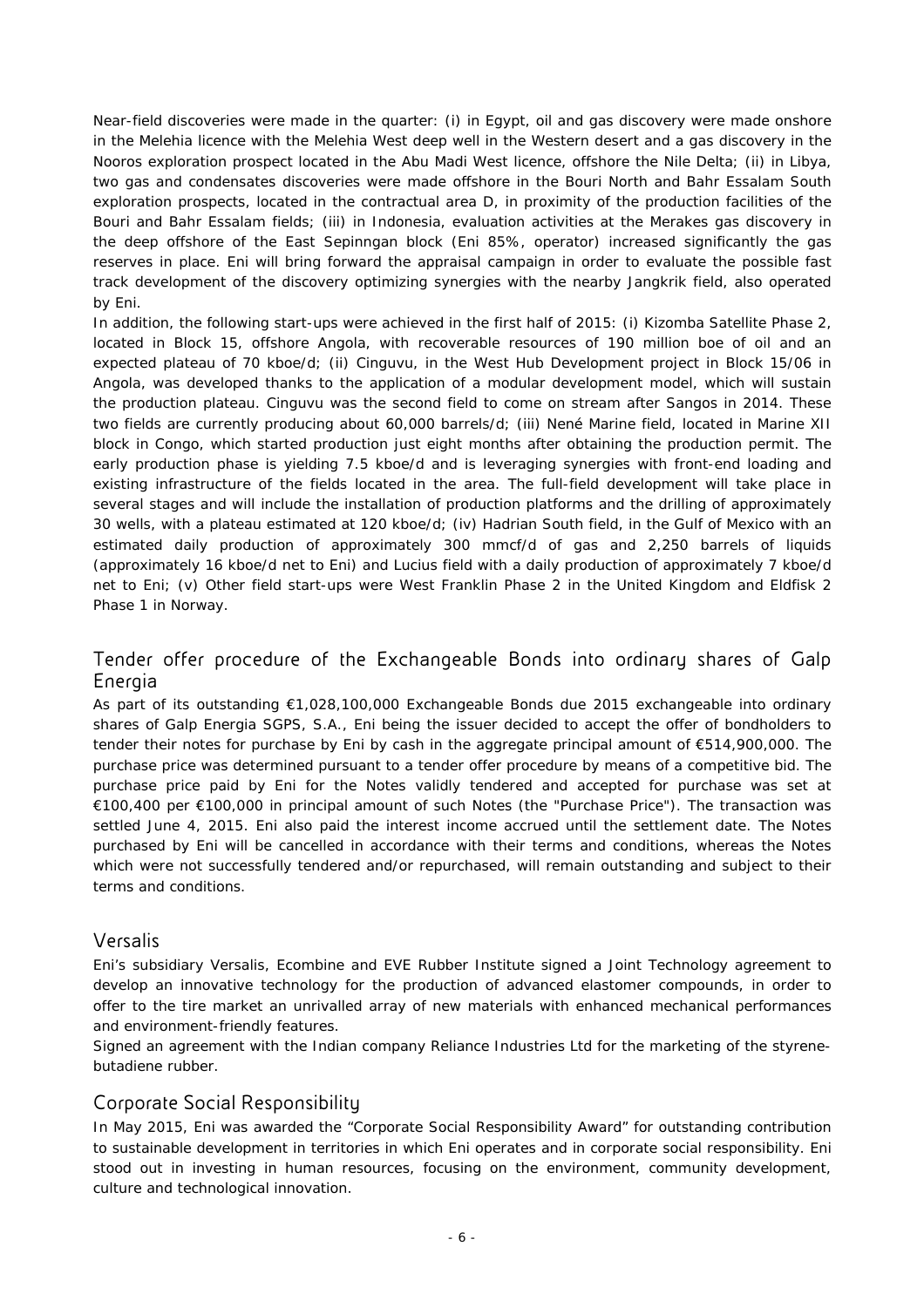Near-field discoveries were made in the quarter: (i) in Egypt, oil and gas discovery were made onshore in the Melehia licence with the Melehia West deep well in the Western desert and a gas discovery in the Nooros exploration prospect located in the Abu Madi West licence, offshore the Nile Delta; (ii) in Libya, two gas and condensates discoveries were made offshore in the Bouri North and Bahr Essalam South exploration prospects, located in the contractual area D, in proximity of the production facilities of the Bouri and Bahr Essalam fields; (iii) in Indonesia, evaluation activities at the Merakes gas discovery in the deep offshore of the East Sepinngan block (Eni 85%, operator) increased significantly the gas reserves in place. Eni will bring forward the appraisal campaign in order to evaluate the possible fast track development of the discovery optimizing synergies with the nearby Jangkrik field, also operated by Eni.

In addition, the following start-ups were achieved in the first half of 2015: (i) Kizomba Satellite Phase 2, located in Block 15, offshore Angola, with recoverable resources of 190 million boe of oil and an expected plateau of 70 kboe/d; (ii) Cinguvu, in the West Hub Development project in Block 15/06 in Angola, was developed thanks to the application of a modular development model, which will sustain the production plateau. Cinguvu was the second field to come on stream after Sangos in 2014. These two fields are currently producing about 60,000 barrels/d; (iii) Nené Marine field, located in Marine XII block in Congo, which started production just eight months after obtaining the production permit. The early production phase is yielding 7.5 kboe/d and is leveraging synergies with front-end loading and existing infrastructure of the fields located in the area. The full-field development will take place in several stages and will include the installation of production platforms and the drilling of approximately 30 wells, with a plateau estimated at 120 kboe/d; (iv) Hadrian South field, in the Gulf of Mexico with an estimated daily production of approximately 300 mmcf/d of gas and 2,250 barrels of liquids (approximately 16 kboe/d net to Eni) and Lucius field with a daily production of approximately 7 kboe/d net to Eni; (v) Other field start-ups were West Franklin Phase 2 in the United Kingdom and Eldfisk 2 Phase 1 in Norway.

## Tender offer procedure of the Exchangeable Bonds into ordinary shares of Galp Energia

As part of its outstanding €1,028,100,000 Exchangeable Bonds due 2015 exchangeable into ordinary shares of Galp Energia SGPS, S.A., Eni being the issuer decided to accept the offer of bondholders to tender their notes for purchase by Eni by cash in the aggregate principal amount of €514,900,000. The purchase price was determined pursuant to a tender offer procedure by means of a competitive bid. The purchase price paid by Eni for the Notes validly tendered and accepted for purchase was set at €100,400 per €100,000 in principal amount of such Notes (the "Purchase Price"). The transaction was settled June 4, 2015. Eni also paid the interest income accrued until the settlement date. The Notes purchased by Eni will be cancelled in accordance with their terms and conditions, whereas the Notes which were not successfully tendered and/or repurchased, will remain outstanding and subject to their terms and conditions.

## Versalis

Eni's subsidiary Versalis, Ecombine and EVE Rubber Institute signed a Joint Technology agreement to develop an innovative technology for the production of advanced elastomer compounds, in order to offer to the tire market an unrivalled array of new materials with enhanced mechanical performances and environment-friendly features.

Signed an agreement with the Indian company Reliance Industries Ltd for the marketing of the styrene-butadiene rubber.

## Corporate Social Responsibility

In May 2015, Eni was awarded the "Corporate Social Responsibility Award" for outstanding contribution to sustainable development in territories in which Eni operates and in corporate social responsibility. Eni stood out in investing in human resources, focusing on the environment, community development, culture and technological innovation.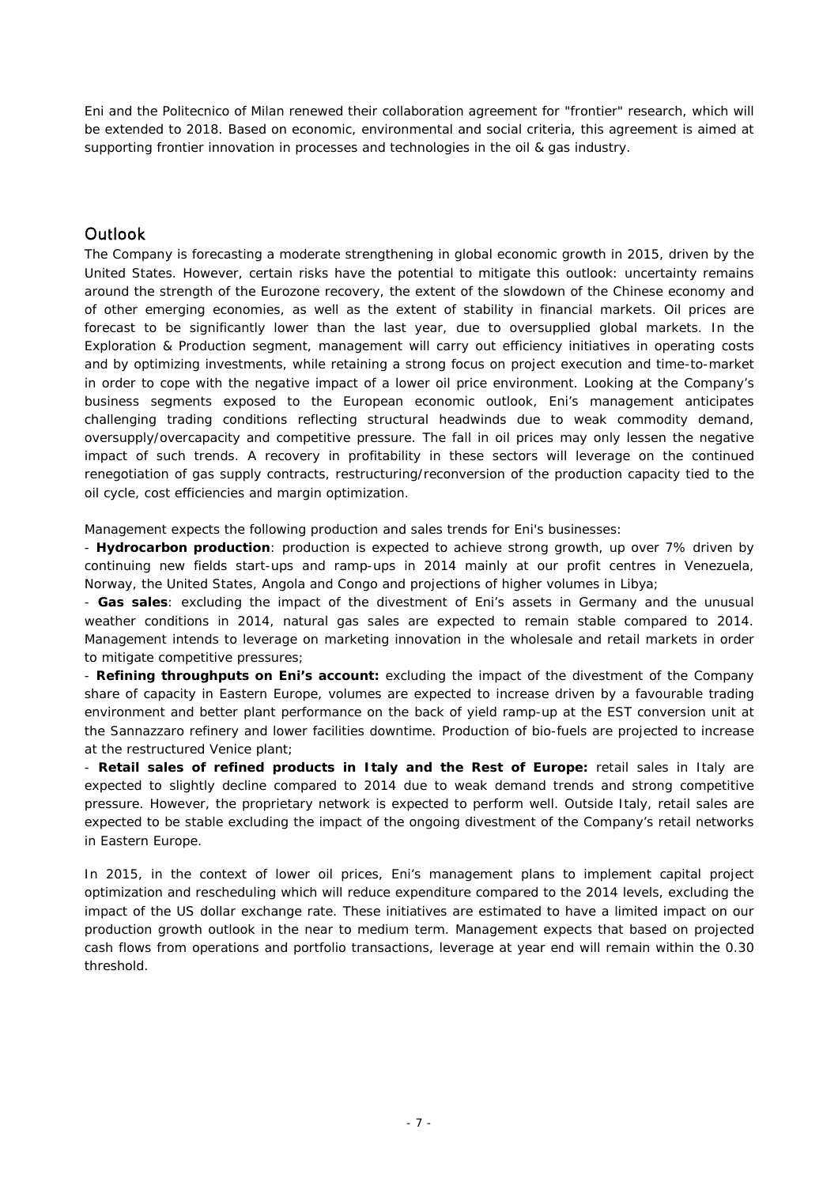Eni and the Politecnico of Milan renewed their collaboration agreement for "frontier" research, which will be extended to 2018. Based on economic, environmental and social criteria, this agreement is aimed at supporting frontier innovation in processes and technologies in the oil & gas industry.

## Outlook

The Company is forecasting a moderate strengthening in global economic growth in 2015, driven by the United States. However, certain risks have the potential to mitigate this outlook: uncertainty remains around the strength of the Eurozone recovery, the extent of the slowdown of the Chinese economy and of other emerging economies, as well as the extent of stability in financial markets. Oil prices are forecast to be significantly lower than the last year, due to oversupplied global markets. In the Exploration & Production segment, management will carry out efficiency initiatives in operating costs and by optimizing investments, while retaining a strong focus on project execution and time-to-market in order to cope with the negative impact of a lower oil price environment. Looking at the Company's business segments exposed to the European economic outlook, Eni's management anticipates challenging trading conditions reflecting structural headwinds due to weak commodity demand, oversupply/overcapacity and competitive pressure. The fall in oil prices may only lessen the negative impact of such trends. A recovery in profitability in these sectors will leverage on the continued renegotiation of gas supply contracts, restructuring/reconversion of the production capacity tied to the oil cycle, cost efficiencies and margin optimization.

Management expects the following production and sales trends for Eni's businesses:

- **Hydrocarbon production**: production is expected to achieve strong growth, up over 7% driven by continuing new fields start-ups and ramp-ups in 2014 mainly at our profit centres in Venezuela, Norway, the United States, Angola and Congo and projections of higher volumes in Libya;
- **Gas sales**: excluding the impact of the divestment of Eni's assets in Germany and the unusual weather conditions in 2014, natural gas sales are expected to remain stable compared to 2014. Management intends to leverage on marketing innovation in the wholesale and retail markets in order to mitigate competitive pressures;
- **Refining throughputs on Eni's account:** excluding the impact of the divestment of the Company share of capacity in Eastern Europe, volumes are expected to increase driven by a favourable trading environment and better plant performance on the back of yield ramp-up at the EST conversion unit at the Sannazzaro refinery and lower facilities downtime. Production of bio-fuels are projected to increase at the restructured Venice plant;
- **Retail sales of refined products in Italy and the Rest of Europe:** retail sales in Italy are expected to slightly decline compared to 2014 due to weak demand trends and strong competitive pressure. However, the proprietary network is expected to perform well. Outside Italy, retail sales are expected to be stable excluding the impact of the ongoing divestment of the Company's retail networks in Eastern Europe.

In 2015, in the context of lower oil prices, Eni's management plans to implement capital project optimization and rescheduling which will reduce expenditure compared to the 2014 levels, excluding the impact of the US dollar exchange rate. These initiatives are estimated to have a limited impact on our production growth outlook in the near to medium term. Management expects that based on projected cash flows from operations and portfolio transactions, leverage at year end will remain within the 0.30 threshold.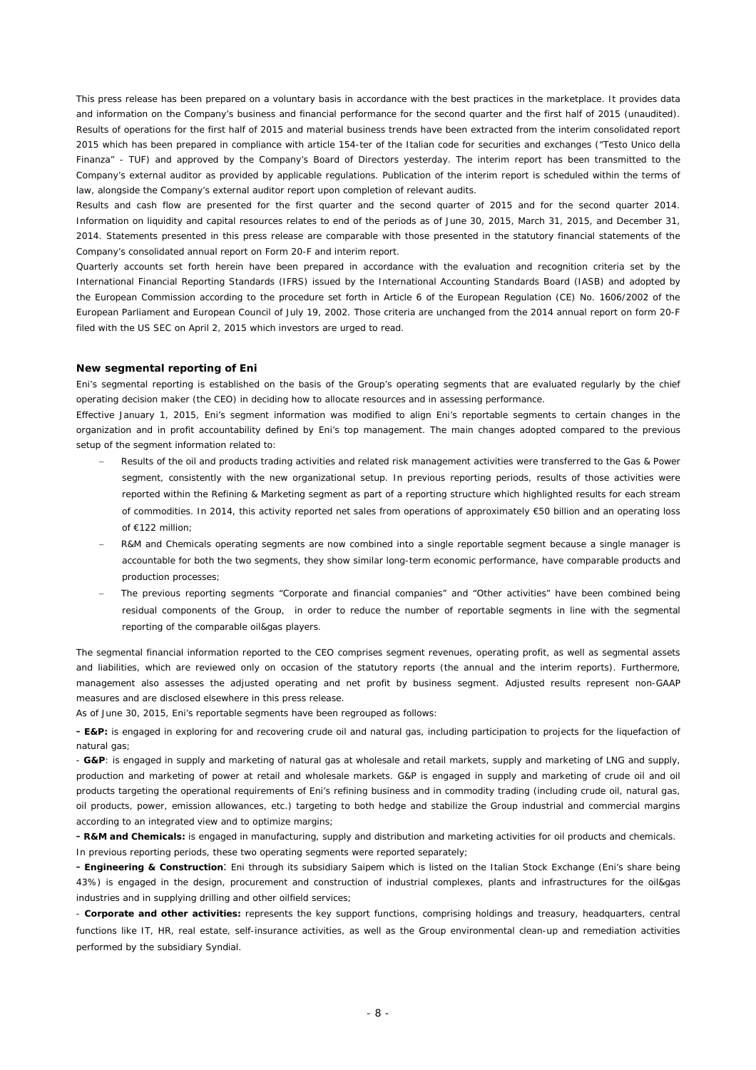This press release has been prepared on a voluntary basis in accordance with the best practices in the marketplace. It provides data and information on the Company's business and financial performance for the second quarter and the first half of 2015 (unaudited). Results of operations for the first half of 2015 and material business trends have been extracted from the interim consolidated report 2015 which has been prepared in compliance with article 154-ter of the Italian code for securities and exchanges ("Testo Unico della Finanza" - TUF) and approved by the Company's Board of Directors yesterday. The interim report has been transmitted to the Company's external auditor as provided by applicable regulations. Publication of the interim report is scheduled within the terms of law, alongside the Company's external auditor report upon completion of relevant audits.

Results and cash flow are presented for the first quarter and the second quarter of 2015 and for the second quarter 2014. Information on liquidity and capital resources relates to end of the periods as of June 30, 2015, March 31, 2015, and December 31, 2014. Statements presented in this press release are comparable with those presented in the statutory financial statements of the Company's consolidated annual report on Form 20-F and interim report.

Quarterly accounts set forth herein have been prepared in accordance with the evaluation and recognition criteria set by the International Financial Reporting Standards (IFRS) issued by the International Accounting Standards Board (IASB) and adopted by the European Commission according to the procedure set forth in Article 6 of the European Regulation (CE) No. 1606/2002 of the European Parliament and European Council of July 19, 2002. Those criteria are unchanged from the 2014 annual report on form 20-F filed with the US SEC on April 2, 2015 which investors are urged to read.

### New segmental reporting of Eni

Eni's segmental reporting is established on the basis of the Group's operating segments that are evaluated regularly by the chief operating decision maker (the CEO) in deciding how to allocate resources and in assessing performance.

Effective January 1, 2015, Eni's segment information was modified to align Eni's reportable segments to certain changes in the organization and in profit accountability defined by Eni's top management. The main changes adopted compared to the previous setup of the segment information related to:

- Results of the oil and products trading activities and related risk management activities were transferred to the Gas & Power segment, consistently with the new organizational setup. In previous reporting periods, results of those activities were reported within the Refining & Marketing segment as part of a reporting structure which highlighted results for each stream of commodities. In 2014, this activity reported net sales from operations of approximately €50 billion and an operating loss of €122 million;
- R&M and Chemicals operating segments are now combined into a single reportable segment because a single manager is accountable for both the two segments, they show similar long-term economic performance, have comparable products and production processes;
- The previous reporting segments "Corporate and financial companies" and "Other activities" have been combined being residual components of the Group, in order to reduce the number of reportable segments in line with the segmental reporting of the comparable oil&gas players.

The segmental financial information reported to the CEO comprises segment revenues, operating profit, as well as segmental assets and liabilities, which are reviewed only on occasion of the statutory reports (the annual and the interim reports). Furthermore, management also assesses the adjusted operating and net profit by business segment. Adjusted results represent non-GAAP measures and are disclosed elsewhere in this press release.

As of June 30, 2015, Eni's reportable segments have been regrouped as follows:

- **E&P:** is engaged in exploring for and recovering crude oil and natural gas, including participation to projects for the liquefaction of natural gas;

- **G&P**: is engaged in supply and marketing of natural gas at wholesale and retail markets, supply and marketing of LNG and supply, production and marketing of power at retail and wholesale markets. G&P is engaged in supply and marketing of crude oil and oil products targeting the operational requirements of Eni's refining business and in commodity trading (including crude oil, natural gas, oil products, power, emission allowances, etc.) targeting to both hedge and stabilize the Group industrial and commercial margins according to an integrated view and to optimize margins;

- **R&M and Chemicals:** is engaged in manufacturing, supply and distribution and marketing activities for oil products and chemicals. In previous reporting periods, these two operating segments were reported separately;

- **Engineering & Construction**: Eni through its subsidiary Saipem which is listed on the Italian Stock Exchange (Eni's share being 43%) is engaged in the design, procurement and construction of industrial complexes, plants and infrastructures for the oil&gas industries and in supplying drilling and other oilfield services;

- **Corporate and other activities:** represents the key support functions, comprising holdings and treasury, headquarters, central functions like IT, HR, real estate, self-insurance activities, as well as the Group environmental clean-up and remediation activities performed by the subsidiary Syndial.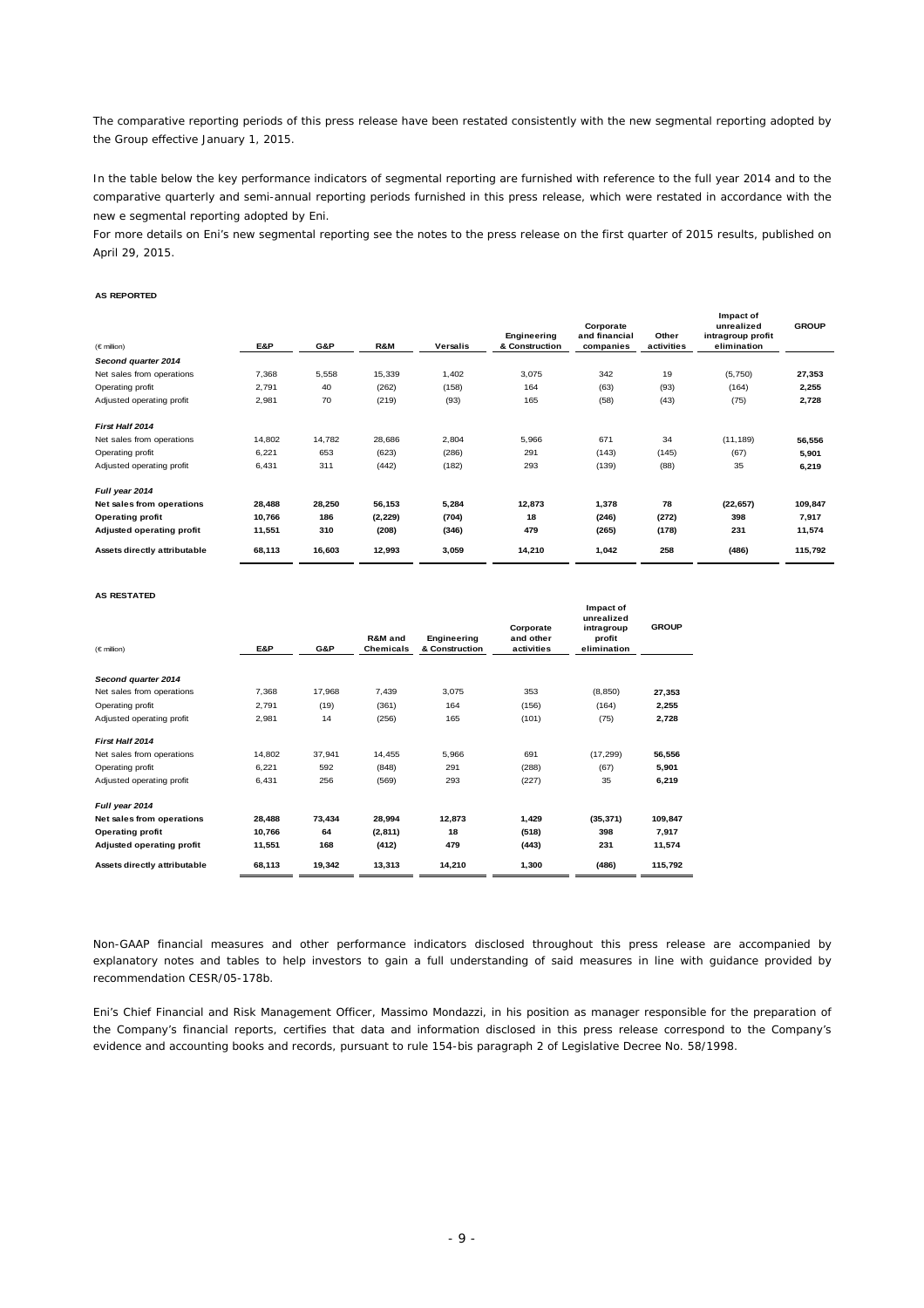The comparative reporting periods of this press release have been restated consistently with the new segmental reporting adopted by the Group effective January 1, 2015.

In the table below the key performance indicators of segmental reporting are furnished with reference to the full year 2014 and to the comparative quarterly and semi-annual reporting periods furnished in this press release, which were restated in accordance with the new e segmental reporting adopted by Eni.

For more details on Eni's new segmental reporting see the notes to the press release on the first quarter of 2015 results, published on April 29, 2015.

**AS REPORTED**

| (€ million) | E&P | G&P | R&M | Versalis | Engineering & Construction | Corporate and financial companies | Other activities | Impact of unrealized intragroup profit elimination | GROUP |
|---|---|---|---|---|---|---|---|---|---|
| ***Second quarter 2014*** | | | | | | | | | |
| Net sales from operations | 7,368 | 5,558 | 15,339 | 1,402 | 3,075 | 342 | 19 | (5,750) | **27,353** |
| Operating profit | 2,791 | 40 | (262) | (158) | 164 | (63) | (93) | (164) | **2,255** |
| Adjusted operating profit | 2,981 | 70 | (219) | (93) | 165 | (58) | (43) | (75) | **2,728** |
| ***First Half 2014*** | | | | | | | | | |
| Net sales from operations | 14,802 | 14,782 | 28,686 | 2,804 | 5,966 | 671 | 34 | (11,189) | **56,556** |
| Operating profit | 6,221 | 653 | (623) | (286) | 291 | (143) | (145) | (67) | **5,901** |
| Adjusted operating profit | 6,431 | 311 | (442) | (182) | 293 | (139) | (88) | 35 | **6,219** |
| ***Full year 2014*** | | | | | | | | | |
| **Net sales from operations** | **28,488** | **28,250** | **56,153** | **5,284** | **12,873** | **1,378** | **78** | **(22,657)** | **109,847** |
| **Operating profit** | **10,766** | **186** | **(2,229)** | **(704)** | **18** | **(246)** | **(272)** | **398** | **7,917** |
| **Adjusted operating profit** | **11,551** | **310** | **(208)** | **(346)** | **479** | **(265)** | **(178)** | **231** | **11,574** |
| **Assets directly attributable** | **68,113** | **16,603** | **12,993** | **3,059** | **14,210** | **1,042** | **258** | **(486)** | **115,792** |

**AS RESTATED**

| (€ million) | E&P | G&P | R&M and Chemicals | Engineering & Construction | Corporate and other activities | Impact of unrealized intragroup profit elimination | GROUP |
|---|---|---|---|---|---|---|---|
| ***Second quarter 2014*** | | | | | | | |
| Net sales from operations | 7,368 | 17,968 | 7,439 | 3,075 | 353 | (8,850) | **27,353** |
| Operating profit | 2,791 | (19) | (361) | 164 | (156) | (164) | **2,255** |
| Adjusted operating profit | 2,981 | 14 | (256) | 165 | (101) | (75) | **2,728** |
| ***First Half 2014*** | | | | | | | |
| Net sales from operations | 14,802 | 37,941 | 14,455 | 5,966 | 691 | (17,299) | **56,556** |
| Operating profit | 6,221 | 592 | (848) | 291 | (288) | (67) | **5,901** |
| Adjusted operating profit | 6,431 | 256 | (569) | 293 | (227) | 35 | **6,219** |
| ***Full year 2014*** | | | | | | | |
| **Net sales from operations** | **28,488** | **73,434** | **28,994** | **12,873** | **1,429** | **(35,371)** | **109,847** |
| **Operating profit** | **10,766** | **64** | **(2,811)** | **18** | **(518)** | **398** | **7,917** |
| **Adjusted operating profit** | **11,551** | **168** | **(412)** | **479** | **(443)** | **231** | **11,574** |
| **Assets directly attributable** | **68,113** | **19,342** | **13,313** | **14,210** | **1,300** | **(486)** | **115,792** |

Non-GAAP financial measures and other performance indicators disclosed throughout this press release are accompanied by explanatory notes and tables to help investors to gain a full understanding of said measures in line with guidance provided by recommendation CESR/05-178b.

Eni's Chief Financial and Risk Management Officer, Massimo Mondazzi, in his position as manager responsible for the preparation of the Company's financial reports, certifies that data and information disclosed in this press release correspond to the Company's evidence and accounting books and records, pursuant to rule 154-bis paragraph 2 of Legislative Decree No. 58/1998.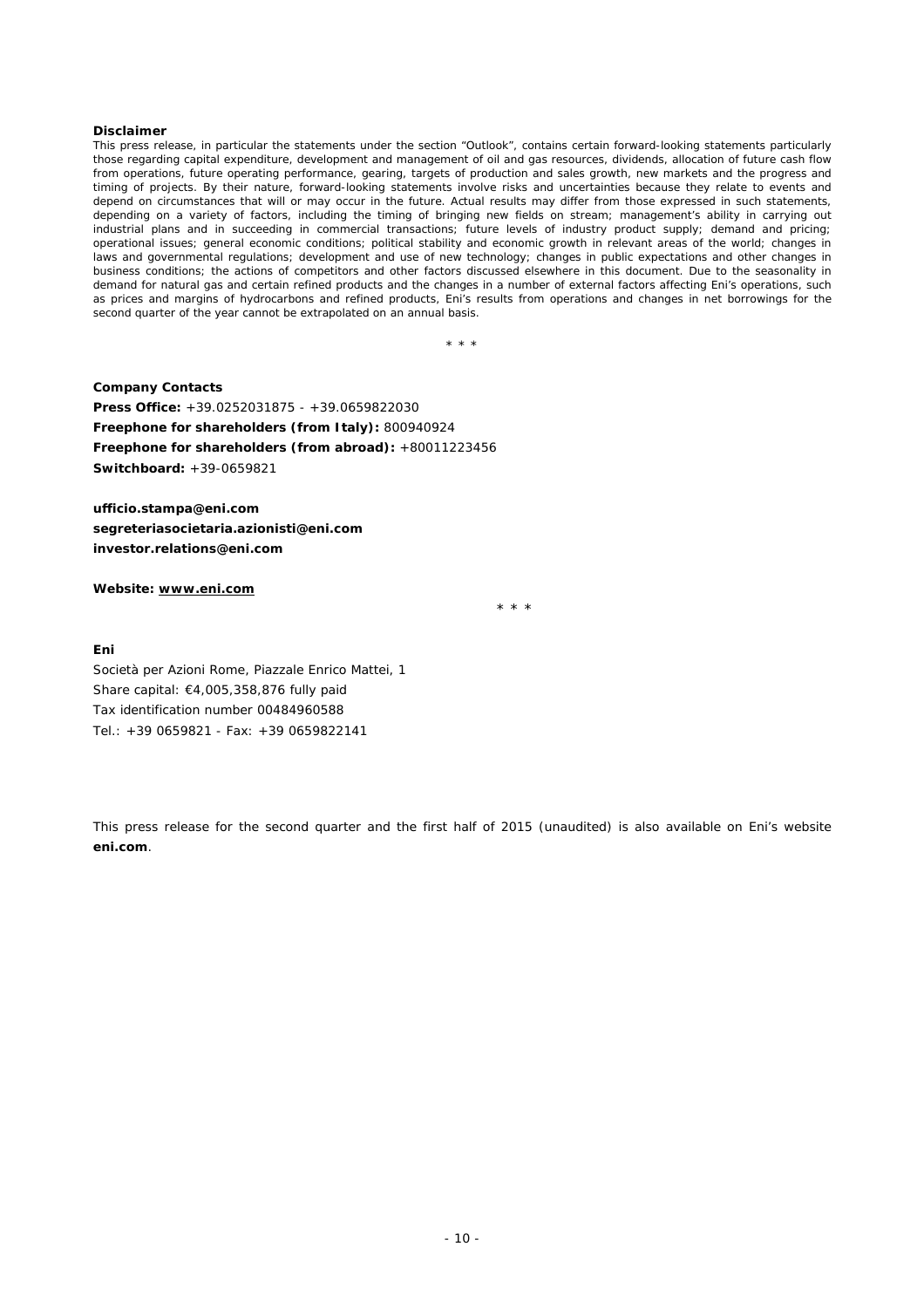**Disclaimer**

This press release, in particular the statements under the section "Outlook", contains certain forward-looking statements particularly those regarding capital expenditure, development and management of oil and gas resources, dividends, allocation of future cash flow from operations, future operating performance, gearing, targets of production and sales growth, new markets and the progress and timing of projects. By their nature, forward-looking statements involve risks and uncertainties because they relate to events and depend on circumstances that will or may occur in the future. Actual results may differ from those expressed in such statements, depending on a variety of factors, including the timing of bringing new fields on stream; management's ability in carrying out industrial plans and in succeeding in commercial transactions; future levels of industry product supply; demand and pricing; operational issues; general economic conditions; political stability and economic growth in relevant areas of the world; changes in laws and governmental regulations; development and use of new technology; changes in public expectations and other changes in business conditions; the actions of competitors and other factors discussed elsewhere in this document. Due to the seasonality in demand for natural gas and certain refined products and the changes in a number of external factors affecting Eni's operations, such as prices and margins of hydrocarbons and refined products, Eni's results from operations and changes in net borrowings for the second quarter of the year cannot be extrapolated on an annual basis.

\* \* \*

**Company Contacts**

**Press Office:** +39.0252031875 - +39.0659822030

**Freephone for shareholders (from Italy):** 800940924

**Freephone for shareholders (from abroad):** +80011223456

**Switchboard:** +39-0659821

**ufficio.stampa@eni.com**

**segreteriasocietaria.azionisti@eni.com**

**investor.relations@eni.com**

**Website: www.eni.com**

\* \* \*

**Eni**

Società per Azioni Rome, Piazzale Enrico Mattei, 1

Share capital: €4,005,358,876 fully paid

Tax identification number 00484960588

Tel.: +39 0659821 - Fax: +39 0659822141

This press release for the second quarter and the first half of 2015 (unaudited) is also available on Eni's website **eni.com**.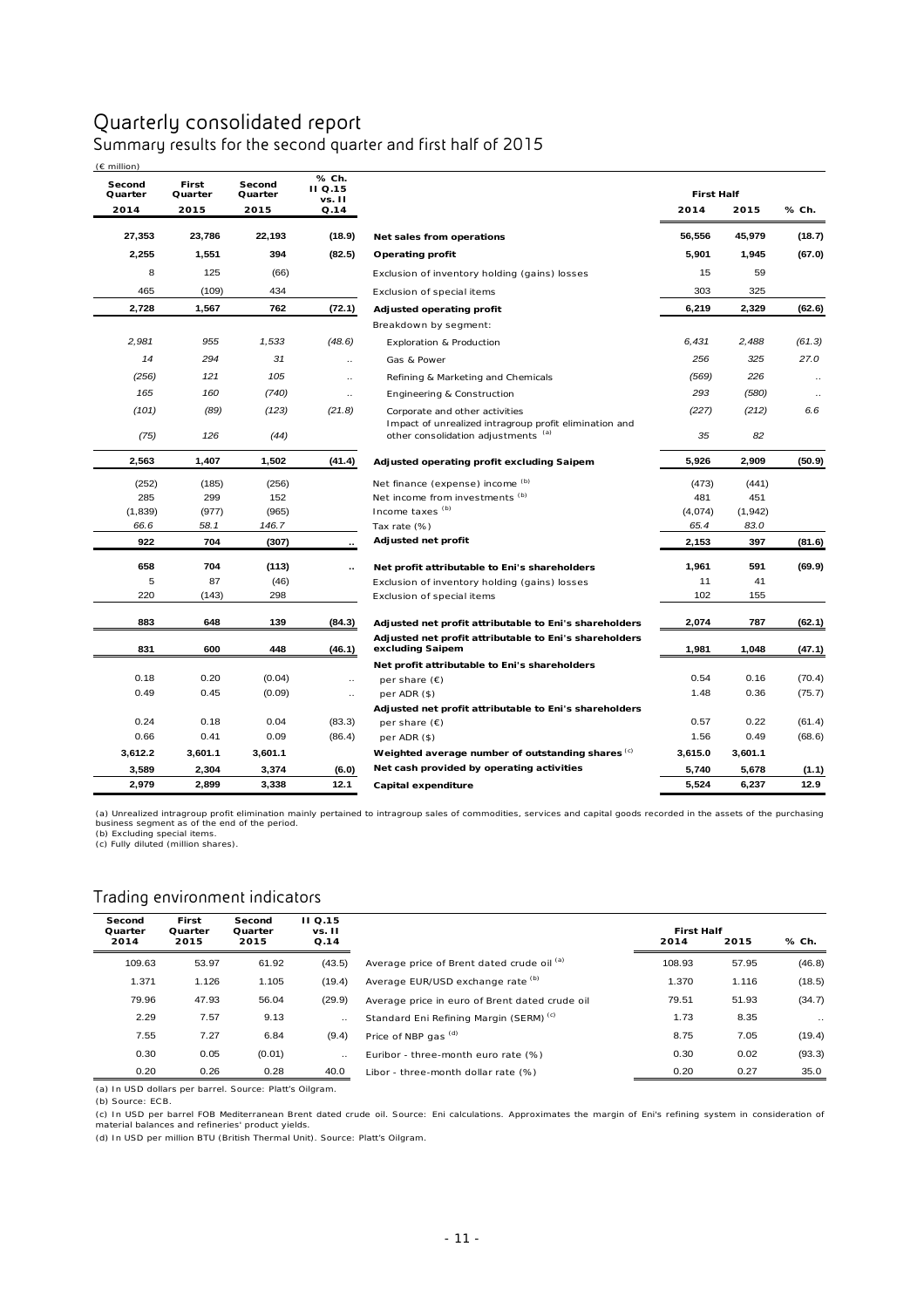# Quarterly consolidated report

## Summary results for the second quarter and first half of 2015

(€ million)

| Second Quarter 2014 | First Quarter 2015 | Second Quarter 2015 | % Ch. II Q.15 vs. II Q.14 | | First Half 2014 | First Half 2015 | % Ch. |
|---|---|---|---|---|---|---|---|
| **27,353** | **23,786** | **22,193** | **(18.9)** | **Net sales from operations** | **56,556** | **45,979** | **(18.7)** |
| **2,255** | **1,551** | **394** | **(82.5)** | **Operating profit** | **5,901** | **1,945** | **(67.0)** |
| 8 | 125 | (66) | | Exclusion of inventory holding (gains) losses | 15 | 59 | |
| 465 | (109) | 434 | | Exclusion of special items | 303 | 325 | |
| **2,728** | **1,567** | **762** | **(72.1)** | **Adjusted operating profit** | **6,219** | **2,329** | **(62.6)** |
| | | | | Breakdown by segment: | | | |
| *2,981* | *955* | *1,533* | *(48.6)* | Exploration & Production | *6,431* | *2,488* | *(61.3)* |
| *14* | *294* | *31* | .. | Gas & Power | *256* | *325* | *27.0* |
| *(256)* | *121* | *105* | .. | Refining & Marketing and Chemicals | *(569)* | *226* | .. |
| *165* | *160* | *(740)* | .. | Engineering & Construction | *293* | *(580)* | .. |
| *(101)* | *(89)* | *(123)* | *(21.8)* | Corporate and other activities | *(227)* | *(212)* | *6.6* |
| *(75)* | *126* | *(44)* | | Impact of unrealized intragroup profit elimination and other consolidation adjustments [(a)] | *35* | *82* | |
| **2,563** | **1,407** | **1,502** | **(41.4)** | **Adjusted operating profit excluding Saipem** | **5,926** | **2,909** | **(50.9)** |
| (252) | (185) | (256) | | Net finance (expense) income [(b)] | (473) | (441) | |
| 285 | 299 | 152 | | Net income from investments [(b)] | 481 | 451 | |
| (1,839) | (977) | (965) | | Income taxes [(b)] | (4,074) | (1,942) | |
| *66.6* | *58.1* | *146.7* | | Tax rate (%) | *65.4* | *83.0* | |
| **922** | **704** | **(307)** | **..** | **Adjusted net profit** | **2,153** | **397** | **(81.6)** |
| **658** | **704** | **(113)** | **..** | **Net profit attributable to Eni's shareholders** | **1,961** | **591** | **(69.9)** |
| 5 | 87 | (46) | | Exclusion of inventory holding (gains) losses | 11 | 41 | |
| 220 | (143) | 298 | | Exclusion of special items | 102 | 155 | |
| **883** | **648** | **139** | **(84.3)** | **Adjusted net profit attributable to Eni's shareholders** | **2,074** | **787** | **(62.1)** |
| **831** | **600** | **448** | **(46.1)** | **Adjusted net profit attributable to Eni's shareholders excluding Saipem** | **1,981** | **1,048** | **(47.1)** |
| | | | | **Net profit attributable to Eni's shareholders** | | | |
| 0.18 | 0.20 | (0.04) | .. | per share (€) | 0.54 | 0.16 | (70.4) |
| 0.49 | 0.45 | (0.09) | .. | per ADR ($) | 1.48 | 0.36 | (75.7) |
| | | | | **Adjusted net profit attributable to Eni's shareholders** | | | |
| 0.24 | 0.18 | 0.04 | (83.3) | per share (€) | 0.57 | 0.22 | (61.4) |
| 0.66 | 0.41 | 0.09 | (86.4) | per ADR ($) | 1.56 | 0.49 | (68.6) |
| **3,612.2** | **3,601.1** | **3,601.1** | | **Weighted average number of outstanding shares** [(c)] | **3,615.0** | **3,601.1** | |
| **3,589** | **2,304** | **3,374** | **(6.0)** | **Net cash provided by operating activities** | **5,740** | **5,678** | **(1.1)** |
| **2,979** | **2,899** | **3,338** | **12.1** | **Capital expenditure** | **5,524** | **6,237** | **12.9** |

(a) Unrealized intragroup profit elimination mainly pertained to intragroup sales of commodities, services and capital goods recorded in the assets of the purchasing business segment as of the end of the period.
(b) Excluding special items.
(c) Fully diluted (million shares).

## Trading environment indicators

| Second Quarter 2014 | First Quarter 2015 | Second Quarter 2015 | II Q.15 vs. II Q.14 | | First Half 2014 | First Half 2015 | % Ch. |
|---|---|---|---|---|---|---|---|
| 109.63 | 53.97 | 61.92 | (43.5) | Average price of Brent dated crude oil [(a)] | 108.93 | 57.95 | (46.8) |
| 1.371 | 1.126 | 1.105 | (19.4) | Average EUR/USD exchange rate [(b)] | 1.370 | 1.116 | (18.5) |
| 79.96 | 47.93 | 56.04 | (29.9) | Average price in euro of Brent dated crude oil | 79.51 | 51.93 | (34.7) |
| 2.29 | 7.57 | 9.13 | .. | Standard Eni Refining Margin (SERM) [(c)] | 1.73 | 8.35 | .. |
| 7.55 | 7.27 | 6.84 | (9.4) | Price of NBP gas [(d)] | 8.75 | 7.05 | (19.4) |
| 0.30 | 0.05 | (0.01) | .. | Euribor - three-month euro rate (%) | 0.30 | 0.02 | (93.3) |
| 0.20 | 0.26 | 0.28 | 40.0 | Libor - three-month dollar rate (%) | 0.20 | 0.27 | 35.0 |

(a) In USD dollars per barrel. Source: Platt's Oilgram.
(b) Source: ECB.
(c) In USD per barrel FOB Mediterranean Brent dated crude oil. Source: Eni calculations. Approximates the margin of Eni's refining system in consideration of material balances and refineries' product yields.
(d) In USD per million BTU (British Thermal Unit). Source: Platt's Oilgram.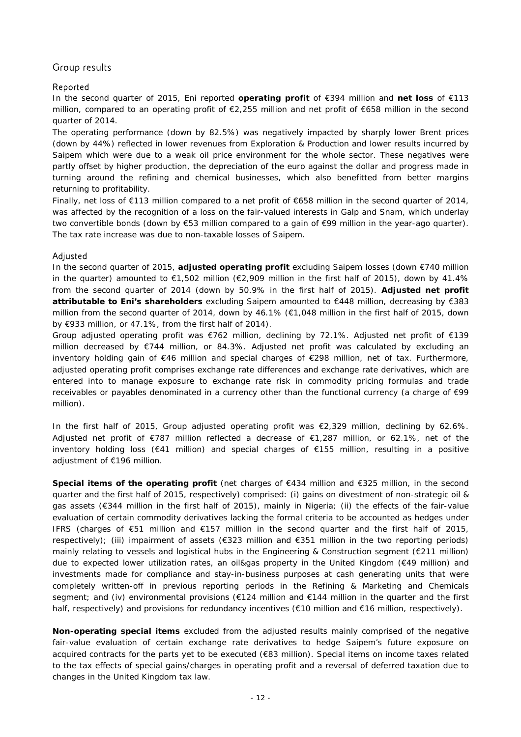## Group results

### Reported

In the second quarter of 2015, Eni reported **operating profit** of €394 million and **net loss** of €113 million, compared to an operating profit of €2,255 million and net profit of €658 million in the second quarter of 2014.

The operating performance (down by 82.5%) was negatively impacted by sharply lower Brent prices (down by 44%) reflected in lower revenues from Exploration & Production and lower results incurred by Saipem which were due to a weak oil price environment for the whole sector. These negatives were partly offset by higher production, the depreciation of the euro against the dollar and progress made in turning around the refining and chemical businesses, which also benefitted from better margins returning to profitability.

Finally, net loss of €113 million compared to a net profit of €658 million in the second quarter of 2014, was affected by the recognition of a loss on the fair-valued interests in Galp and Snam, which underlay two convertible bonds (down by €53 million compared to a gain of €99 million in the year-ago quarter). The tax rate increase was due to non-taxable losses of Saipem.

### Adjusted

In the second quarter of 2015, **adjusted operating profit** excluding Saipem losses (down €740 million in the quarter) amounted to €1,502 million (€2,909 million in the first half of 2015), down by 41.4% from the second quarter of 2014 (down by 50.9% in the first half of 2015). **Adjusted net profit attributable to Eni's shareholders** excluding Saipem amounted to €448 million, decreasing by €383 million from the second quarter of 2014, down by 46.1% (€1,048 million in the first half of 2015, down by €933 million, or 47.1%, from the first half of 2014).

Group adjusted operating profit was €762 million, declining by 72.1%. Adjusted net profit of €139 million decreased by €744 million, or 84.3%. Adjusted net profit was calculated by excluding an inventory holding gain of €46 million and special charges of €298 million, net of tax. Furthermore, adjusted operating profit comprises exchange rate differences and exchange rate derivatives, which are entered into to manage exposure to exchange rate risk in commodity pricing formulas and trade receivables or payables denominated in a currency other than the functional currency (a charge of €99 million).

In the first half of 2015, Group adjusted operating profit was €2,329 million, declining by 62.6%. Adjusted net profit of €787 million reflected a decrease of €1,287 million, or 62.1%, net of the inventory holding loss (€41 million) and special charges of €155 million, resulting in a positive adjustment of €196 million.

**Special items of the operating profit** (net charges of €434 million and €325 million, in the second quarter and the first half of 2015, respectively) comprised: (i) gains on divestment of non-strategic oil & gas assets (€344 million in the first half of 2015), mainly in Nigeria; (ii) the effects of the fair-value evaluation of certain commodity derivatives lacking the formal criteria to be accounted as hedges under IFRS (charges of €51 million and €157 million in the second quarter and the first half of 2015, respectively); (iii) impairment of assets (€323 million and €351 million in the two reporting periods) mainly relating to vessels and logistical hubs in the Engineering & Construction segment (€211 million) due to expected lower utilization rates, an oil&gas property in the United Kingdom (€49 million) and investments made for compliance and stay-in-business purposes at cash generating units that were completely written-off in previous reporting periods in the Refining & Marketing and Chemicals segment; and (iv) environmental provisions (€124 million and €144 million in the quarter and the first half, respectively) and provisions for redundancy incentives (€10 million and €16 million, respectively).

**Non-operating special items** excluded from the adjusted results mainly comprised of the negative fair-value evaluation of certain exchange rate derivatives to hedge Saipem's future exposure on acquired contracts for the parts yet to be executed (€83 million). Special items on income taxes related to the tax effects of special gains/charges in operating profit and a reversal of deferred taxation due to changes in the United Kingdom tax law.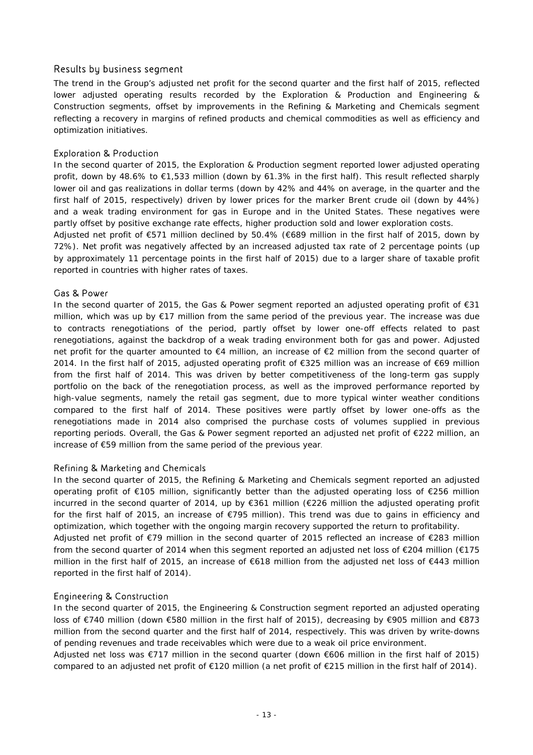## Results by business segment

The trend in the Group's adjusted net profit for the second quarter and the first half of 2015, reflected lower adjusted operating results recorded by the Exploration & Production and Engineering & Construction segments, offset by improvements in the Refining & Marketing and Chemicals segment reflecting a recovery in margins of refined products and chemical commodities as well as efficiency and optimization initiatives.

### Exploration & Production

In the second quarter of 2015, the Exploration & Production segment reported lower adjusted operating profit, down by 48.6% to €1,533 million (down by 61.3% in the first half). This result reflected sharply lower oil and gas realizations in dollar terms (down by 42% and 44% on average, in the quarter and the first half of 2015, respectively) driven by lower prices for the marker Brent crude oil (down by 44%) and a weak trading environment for gas in Europe and in the United States. These negatives were partly offset by positive exchange rate effects, higher production sold and lower exploration costs.

Adjusted net profit of €571 million declined by 50.4% (€689 million in the first half of 2015, down by 72%). Net profit was negatively affected by an increased adjusted tax rate of 2 percentage points (up by approximately 11 percentage points in the first half of 2015) due to a larger share of taxable profit reported in countries with higher rates of taxes.

### Gas & Power

In the second quarter of 2015, the Gas & Power segment reported an adjusted operating profit of €31 million, which was up by €17 million from the same period of the previous year. The increase was due to contracts renegotiations of the period, partly offset by lower one-off effects related to past renegotiations, against the backdrop of a weak trading environment both for gas and power. Adjusted net profit for the quarter amounted to €4 million, an increase of €2 million from the second quarter of 2014. In the first half of 2015, adjusted operating profit of €325 million was an increase of €69 million from the first half of 2014. This was driven by better competitiveness of the long-term gas supply portfolio on the back of the renegotiation process, as well as the improved performance reported by high-value segments, namely the retail gas segment, due to more typical winter weather conditions compared to the first half of 2014. These positives were partly offset by lower one-offs as the renegotiations made in 2014 also comprised the purchase costs of volumes supplied in previous reporting periods. Overall, the Gas & Power segment reported an adjusted net profit of €222 million, an increase of €59 million from the same period of the previous year.

### Refining & Marketing and Chemicals

In the second quarter of 2015, the Refining & Marketing and Chemicals segment reported an adjusted operating profit of €105 million, significantly better than the adjusted operating loss of €256 million incurred in the second quarter of 2014, up by €361 million (€226 million the adjusted operating profit for the first half of 2015, an increase of €795 million). This trend was due to gains in efficiency and optimization, which together with the ongoing margin recovery supported the return to profitability.

Adjusted net profit of €79 million in the second quarter of 2015 reflected an increase of €283 million from the second quarter of 2014 when this segment reported an adjusted net loss of €204 million (€175 million in the first half of 2015, an increase of €618 million from the adjusted net loss of €443 million reported in the first half of 2014).

### Engineering & Construction

In the second quarter of 2015, the Engineering & Construction segment reported an adjusted operating loss of €740 million (down €580 million in the first half of 2015), decreasing by €905 million and €873 million from the second quarter and the first half of 2014, respectively. This was driven by write-downs of pending revenues and trade receivables which were due to a weak oil price environment.

Adjusted net loss was €717 million in the second quarter (down €606 million in the first half of 2015) compared to an adjusted net profit of €120 million (a net profit of €215 million in the first half of 2014).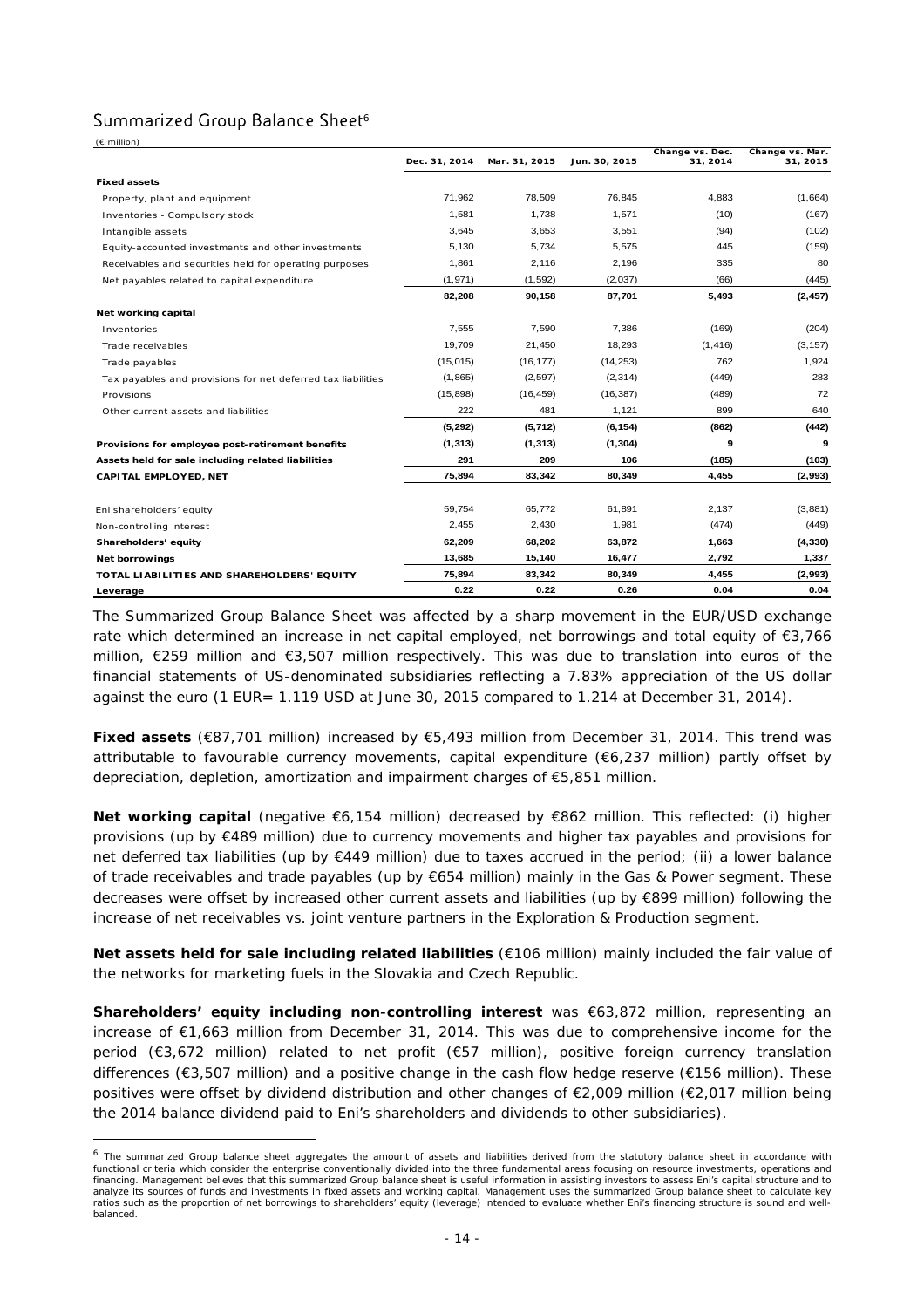## Summarized Group Balance Sheet[6]

(€ million)

| | Dec. 31, 2014 | Mar. 31, 2015 | Jun. 30, 2015 | Change vs. Dec. 31, 2014 | Change vs. Mar. 31, 2015 |
|---|---|---|---|---|---|
| **Fixed assets** | | | | | |
| Property, plant and equipment | 71,962 | 78,509 | 76,845 | 4,883 | (1,664) |
| Inventories - Compulsory stock | 1,581 | 1,738 | 1,571 | (10) | (167) |
| Intangible assets | 3,645 | 3,653 | 3,551 | (94) | (102) |
| Equity-accounted investments and other investments | 5,130 | 5,734 | 5,575 | 445 | (159) |
| Receivables and securities held for operating purposes | 1,861 | 2,116 | 2,196 | 335 | 80 |
| Net payables related to capital expenditure | (1,971) | (1,592) | (2,037) | (66) | (445) |
| | **82,208** | **90,158** | **87,701** | **5,493** | **(2,457)** |
| **Net working capital** | | | | | |
| Inventories | 7,555 | 7,590 | 7,386 | (169) | (204) |
| Trade receivables | 19,709 | 21,450 | 18,293 | (1,416) | (3,157) |
| Trade payables | (15,015) | (16,177) | (14,253) | 762 | 1,924 |
| Tax payables and provisions for net deferred tax liabilities | (1,865) | (2,597) | (2,314) | (449) | 283 |
| Provisions | (15,898) | (16,459) | (16,387) | (489) | 72 |
| Other current assets and liabilities | 222 | 481 | 1,121 | 899 | 640 |
| | **(5,292)** | **(5,712)** | **(6,154)** | **(862)** | **(442)** |
| **Provisions for employee post-retirement benefits** | **(1,313)** | **(1,313)** | **(1,304)** | **9** | **9** |
| **Assets held for sale including related liabilities** | **291** | **209** | **106** | **(185)** | **(103)** |
| **CAPITAL EMPLOYED, NET** | **75,894** | **83,342** | **80,349** | **4,455** | **(2,993)** |
| Eni shareholders' equity | 59,754 | 65,772 | 61,891 | 2,137 | (3,881) |
| Non-controlling interest | 2,455 | 2,430 | 1,981 | (474) | (449) |
| **Shareholders' equity** | **62,209** | **68,202** | **63,872** | **1,663** | **(4,330)** |
| **Net borrowings** | **13,685** | **15,140** | **16,477** | **2,792** | **1,337** |
| **TOTAL LIABILITIES AND SHAREHOLDERS' EQUITY** | **75,894** | **83,342** | **80,349** | **4,455** | **(2,993)** |
| **Leverage** | **0.22** | **0.22** | **0.26** | **0.04** | **0.04** |

The Summarized Group Balance Sheet was affected by a sharp movement in the EUR/USD exchange rate which determined an increase in net capital employed, net borrowings and total equity of €3,766 million, €259 million and €3,507 million respectively. This was due to translation into euros of the financial statements of US-denominated subsidiaries reflecting a 7.83% appreciation of the US dollar against the euro (1 EUR= 1.119 USD at June 30, 2015 compared to 1.214 at December 31, 2014).

**Fixed assets** (€87,701 million) increased by €5,493 million from December 31, 2014. This trend was attributable to favourable currency movements, capital expenditure (€6,237 million) partly offset by depreciation, depletion, amortization and impairment charges of €5,851 million.

**Net working capital** (negative €6,154 million) decreased by €862 million. This reflected: (i) higher provisions (up by €489 million) due to currency movements and higher tax payables and provisions for net deferred tax liabilities (up by €449 million) due to taxes accrued in the period; (ii) a lower balance of trade receivables and trade payables (up by €654 million) mainly in the Gas & Power segment. These decreases were offset by increased other current assets and liabilities (up by €899 million) following the increase of net receivables vs. joint venture partners in the Exploration & Production segment.

**Net assets held for sale including related liabilities** (€106 million) mainly included the fair value of the networks for marketing fuels in the Slovakia and Czech Republic.

**Shareholders' equity including non-controlling interest** was €63,872 million, representing an increase of €1,663 million from December 31, 2014. This was due to comprehensive income for the period (€3,672 million) related to net profit (€57 million), positive foreign currency translation differences (€3,507 million) and a positive change in the cash flow hedge reserve (€156 million). These positives were offset by dividend distribution and other changes of €2,009 million (€2,017 million being the 2014 balance dividend paid to Eni's shareholders and dividends to other subsidiaries).

[6] The summarized Group balance sheet aggregates the amount of assets and liabilities derived from the statutory balance sheet in accordance with functional criteria which consider the enterprise conventionally divided into the three fundamental areas focusing on resource investments, operations and financing. Management believes that this summarized Group balance sheet is useful information in assisting investors to assess Eni's capital structure and to analyze its sources of funds and investments in fixed assets and working capital. Management uses the summarized Group balance sheet to calculate key ratios such as the proportion of net borrowings to shareholders' equity (leverage) intended to evaluate whether Eni's financing structure is sound and well-balanced.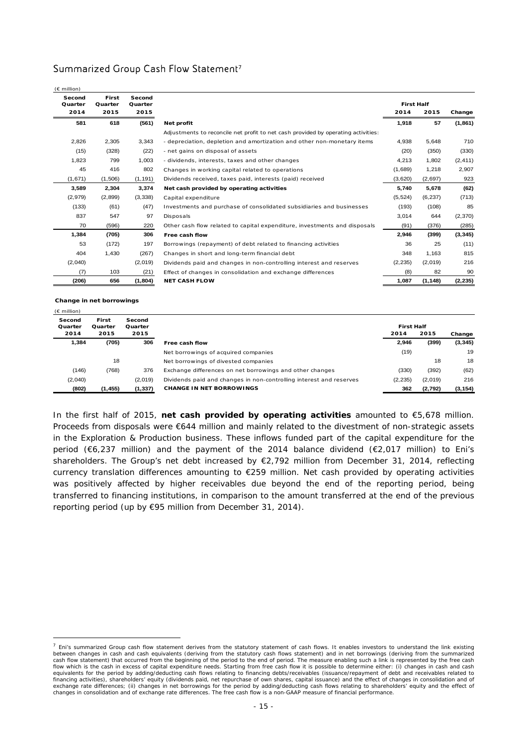## Summarized Group Cash Flow Statement[7]

(€ million)

| Second Quarter 2014 | First Quarter 2015 | Second Quarter 2015 | | First Half 2014 | First Half 2015 | Change |
|---|---|---|---|---|---|---|
| **581** | **618** | **(561)** | **Net profit** | **1,918** | **57** | **(1,861)** |
| | | | Adjustments to reconcile net profit to net cash provided by operating activities: | | | |
| 2,826 | 2,305 | 3,343 | - depreciation, depletion and amortization and other non-monetary items | 4,938 | 5,648 | 710 |
| (15) | (328) | (22) | - net gains on disposal of assets | (20) | (350) | (330) |
| 1,823 | 799 | 1,003 | - dividends, interests, taxes and other changes | 4,213 | 1,802 | (2,411) |
| 45 | 416 | 802 | Changes in working capital related to operations | (1,689) | 1,218 | 2,907 |
| (1,671) | (1,506) | (1,191) | Dividends received, taxes paid, interests (paid) received | (3,620) | (2,697) | 923 |
| **3,589** | **2,304** | **3,374** | **Net cash provided by operating activities** | **5,740** | **5,678** | **(62)** |
| (2,979) | (2,899) | (3,338) | Capital expenditure | (5,524) | (6,237) | (713) |
| (133) | (61) | (47) | Investments and purchase of consolidated subsidiaries and businesses | (193) | (108) | 85 |
| 837 | 547 | 97 | Disposals | 3,014 | 644 | (2,370) |
| 70 | (596) | 220 | Other cash flow related to capital expenditure, investments and disposals | (91) | (376) | (285) |
| **1,384** | **(705)** | **306** | **Free cash flow** | **2,946** | **(399)** | **(3,345)** |
| 53 | (172) | 197 | Borrowings (repayment) of debt related to financing activities | 36 | 25 | (11) |
| 404 | 1,430 | (267) | Changes in short and long-term financial debt | 348 | 1,163 | 815 |
| (2,040) | | (2,019) | Dividends paid and changes in non-controlling interest and reserves | (2,235) | (2,019) | 216 |
| (7) | 103 | (21) | Effect of changes in consolidation and exchange differences | (8) | 82 | 90 |
| **(206)** | **656** | **(1,804)** | **NET CASH FLOW** | **1,087** | **(1,148)** | **(2,235)** |

**Change in net borrowings**

(€ million)

| Second Quarter 2014 | First Quarter 2015 | Second Quarter 2015 | | First Half 2014 | First Half 2015 | Change |
|---|---|---|---|---|---|---|
| **1,384** | **(705)** | **306** | **Free cash flow** | **2,946** | **(399)** | **(3,345)** |
| | | | Net borrowings of acquired companies | (19) | | 19 |
| | 18 | | Net borrowings of divested companies | | 18 | 18 |
| (146) | (768) | 376 | Exchange differences on net borrowings and other changes | (330) | (392) | (62) |
| (2,040) | | (2,019) | Dividends paid and changes in non-controlling interest and reserves | (2,235) | (2,019) | 216 |
| **(802)** | **(1,455)** | **(1,337)** | **CHANGE IN NET BORROWINGS** | **362** | **(2,792)** | **(3,154)** |

In the first half of 2015, **net cash provided by operating activities** amounted to €5,678 million. Proceeds from disposals were €644 million and mainly related to the divestment of non-strategic assets in the Exploration & Production business. These inflows funded part of the capital expenditure for the period (€6,237 million) and the payment of the 2014 balance dividend (€2,017 million) to Eni's shareholders. The Group's net debt increased by €2,792 million from December 31, 2014, reflecting currency translation differences amounting to €259 million. Net cash provided by operating activities was positively affected by higher receivables due beyond the end of the reporting period, being transferred to financing institutions, in comparison to the amount transferred at the end of the previous reporting period (up by €95 million from December 31, 2014).

[7] Eni's summarized Group cash flow statement derives from the statutory statement of cash flows. It enables investors to understand the link existing between changes in cash and cash equivalents (deriving from the statutory cash flows statement) and in net borrowings (deriving from the summarized cash flow statement) that occurred from the beginning of the period to the end of period. The measure enabling such a link is represented by the free cash flow which is the cash in excess of capital expenditure needs. Starting from free cash flow it is possible to determine either: (i) changes in cash and cash equivalents for the period by adding/deducting cash flows relating to financing debts/receivables (issuance/repayment of debt and receivables related to financing activities), shareholders' equity (dividends paid, net repurchase of own shares, capital issuance) and the effect of changes in consolidation and of exchange rate differences; (ii) changes in net borrowings for the period by adding/deducting cash flows relating to shareholders' equity and the effect of changes in consolidation and of exchange rate differences. The free cash flow is a non-GAAP measure of financial performance.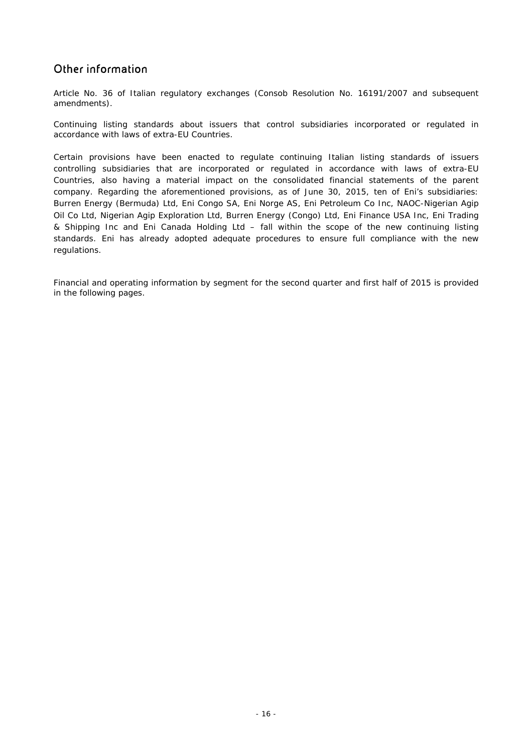## Other information

Article No. 36 of Italian regulatory exchanges (Consob Resolution No. 16191/2007 and subsequent amendments).

Continuing listing standards about issuers that control subsidiaries incorporated or regulated in accordance with laws of extra-EU Countries.

Certain provisions have been enacted to regulate continuing Italian listing standards of issuers controlling subsidiaries that are incorporated or regulated in accordance with laws of extra-EU Countries, also having a material impact on the consolidated financial statements of the parent company. Regarding the aforementioned provisions, as of June 30, 2015, ten of Eni's subsidiaries: Burren Energy (Bermuda) Ltd, Eni Congo SA, Eni Norge AS, Eni Petroleum Co Inc, NAOC-Nigerian Agip Oil Co Ltd, Nigerian Agip Exploration Ltd, Burren Energy (Congo) Ltd, Eni Finance USA Inc, Eni Trading & Shipping Inc and Eni Canada Holding Ltd – fall within the scope of the new continuing listing standards. Eni has already adopted adequate procedures to ensure full compliance with the new regulations.

Financial and operating information by segment for the second quarter and first half of 2015 is provided in the following pages.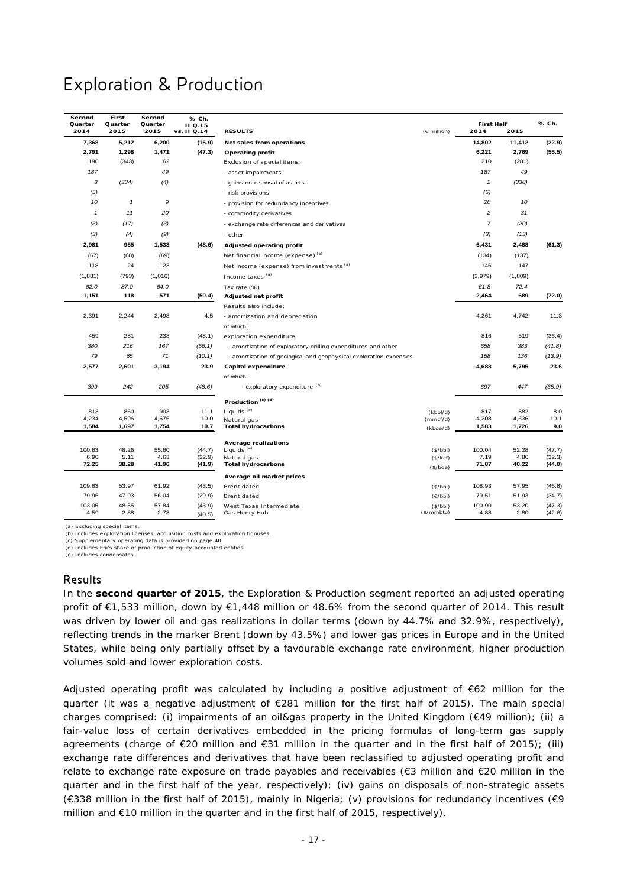# Exploration & Production

| Second Quarter 2014 | First Quarter 2015 | Second Quarter 2015 | % Ch. II Q.15 vs. II Q.14 | RESULTS | (€ million) | First Half 2014 | First Half 2015 | % Ch. |
|---|---|---|---|---|---|---|---|---|
| **7,368** | **5,212** | **6,200** | **(15.9)** | **Net sales from operations** | | **14,802** | **11,412** | **(22.9)** |
| **2,791** | **1,298** | **1,471** | **(47.3)** | **Operating profit** | | **6,221** | **2,769** | **(55.5)** |
| 190 | (343) | 62 | | Exclusion of special items: | | 210 | (281) | |
| *187* | | *49* | | - asset impairments | | *187* | *49* | |
| *3* | *(334)* | *(4)* | | - gains on disposal of assets | | *2* | *(338)* | |
| *(5)* | | | | - risk provisions | | *(5)* | | |
| *10* | *1* | *9* | | - provision for redundancy incentives | | *20* | *10* | |
| *1* | *11* | *20* | | - commodity derivatives | | *2* | *31* | |
| *(3)* | *(17)* | *(3)* | | - exchange rate differences and derivatives | | *7* | *(20)* | |
| *(3)* | *(4)* | *(9)* | | - other | | *(3)* | *(13)* | |
| **2,981** | **955** | **1,533** | **(48.6)** | **Adjusted operating profit** | | **6,431** | **2,488** | **(61.3)** |
| (67) | (68) | (69) | | Net financial income (expense) [(a)] | | (134) | (137) | |
| 118 | 24 | 123 | | Net income (expense) from investments [(a)] | | 146 | 147 | |
| (1,881) | (793) | (1,016) | | Income taxes [(a)] | | (3,979) | (1,809) | |
| *62.0* | *87.0* | *64.0* | | Tax rate (%) | | *61.8* | *72.4* | |
| **1,151** | **118** | **571** | **(50.4)** | **Adjusted net profit** | | **2,464** | **689** | **(72.0)** |
| | | | | Results also include: | | | | |
| 2,391 | 2,244 | 2,498 | 4.5 | - amortization and depreciation | | 4,261 | 4,742 | 11.3 |
| | | | | of which: | | | | |
| 459 | 281 | 238 | (48.1) | exploration expenditure | | 816 | 519 | (36.4) |
| *380* | *216* | *167* | *(56.1)* | - amortization of exploratory drilling expenditures and other | | *658* | *383* | *(41.8)* |
| *79* | *65* | *71* | *(10.1)* | - amortization of geological and geophysical exploration expenses | | *158* | *136* | *(13.9)* |
| **2,577** | **2,601** | **3,194** | **23.9** | **Capital expenditure** | | **4,688** | **5,795** | **23.6** |
| | | | | of which: | | | | |
| *399* | *242* | *205* | *(48.6)* | - exploratory expenditure [(b)] | | *697* | *447* | *(35.9)* |
| | | | | **Production [(c) (d)]** | | | | |
| 813 | 860 | 903 | 11.1 | Liquids [(e)] | (kbbl/d) | 817 | 882 | 8.0 |
| 4,234 | 4,596 | 4,676 | 10.0 | Natural gas | (mmcf/d) | 4,208 | 4,636 | 10.1 |
| **1,584** | **1,697** | **1,754** | **10.7** | **Total hydrocarbons** | (kboe/d) | **1,583** | **1,726** | **9.0** |
| | | | | **Average realizations** | | | | |
| 100.63 | 48.26 | 55.60 | (44.7) | Liquids [(e)] | ($/bbl) | 100.04 | 52.28 | (47.7) |
| 6.90 | 5.11 | 4.63 | (32.9) | Natural gas | ($/kcf) | 7.19 | 4.86 | (32.3) |
| **72.25** | **38.28** | **41.96** | **(41.9)** | **Total hydrocarbons** | ($/boe) | **71.87** | **40.22** | **(44.0)** |
| | | | | **Average oil market prices** | | | | |
| 109.63 | 53.97 | 61.92 | (43.5) | Brent dated | ($/bbl) | 108.93 | 57.95 | (46.8) |
| 79.96 | 47.93 | 56.04 | (29.9) | Brent dated | (€/bbl) | 79.51 | 51.93 | (34.7) |
| 103.05 | 48.55 | 57.84 | (43.9) | West Texas Intermediate | ($/bbl) | 100.90 | 53.20 | (47.3) |
| 4.59 | 2.88 | 2.73 | (40.5) | Gas Henry Hub | ($/mmbtu) | 4.88 | 2.80 | (42.6) |

(a) Excluding special items.
(b) Includes exploration licenses, acquisition costs and exploration bonuses.
(c) Supplementary operating data is provided on page 40.
(d) Includes Eni's share of production of equity-accounted entities.
(e) Includes condensates.

## Results

In the **second quarter of 2015**, the Exploration & Production segment reported an adjusted operating profit of €1,533 million, down by €1,448 million or 48.6% from the second quarter of 2014. This result was driven by lower oil and gas realizations in dollar terms (down by 44.7% and 32.9%, respectively), reflecting trends in the marker Brent (down by 43.5%) and lower gas prices in Europe and in the United States, while being only partially offset by a favourable exchange rate environment, higher production volumes sold and lower exploration costs.

Adjusted operating profit was calculated by including a positive adjustment of €62 million for the quarter (it was a negative adjustment of €281 million for the first half of 2015). The main special charges comprised: (i) impairments of an oil&gas property in the United Kingdom (€49 million); (ii) a fair-value loss of certain derivatives embedded in the pricing formulas of long-term gas supply agreements (charge of €20 million and €31 million in the quarter and in the first half of 2015); (iii) exchange rate differences and derivatives that have been reclassified to adjusted operating profit and relate to exchange rate exposure on trade payables and receivables (€3 million and €20 million in the quarter and in the first half of the year, respectively); (iv) gains on disposals of non-strategic assets (€338 million in the first half of 2015), mainly in Nigeria; (v) provisions for redundancy incentives (€9 million and €10 million in the quarter and in the first half of 2015, respectively).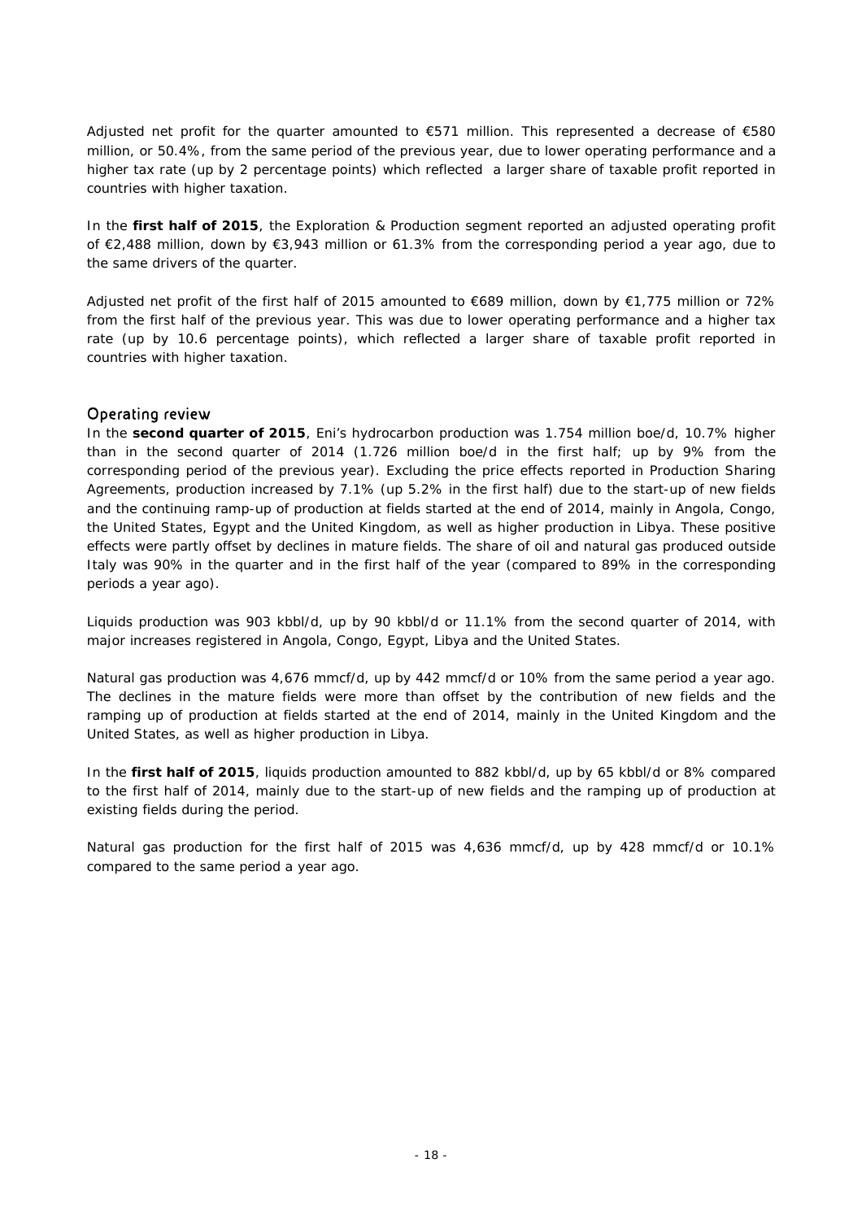Adjusted net profit for the quarter amounted to €571 million. This represented a decrease of €580 million, or 50.4%, from the same period of the previous year, due to lower operating performance and a higher tax rate (up by 2 percentage points) which reflected a larger share of taxable profit reported in countries with higher taxation.

In the **first half of 2015**, the Exploration & Production segment reported an adjusted operating profit of €2,488 million, down by €3,943 million or 61.3% from the corresponding period a year ago, due to the same drivers of the quarter.

Adjusted net profit of the first half of 2015 amounted to €689 million, down by €1,775 million or 72% from the first half of the previous year. This was due to lower operating performance and a higher tax rate (up by 10.6 percentage points), which reflected a larger share of taxable profit reported in countries with higher taxation.

## Operating review

In the **second quarter of 2015**, Eni's hydrocarbon production was 1.754 million boe/d, 10.7% higher than in the second quarter of 2014 (1.726 million boe/d in the first half; up by 9% from the corresponding period of the previous year). Excluding the price effects reported in Production Sharing Agreements, production increased by 7.1% (up 5.2% in the first half) due to the start-up of new fields and the continuing ramp-up of production at fields started at the end of 2014, mainly in Angola, Congo, the United States, Egypt and the United Kingdom, as well as higher production in Libya. These positive effects were partly offset by declines in mature fields. The share of oil and natural gas produced outside Italy was 90% in the quarter and in the first half of the year (compared to 89% in the corresponding periods a year ago).

Liquids production was 903 kbbl/d, up by 90 kbbl/d or 11.1% from the second quarter of 2014, with major increases registered in Angola, Congo, Egypt, Libya and the United States.

Natural gas production was 4,676 mmcf/d, up by 442 mmcf/d or 10% from the same period a year ago. The declines in the mature fields were more than offset by the contribution of new fields and the ramping up of production at fields started at the end of 2014, mainly in the United Kingdom and the United States, as well as higher production in Libya.

In the **first half of 2015**, liquids production amounted to 882 kbbl/d, up by 65 kbbl/d or 8% compared to the first half of 2014, mainly due to the start-up of new fields and the ramping up of production at existing fields during the period.

Natural gas production for the first half of 2015 was 4,636 mmcf/d, up by 428 mmcf/d or 10.1% compared to the same period a year ago.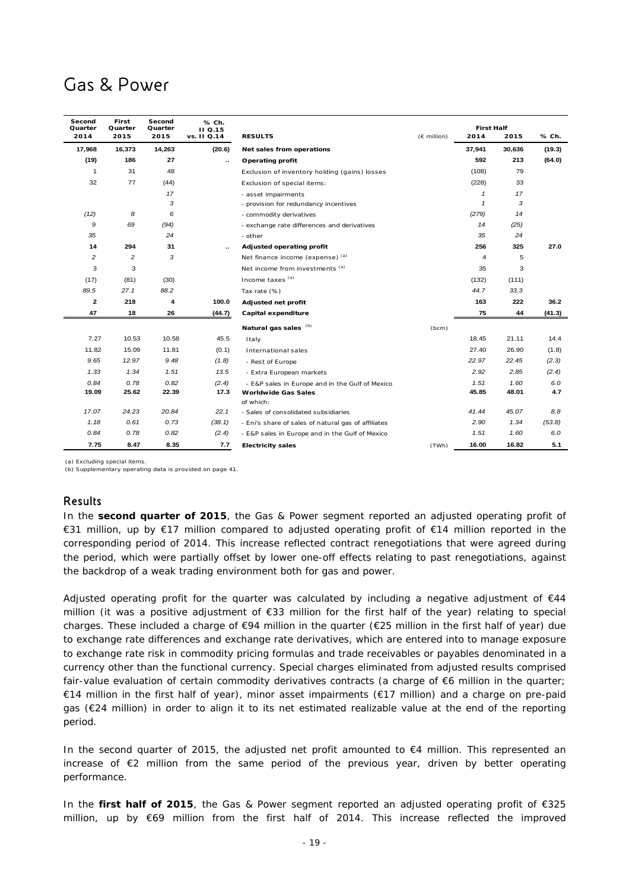# Gas & Power

| Second Quarter 2014 | First Quarter 2015 | Second Quarter 2015 | % Ch. II Q.15 vs. II Q.14 | RESULTS | | First Half 2014 | First Half 2015 | % Ch. |
|---|---|---|---|---|---|---|---|---|
| | | | | | (€ million) | | | |
| **17,968** | **16,373** | **14,263** | **(20.6)** | **Net sales from operations** | | **37,941** | **30,636** | **(19.3)** |
| **(19)** | **186** | **27** | **..** | **Operating profit** | | **592** | **213** | **(64.0)** |
| 1 | 31 | 48 | | Exclusion of inventory holding (gains) losses | | (108) | 79 | |
| 32 | 77 | (44) | | Exclusion of special items: | | (228) | 33 | |
| | *17* | | | - asset impairments | | *1* | *17* | |
| | *3* | | | - provision for redundancy incentives | | *1* | *3* | |
| *(12)* | *8* | *6* | | - commodity derivatives | | *(279)* | *14* | |
| *9* | *69* | *(94)* | | - exchange rate differences and derivatives | | *14* | *(25)* | |
| *35* | | *24* | | - other | | *35* | *24* | |
| **14** | **294** | **31** | **..** | **Adjusted operating profit** | | **256** | **325** | **27.0** |
| 2 | 2 | 3 | | Net finance income (expense) [a] | | 4 | 5 | |
| 3 | 3 | | | Net income from investments [a] | | 35 | 3 | |
| (17) | (81) | (30) | | Income taxes [a] | | (132) | (111) | |
| *89.5* | *27.1* | *88.2* | | Tax rate (%) | | *44.7* | *33.3* | |
| **2** | **218** | **4** | **100.0** | **Adjusted net profit** | | **163** | **222** | **36.2** |
| **47** | **18** | **26** | **(44.7)** | **Capital expenditure** | | **75** | **44** | **(41.3)** |
| | | | | **Natural gas sales** [b] | (bcm) | | | |
| 7.27 | 10.53 | 10.58 | 45.5 | Italy | | 18.45 | 21.11 | 14.4 |
| 11.82 | 15.09 | 11.81 | (0.1) | International sales | | 27.40 | 26.90 | (1.8) |
| *9.65* | *12.97* | *9.48* | *(1.8)* | - Rest of Europe | | *22.97* | *22.45* | *(2.3)* |
| *1.33* | *1.34* | *1.51* | *13.5* | - Extra European markets | | *2.92* | *2.85* | *(2.4)* |
| *0.84* | *0.78* | *0.82* | *(2.4)* | - E&P sales in Europe and in the Gulf of Mexico | | *1.51* | *1.60* | *6.0* |
| **19.09** | **25.62** | **22.39** | **17.3** | **Worldwide Gas Sales** | | **45.85** | **48.01** | **4.7** |
| | | | | of which: | | | | |
| *17.07* | *24.23* | *20.84* | *22.1* | - Sales of consolidated subsidiaries | | *41.44* | *45.07* | *8.8* |
| *1.18* | *0.61* | *0.73* | *(38.1)* | - Eni's share of sales of natural gas of affiliates | | *2.90* | *1.34* | *(53.8)* |
| *0.84* | *0.78* | *0.82* | *(2.4)* | - E&P sales in Europe and in the Gulf of Mexico | | *1.51* | *1.60* | *6.0* |
| **7.75** | **8.47** | **8.35** | **7.7** | **Electricity sales** | (TWh) | **16.00** | **16.82** | **5.1** |

(a) Excluding special items.
(b) Supplementary operating data is provided on page 41.

## Results

In the **second quarter of 2015**, the Gas & Power segment reported an adjusted operating profit of €31 million, up by €17 million compared to adjusted operating profit of €14 million reported in the corresponding period of 2014. This increase reflected contract renegotiations that were agreed during the period, which were partially offset by lower one-off effects relating to past renegotiations, against the backdrop of a weak trading environment both for gas and power.

Adjusted operating profit for the quarter was calculated by including a negative adjustment of €44 million (it was a positive adjustment of €33 million for the first half of the year) relating to special charges. These included a charge of €94 million in the quarter (€25 million in the first half of year) due to exchange rate differences and exchange rate derivatives, which are entered into to manage exposure to exchange rate risk in commodity pricing formulas and trade receivables or payables denominated in a currency other than the functional currency. Special charges eliminated from adjusted results comprised fair-value evaluation of certain commodity derivatives contracts (a charge of €6 million in the quarter; €14 million in the first half of year), minor asset impairments (€17 million) and a charge on pre-paid gas (€24 million) in order to align it to its net estimated realizable value at the end of the reporting period.

In the second quarter of 2015, the adjusted net profit amounted to €4 million. This represented an increase of €2 million from the same period of the previous year, driven by better operating performance.

In the **first half of 2015**, the Gas & Power segment reported an adjusted operating profit of €325 million, up by €69 million from the first half of 2014. This increase reflected the improved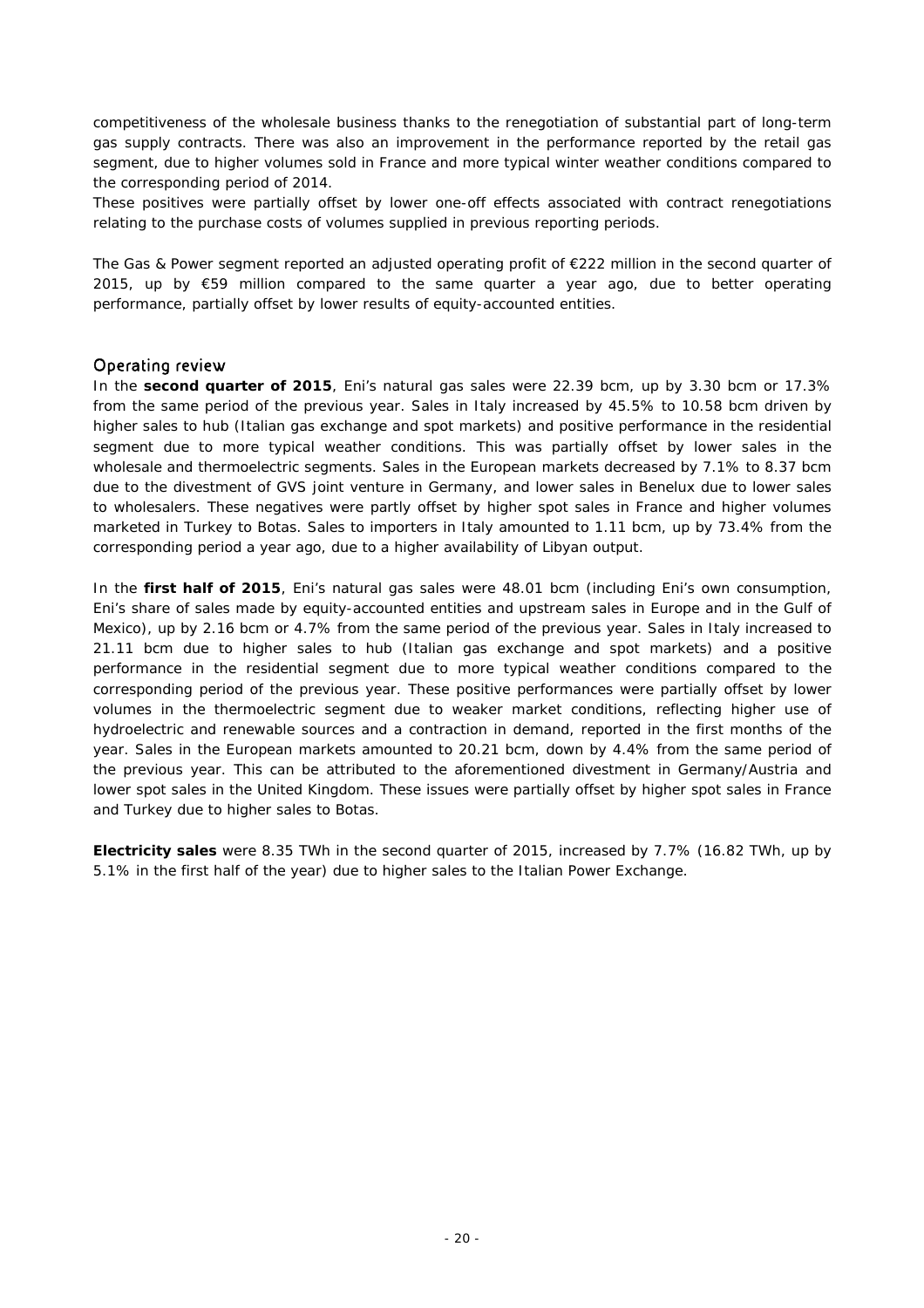competitiveness of the wholesale business thanks to the renegotiation of substantial part of long-term gas supply contracts. There was also an improvement in the performance reported by the retail gas segment, due to higher volumes sold in France and more typical winter weather conditions compared to the corresponding period of 2014.

These positives were partially offset by lower one-off effects associated with contract renegotiations relating to the purchase costs of volumes supplied in previous reporting periods.

The Gas & Power segment reported an adjusted operating profit of €222 million in the second quarter of 2015, up by €59 million compared to the same quarter a year ago, due to better operating performance, partially offset by lower results of equity-accounted entities.

## Operating review

In the **second quarter of 2015**, Eni's natural gas sales were 22.39 bcm, up by 3.30 bcm or 17.3% from the same period of the previous year. Sales in Italy increased by 45.5% to 10.58 bcm driven by higher sales to hub (Italian gas exchange and spot markets) and positive performance in the residential segment due to more typical weather conditions. This was partially offset by lower sales in the wholesale and thermoelectric segments. Sales in the European markets decreased by 7.1% to 8.37 bcm due to the divestment of GVS joint venture in Germany, and lower sales in Benelux due to lower sales to wholesalers. These negatives were partly offset by higher spot sales in France and higher volumes marketed in Turkey to Botas. Sales to importers in Italy amounted to 1.11 bcm, up by 73.4% from the corresponding period a year ago, due to a higher availability of Libyan output.

In the **first half of 2015**, Eni's natural gas sales were 48.01 bcm (including Eni's own consumption, Eni's share of sales made by equity-accounted entities and upstream sales in Europe and in the Gulf of Mexico), up by 2.16 bcm or 4.7% from the same period of the previous year. Sales in Italy increased to 21.11 bcm due to higher sales to hub (Italian gas exchange and spot markets) and a positive performance in the residential segment due to more typical weather conditions compared to the corresponding period of the previous year. These positive performances were partially offset by lower volumes in the thermoelectric segment due to weaker market conditions, reflecting higher use of hydroelectric and renewable sources and a contraction in demand, reported in the first months of the year. Sales in the European markets amounted to 20.21 bcm, down by 4.4% from the same period of the previous year. This can be attributed to the aforementioned divestment in Germany/Austria and lower spot sales in the United Kingdom. These issues were partially offset by higher spot sales in France and Turkey due to higher sales to Botas.

**Electricity sales** were 8.35 TWh in the second quarter of 2015, increased by 7.7% (16.82 TWh, up by 5.1% in the first half of the year) due to higher sales to the Italian Power Exchange.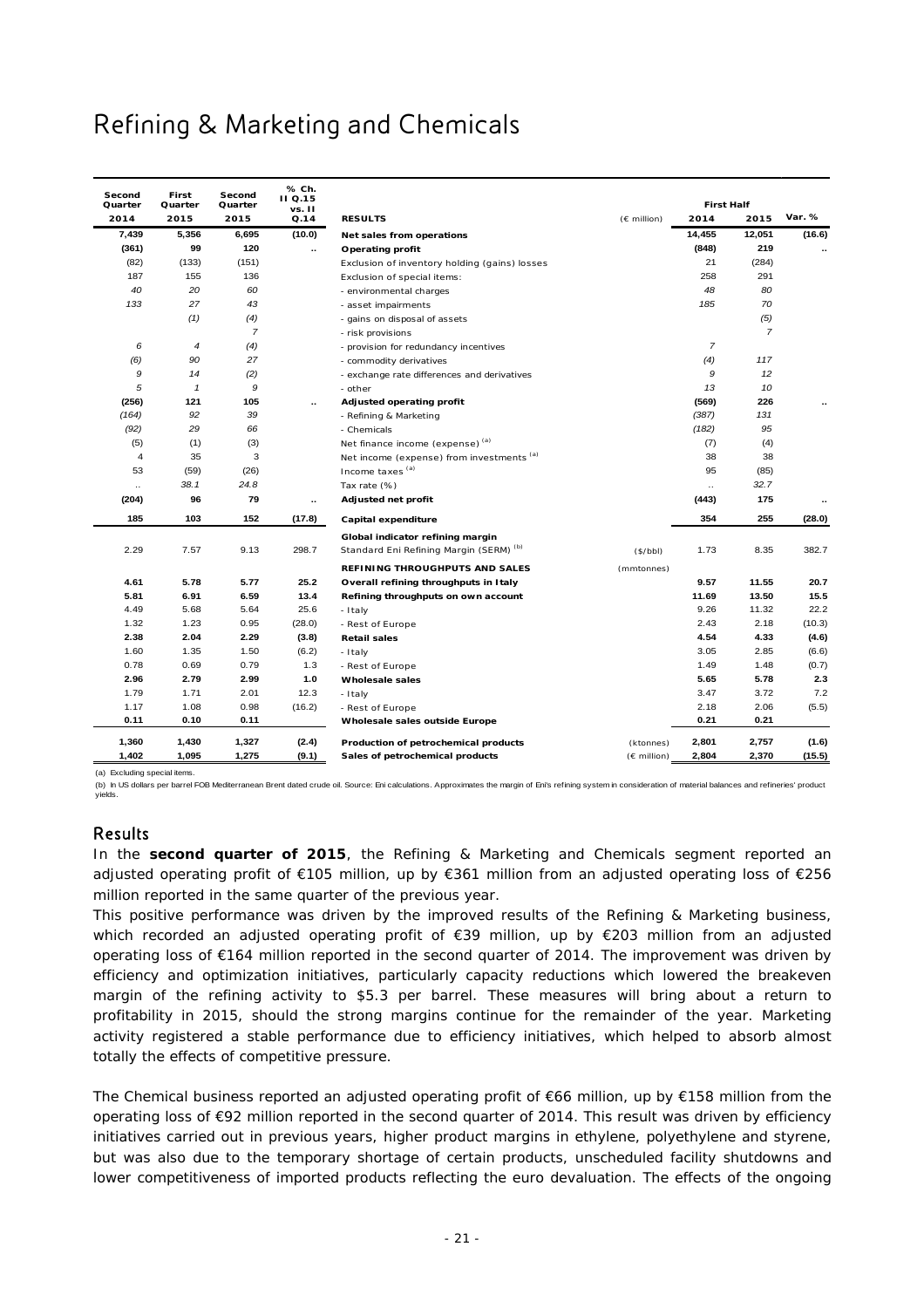# Refining & Marketing and Chemicals

| Second Quarter 2014 | First Quarter 2015 | Second Quarter 2015 | % Ch. II Q.15 vs. II Q.14 | RESULTS | (€ million) | First Half 2014 | First Half 2015 | Var. % |
|---|---|---|---|---|---|---|---|---|
| **7,439** | **5,356** | **6,695** | **(10.0)** | **Net sales from operations** | | **14,455** | **12,051** | **(16.6)** |
| **(361)** | **99** | **120** | **..** | **Operating profit** | | **(848)** | **219** | **..** |
| (82) | (133) | (151) | | Exclusion of inventory holding (gains) losses | | 21 | (284) | |
| 187 | 155 | 136 | | Exclusion of special items: | | 258 | 291 | |
| *40* | *20* | *60* | | - environmental charges | | *48* | *80* | |
| *133* | *27* | *43* | | - asset impairments | | *185* | *70* | |
| | *(1)* | *(4)* | | - gains on disposal of assets | | | *(5)* | |
| | | *7* | | - risk provisions | | | *7* | |
| *6* | *4* | *(4)* | | - provision for redundancy incentives | | *7* | | |
| *(6)* | *90* | *27* | | - commodity derivatives | | *(4)* | *117* | |
| *9* | *14* | *(2)* | | - exchange rate differences and derivatives | | *9* | *12* | |
| *5* | *1* | *9* | | - other | | *13* | *10* | |
| **(256)** | **121** | **105** | **..** | **Adjusted operating profit** | | **(569)** | **226** | **..** |
| *(164)* | *92* | *39* | | - Refining & Marketing | | *(387)* | *131* | |
| *(92)* | *29* | *66* | | - Chemicals | | *(182)* | *95* | |
| (5) | (1) | (3) | | Net finance income (expense) [a] | | (7) | (4) | |
| 4 | 35 | 3 | | Net income (expense) from investments [a] | | 38 | 38 | |
| 53 | (59) | (26) | | Income taxes [a] | | 95 | (85) | |
| *..* | *38.1* | *24.8* | | Tax rate (%) | | *..* | *32.7* | |
| **(204)** | **96** | **79** | **..** | **Adjusted net profit** | | **(443)** | **175** | **..** |
| **185** | **103** | **152** | **(17.8)** | **Capital expenditure** | | **354** | **255** | **(28.0)** |
| | | | | **Global indicator refining margin** | | | | |
| 2.29 | 7.57 | 9.13 | 298.7 | Standard Eni Refining Margin (SERM) [b] | ($/bbl) | 1.73 | 8.35 | 382.7 |
| | | | | **REFINING THROUGHPUTS AND SALES** | (mmtonnes) | | | |
| **4.61** | **5.78** | **5.77** | **25.2** | **Overall refining throughputs in Italy** | | **9.57** | **11.55** | **20.7** |
| **5.81** | **6.91** | **6.59** | **13.4** | **Refining throughputs on own account** | | **11.69** | **13.50** | **15.5** |
| 4.49 | 5.68 | 5.64 | 25.6 | - Italy | | 9.26 | 11.32 | 22.2 |
| 1.32 | 1.23 | 0.95 | (28.0) | - Rest of Europe | | 2.43 | 2.18 | (10.3) |
| **2.38** | **2.04** | **2.29** | **(3.8)** | **Retail sales** | | **4.54** | **4.33** | **(4.6)** |
| 1.60 | 1.35 | 1.50 | (6.2) | - Italy | | 3.05 | 2.85 | (6.6) |
| 0.78 | 0.69 | 0.79 | 1.3 | - Rest of Europe | | 1.49 | 1.48 | (0.7) |
| **2.96** | **2.79** | **2.99** | **1.0** | **Wholesale sales** | | **5.65** | **5.78** | **2.3** |
| 1.79 | 1.71 | 2.01 | 12.3 | - Italy | | 3.47 | 3.72 | 7.2 |
| 1.17 | 1.08 | 0.98 | (16.2) | - Rest of Europe | | 2.18 | 2.06 | (5.5) |
| **0.11** | **0.10** | **0.11** | | **Wholesale sales outside Europe** | | **0.21** | **0.21** | |
| **1,360** | **1,430** | **1,327** | **(2.4)** | **Production of petrochemical products** | (ktonnes) | **2,801** | **2,757** | **(1.6)** |
| **1,402** | **1,095** | **1,275** | **(9.1)** | **Sales of petrochemical products** | (€ million) | **2,804** | **2,370** | **(15.5)** |

(a) Excluding special items.

(b) In US dollars per barrel FOB Mediterranean Brent dated crude oil. Source: Eni calculations. Approximates the margin of Eni's refining system in consideration of material balances and refineries' product yields.

## Results

In the **second quarter of 2015**, the Refining & Marketing and Chemicals segment reported an adjusted operating profit of €105 million, up by €361 million from an adjusted operating loss of €256 million reported in the same quarter of the previous year.

This positive performance was driven by the improved results of the Refining & Marketing business, which recorded an adjusted operating profit of €39 million, up by €203 million from an adjusted operating loss of €164 million reported in the second quarter of 2014. The improvement was driven by efficiency and optimization initiatives, particularly capacity reductions which lowered the breakeven margin of the refining activity to $5.3 per barrel. These measures will bring about a return to profitability in 2015, should the strong margins continue for the remainder of the year. Marketing activity registered a stable performance due to efficiency initiatives, which helped to absorb almost totally the effects of competitive pressure.

The Chemical business reported an adjusted operating profit of €66 million, up by €158 million from the operating loss of €92 million reported in the second quarter of 2014. This result was driven by efficiency initiatives carried out in previous years, higher product margins in ethylene, polyethylene and styrene, but was also due to the temporary shortage of certain products, unscheduled facility shutdowns and lower competitiveness of imported products reflecting the euro devaluation. The effects of the ongoing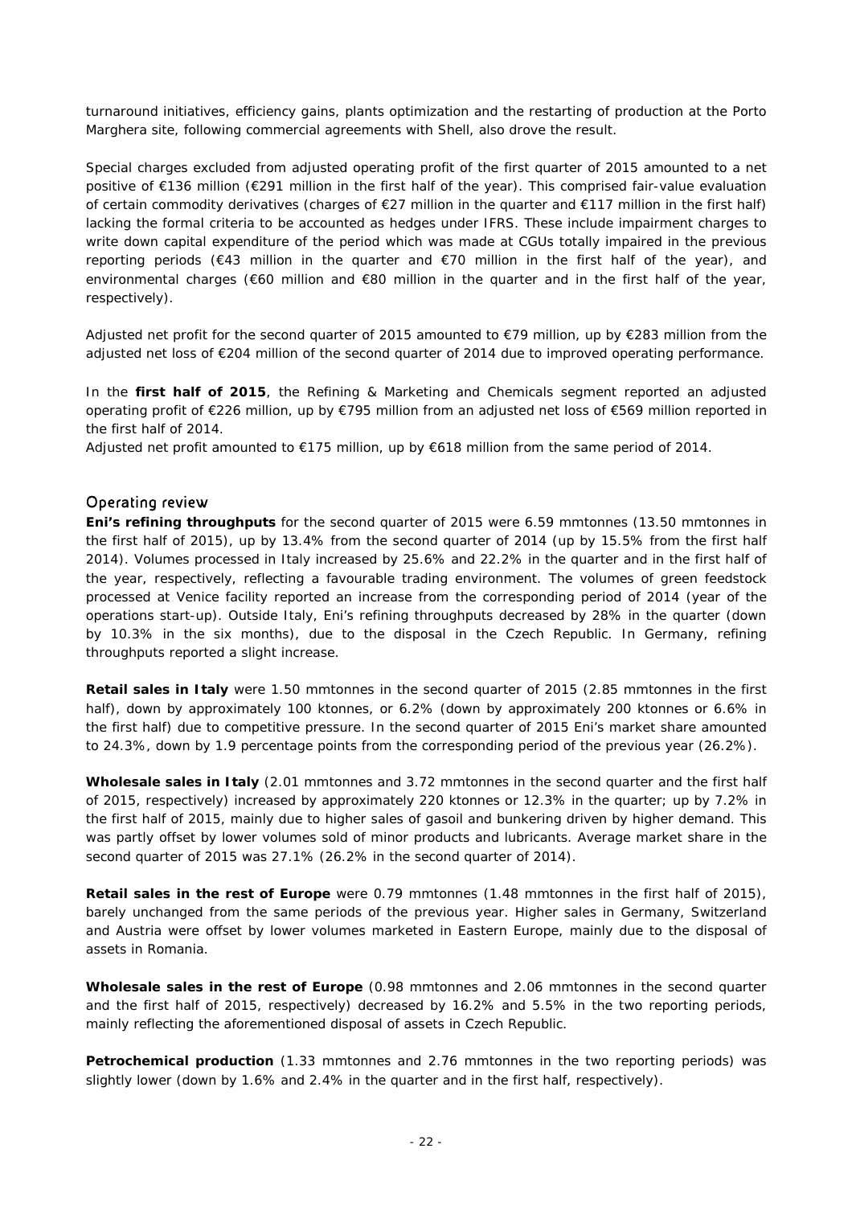turnaround initiatives, efficiency gains, plants optimization and the restarting of production at the Porto Marghera site, following commercial agreements with Shell, also drove the result.

Special charges excluded from adjusted operating profit of the first quarter of 2015 amounted to a net positive of €136 million (€291 million in the first half of the year). This comprised fair-value evaluation of certain commodity derivatives (charges of €27 million in the quarter and €117 million in the first half) lacking the formal criteria to be accounted as hedges under IFRS. These include impairment charges to write down capital expenditure of the period which was made at CGUs totally impaired in the previous reporting periods (€43 million in the quarter and €70 million in the first half of the year), and environmental charges (€60 million and €80 million in the quarter and in the first half of the year, respectively).

Adjusted net profit for the second quarter of 2015 amounted to €79 million, up by €283 million from the adjusted net loss of €204 million of the second quarter of 2014 due to improved operating performance.

In the **first half of 2015**, the Refining & Marketing and Chemicals segment reported an adjusted operating profit of €226 million, up by €795 million from an adjusted net loss of €569 million reported in the first half of 2014.
Adjusted net profit amounted to €175 million, up by €618 million from the same period of 2014.

## Operating review

**Eni's refining throughputs** for the second quarter of 2015 were 6.59 mmtonnes (13.50 mmtonnes in the first half of 2015), up by 13.4% from the second quarter of 2014 (up by 15.5% from the first half 2014). Volumes processed in Italy increased by 25.6% and 22.2% in the quarter and in the first half of the year, respectively, reflecting a favourable trading environment. The volumes of green feedstock processed at Venice facility reported an increase from the corresponding period of 2014 (year of the operations start-up). Outside Italy, Eni's refining throughputs decreased by 28% in the quarter (down by 10.3% in the six months), due to the disposal in the Czech Republic. In Germany, refining throughputs reported a slight increase.

**Retail sales in Italy** were 1.50 mmtonnes in the second quarter of 2015 (2.85 mmtonnes in the first half), down by approximately 100 ktonnes, or 6.2% (down by approximately 200 ktonnes or 6.6% in the first half) due to competitive pressure. In the second quarter of 2015 Eni's market share amounted to 24.3%, down by 1.9 percentage points from the corresponding period of the previous year (26.2%).

**Wholesale sales in Italy** (2.01 mmtonnes and 3.72 mmtonnes in the second quarter and the first half of 2015, respectively) increased by approximately 220 ktonnes or 12.3% in the quarter; up by 7.2% in the first half of 2015, mainly due to higher sales of gasoil and bunkering driven by higher demand. This was partly offset by lower volumes sold of minor products and lubricants. Average market share in the second quarter of 2015 was 27.1% (26.2% in the second quarter of 2014).

**Retail sales in the rest of Europe** were 0.79 mmtonnes (1.48 mmtonnes in the first half of 2015), barely unchanged from the same periods of the previous year. Higher sales in Germany, Switzerland and Austria were offset by lower volumes marketed in Eastern Europe, mainly due to the disposal of assets in Romania.

**Wholesale sales in the rest of Europe** (0.98 mmtonnes and 2.06 mmtonnes in the second quarter and the first half of 2015, respectively) decreased by 16.2% and 5.5% in the two reporting periods, mainly reflecting the aforementioned disposal of assets in Czech Republic.

**Petrochemical production** (1.33 mmtonnes and 2.76 mmtonnes in the two reporting periods) was slightly lower (down by 1.6% and 2.4% in the quarter and in the first half, respectively).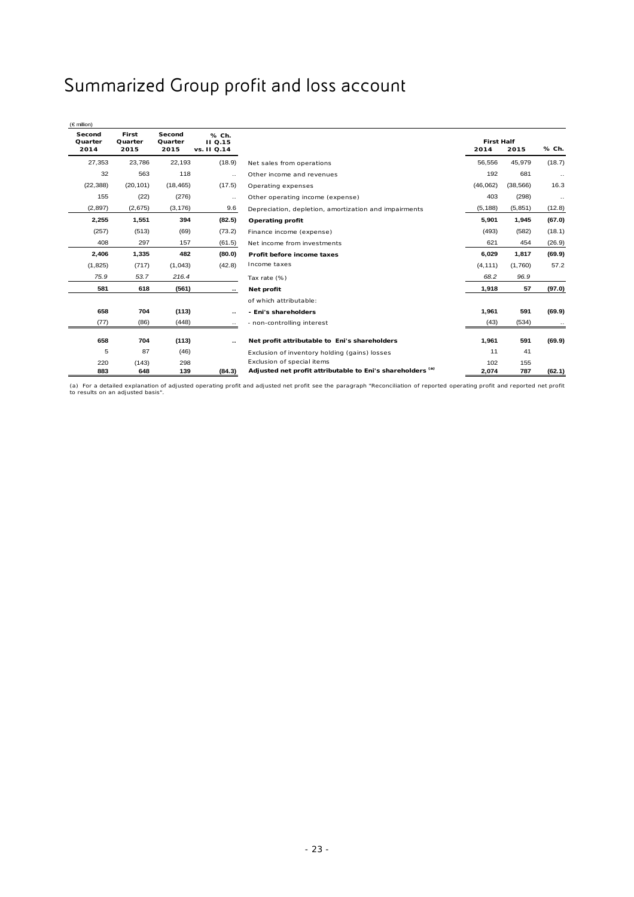# Summarized Group profit and loss account

(€ million)

| Second Quarter 2014 | First Quarter 2015 | Second Quarter 2015 | % Ch. II Q.15 vs. II Q.14 | | First Half 2014 | First Half 2015 | % Ch. |
|---|---|---|---|---|---|---|---|
| 27,353 | 23,786 | 22,193 | (18.9) | Net sales from operations | 56,556 | 45,979 | (18.7) |
| 32 | 563 | 118 | .. | Other income and revenues | 192 | 681 | .. |
| (22,388) | (20,101) | (18,465) | (17.5) | Operating expenses | (46,062) | (38,566) | 16.3 |
| 155 | (22) | (276) | .. | Other operating income (expense) | 403 | (298) | .. |
| (2,897) | (2,675) | (3,176) | 9.6 | Depreciation, depletion, amortization and impairments | (5,188) | (5,851) | (12.8) |
| **2,255** | **1,551** | **394** | **(82.5)** | **Operating profit** | **5,901** | **1,945** | **(67.0)** |
| (257) | (513) | (69) | (73.2) | Finance income (expense) | (493) | (582) | (18.1) |
| 408 | 297 | 157 | (61.5) | Net income from investments | 621 | 454 | (26.9) |
| **2,406** | **1,335** | **482** | **(80.0)** | **Profit before income taxes** | **6,029** | **1,817** | **(69.9)** |
| (1,825) | (717) | (1,043) | (42.8) | Income taxes | (4,111) | (1,760) | 57.2 |
| *75.9* | *53.7* | *216.4* | | Tax rate (%) | *68.2* | *96.9* | |
| **581** | **618** | **(561)** | **..** | **Net profit** | **1,918** | **57** | **(97.0)** |
| | | | | of which attributable: | | | |
| **658** | **704** | **(113)** | **..** | **- Eni's shareholders** | **1,961** | **591** | **(69.9)** |
| (77) | (86) | (448) | .. | - non-controlling interest | (43) | (534) | .. |
| **658** | **704** | **(113)** | **..** | **Net profit attributable to Eni's shareholders** | **1,961** | **591** | **(69.9)** |
| 5 | 87 | (46) | | Exclusion of inventory holding (gains) losses | 11 | 41 | |
| 220 | (143) | 298 | | Exclusion of special items | 102 | 155 | |
| **883** | **648** | **139** | **(84.3)** | **Adjusted net profit attributable to Eni's shareholders [(a)]** | **2,074** | **787** | **(62.1)** |

(a) For a detailed explanation of adjusted operating profit and adjusted net profit see the paragraph "Reconciliation of reported operating profit and reported net profit to results on an adjusted basis".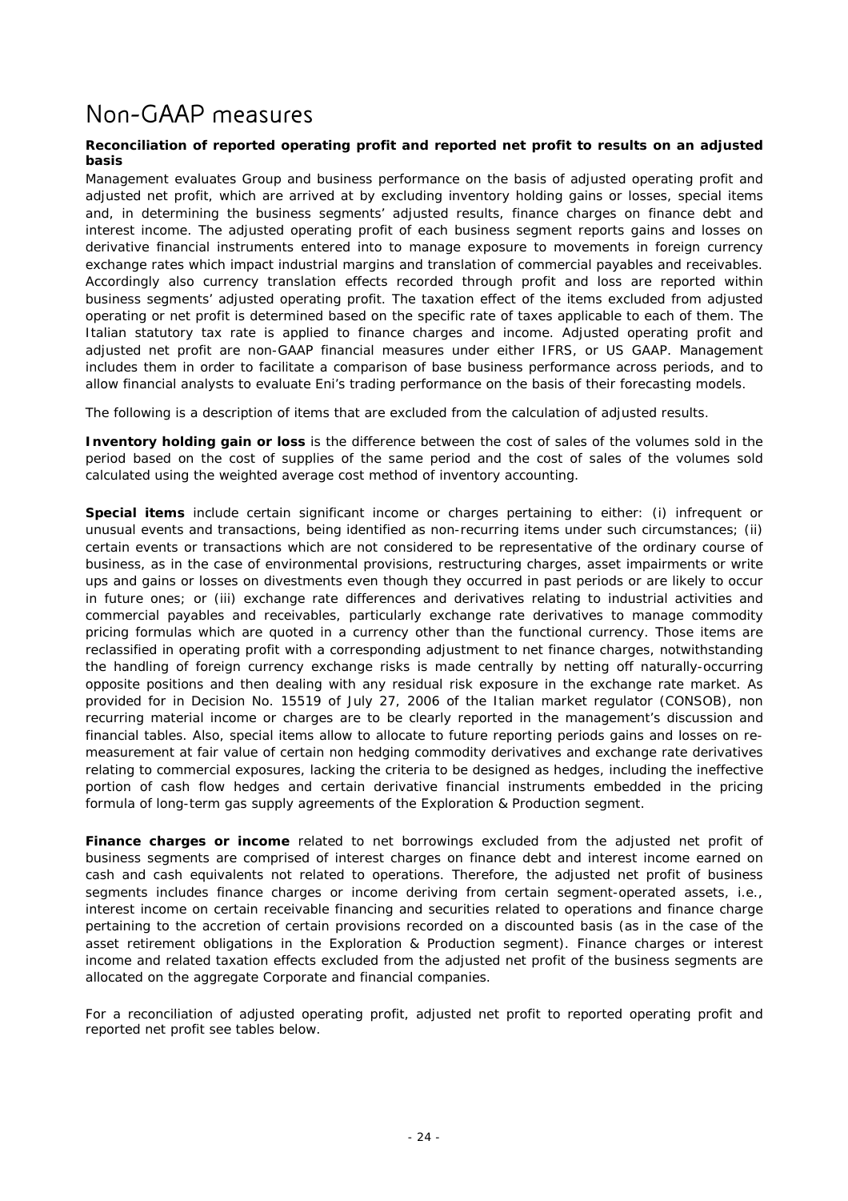# Non-GAAP measures

**Reconciliation of reported operating profit and reported net profit to results on an adjusted basis**

Management evaluates Group and business performance on the basis of adjusted operating profit and adjusted net profit, which are arrived at by excluding inventory holding gains or losses, special items and, in determining the business segments' adjusted results, finance charges on finance debt and interest income. The adjusted operating profit of each business segment reports gains and losses on derivative financial instruments entered into to manage exposure to movements in foreign currency exchange rates which impact industrial margins and translation of commercial payables and receivables. Accordingly also currency translation effects recorded through profit and loss are reported within business segments' adjusted operating profit. The taxation effect of the items excluded from adjusted operating or net profit is determined based on the specific rate of taxes applicable to each of them. The Italian statutory tax rate is applied to finance charges and income. Adjusted operating profit and adjusted net profit are non-GAAP financial measures under either IFRS, or US GAAP. Management includes them in order to facilitate a comparison of base business performance across periods, and to allow financial analysts to evaluate Eni's trading performance on the basis of their forecasting models.

The following is a description of items that are excluded from the calculation of adjusted results.

**Inventory holding gain or loss** is the difference between the cost of sales of the volumes sold in the period based on the cost of supplies of the same period and the cost of sales of the volumes sold calculated using the weighted average cost method of inventory accounting.

**Special items** include certain significant income or charges pertaining to either: (i) infrequent or unusual events and transactions, being identified as non-recurring items under such circumstances; (ii) certain events or transactions which are not considered to be representative of the ordinary course of business, as in the case of environmental provisions, restructuring charges, asset impairments or write ups and gains or losses on divestments even though they occurred in past periods or are likely to occur in future ones; or (iii) exchange rate differences and derivatives relating to industrial activities and commercial payables and receivables, particularly exchange rate derivatives to manage commodity pricing formulas which are quoted in a currency other than the functional currency. Those items are reclassified in operating profit with a corresponding adjustment to net finance charges, notwithstanding the handling of foreign currency exchange risks is made centrally by netting off naturally-occurring opposite positions and then dealing with any residual risk exposure in the exchange rate market. As provided for in Decision No. 15519 of July 27, 2006 of the Italian market regulator (CONSOB), non recurring material income or charges are to be clearly reported in the management's discussion and financial tables. Also, special items allow to allocate to future reporting periods gains and losses on re-measurement at fair value of certain non hedging commodity derivatives and exchange rate derivatives relating to commercial exposures, lacking the criteria to be designed as hedges, including the ineffective portion of cash flow hedges and certain derivative financial instruments embedded in the pricing formula of long-term gas supply agreements of the Exploration & Production segment.

**Finance charges or income** related to net borrowings excluded from the adjusted net profit of business segments are comprised of interest charges on finance debt and interest income earned on cash and cash equivalents not related to operations. Therefore, the adjusted net profit of business segments includes finance charges or income deriving from certain segment-operated assets, i.e., interest income on certain receivable financing and securities related to operations and finance charge pertaining to the accretion of certain provisions recorded on a discounted basis (as in the case of the asset retirement obligations in the Exploration & Production segment). Finance charges or interest income and related taxation effects excluded from the adjusted net profit of the business segments are allocated on the aggregate Corporate and financial companies.

For a reconciliation of adjusted operating profit, adjusted net profit to reported operating profit and reported net profit see tables below.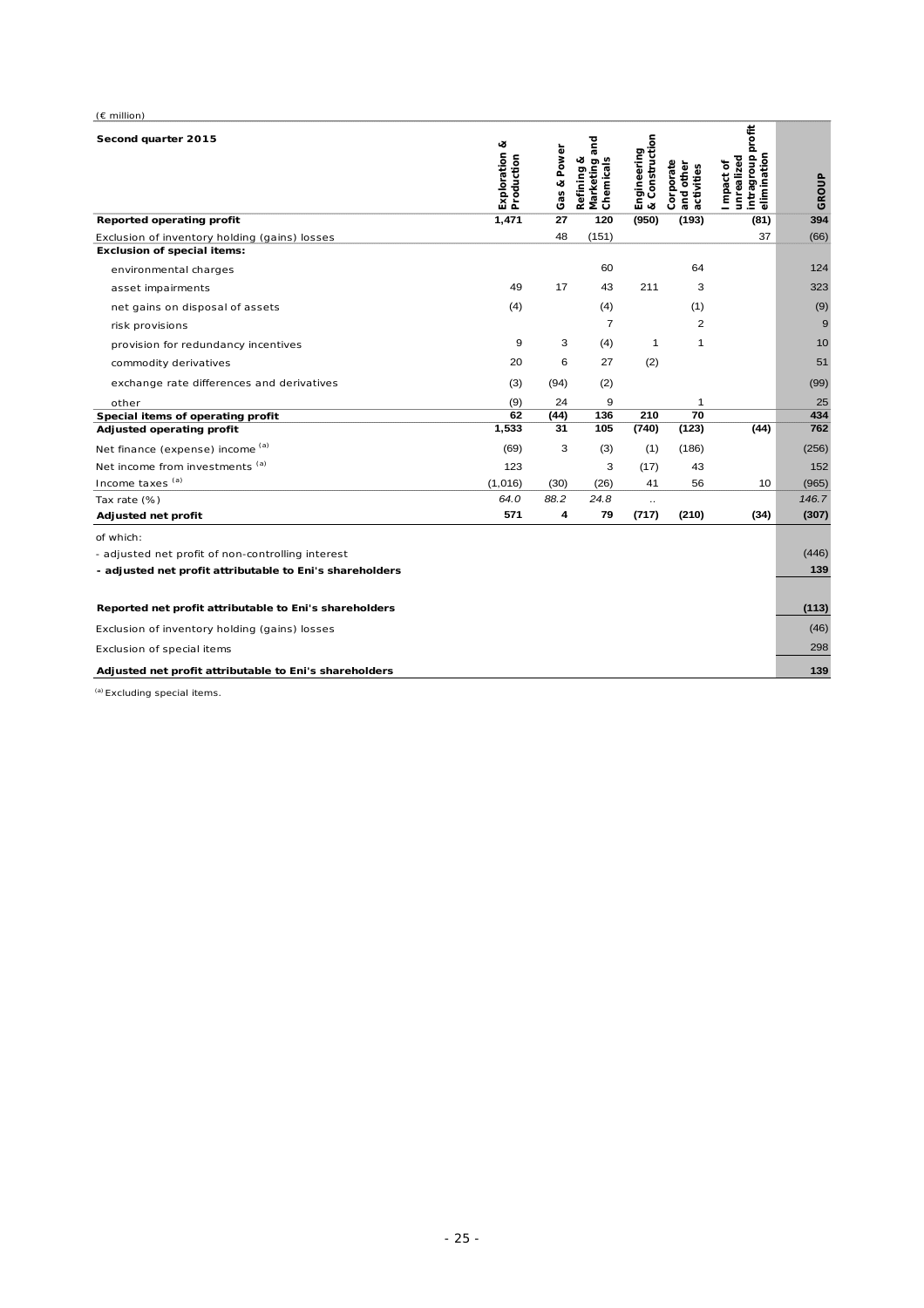(€ million)

| Second quarter 2015 | Exploration & Production | Gas & Power | Refining & Marketing and Chemicals | Engineering & Construction | Corporate and other activities | Impact of unrealized intragroup profit elimination | GROUP |
|---|---|---|---|---|---|---|---|
| **Reported operating profit** | **1,471** | **27** | **120** | **(950)** | **(193)** | **(81)** | **394** |
| Exclusion of inventory holding (gains) losses | | 48 | (151) | | | 37 | (66) |
| **Exclusion of special items:** | | | | | | | |
| environmental charges | | | 60 | | 64 | | 124 |
| asset impairments | 49 | 17 | 43 | 211 | 3 | | 323 |
| net gains on disposal of assets | (4) | | (4) | | (1) | | (9) |
| risk provisions | | | 7 | | 2 | | 9 |
| provision for redundancy incentives | 9 | 3 | (4) | 1 | 1 | | 10 |
| commodity derivatives | 20 | 6 | 27 | (2) | | | 51 |
| exchange rate differences and derivatives | (3) | (94) | (2) | | | | (99) |
| other | (9) | 24 | 9 | | 1 | | 25 |
| **Special items of operating profit** | **62** | **(44)** | **136** | **210** | **70** | | **434** |
| **Adjusted operating profit** | **1,533** | **31** | **105** | **(740)** | **(123)** | **(44)** | **762** |
| Net finance (expense) income [(a)] | (69) | 3 | (3) | (1) | (186) | | (256) |
| Net income from investments [(a)] | 123 | | 3 | (17) | 43 | | 152 |
| Income taxes [(a)] | (1,016) | (30) | (26) | 41 | 56 | 10 | (965) |
| Tax rate (%) | *64.0* | *88.2* | *24.8* | *..* | | | *146.7* |
| **Adjusted net profit** | **571** | **4** | **79** | **(717)** | **(210)** | **(34)** | **(307)** |
| of which: | | | | | | | |
| - adjusted net profit of non-controlling interest | | | | | | | (446) |
| **- adjusted net profit attributable to Eni's shareholders** | | | | | | | **139** |
| | | | | | | | |
| **Reported net profit attributable to Eni's shareholders** | | | | | | | **(113)** |
| Exclusion of inventory holding (gains) losses | | | | | | | (46) |
| Exclusion of special items | | | | | | | 298 |
| **Adjusted net profit attributable to Eni's shareholders** | | | | | | | **139** |

[(a)] Excluding special items.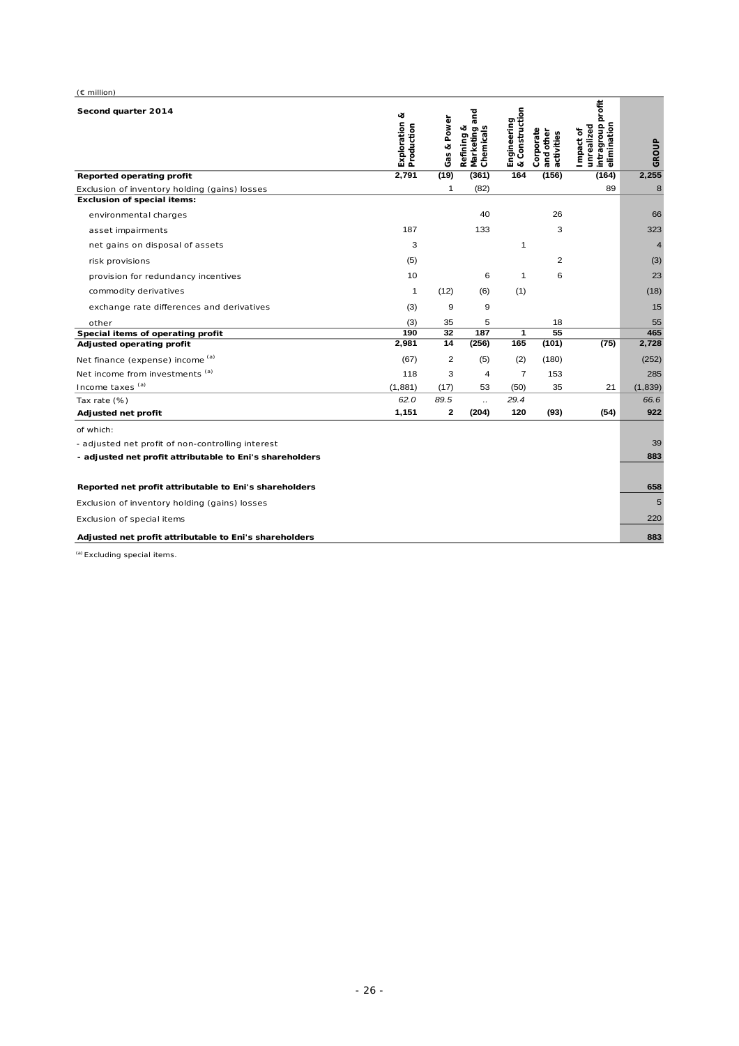(€ million)

| Second quarter 2014 | Exploration & Production | Gas & Power | Refining & Marketing and Chemicals | Engineering & Construction | Corporate and other activities | Impact of unrealized intragroup profit elimination | GROUP |
|---|---|---|---|---|---|---|---|
| **Reported operating profit** | **2,791** | **(19)** | **(361)** | **164** | **(156)** | **(164)** | **2,255** |
| Exclusion of inventory holding (gains) losses | | 1 | (82) | | | 89 | 8 |
| **Exclusion of special items:** | | | | | | | |
| environmental charges | | | 40 | | 26 | | 66 |
| asset impairments | 187 | | 133 | | 3 | | 323 |
| net gains on disposal of assets | 3 | | | 1 | | | 4 |
| risk provisions | (5) | | | | 2 | | (3) |
| provision for redundancy incentives | 10 | | 6 | 1 | 6 | | 23 |
| commodity derivatives | 1 | (12) | (6) | (1) | | | (18) |
| exchange rate differences and derivatives | (3) | 9 | 9 | | | | 15 |
| other | (3) | 35 | 5 | | 18 | | 55 |
| **Special items of operating profit** | **190** | **32** | **187** | **1** | **55** | | **465** |
| **Adjusted operating profit** | **2,981** | **14** | **(256)** | **165** | **(101)** | **(75)** | **2,728** |
| Net finance (expense) income [(a)] | (67) | 2 | (5) | (2) | (180) | | (252) |
| Net income from investments [(a)] | 118 | 3 | 4 | 7 | 153 | | 285 |
| Income taxes [(a)] | (1,881) | (17) | 53 | (50) | 35 | 21 | (1,839) |
| Tax rate (%) | *62.0* | *89.5* | .. | *29.4* | | | *66.6* |
| **Adjusted net profit** | **1,151** | **2** | **(204)** | **120** | **(93)** | **(54)** | **922** |
| of which: | | | | | | | |
| - adjusted net profit of non-controlling interest | | | | | | | 39 |
| **- adjusted net profit attributable to Eni's shareholders** | | | | | | | **883** |
| | | | | | | | |
| **Reported net profit attributable to Eni's shareholders** | | | | | | | **658** |
| Exclusion of inventory holding (gains) losses | | | | | | | 5 |
| Exclusion of special items | | | | | | | 220 |
| **Adjusted net profit attributable to Eni's shareholders** | | | | | | | **883** |

(a) Excluding special items.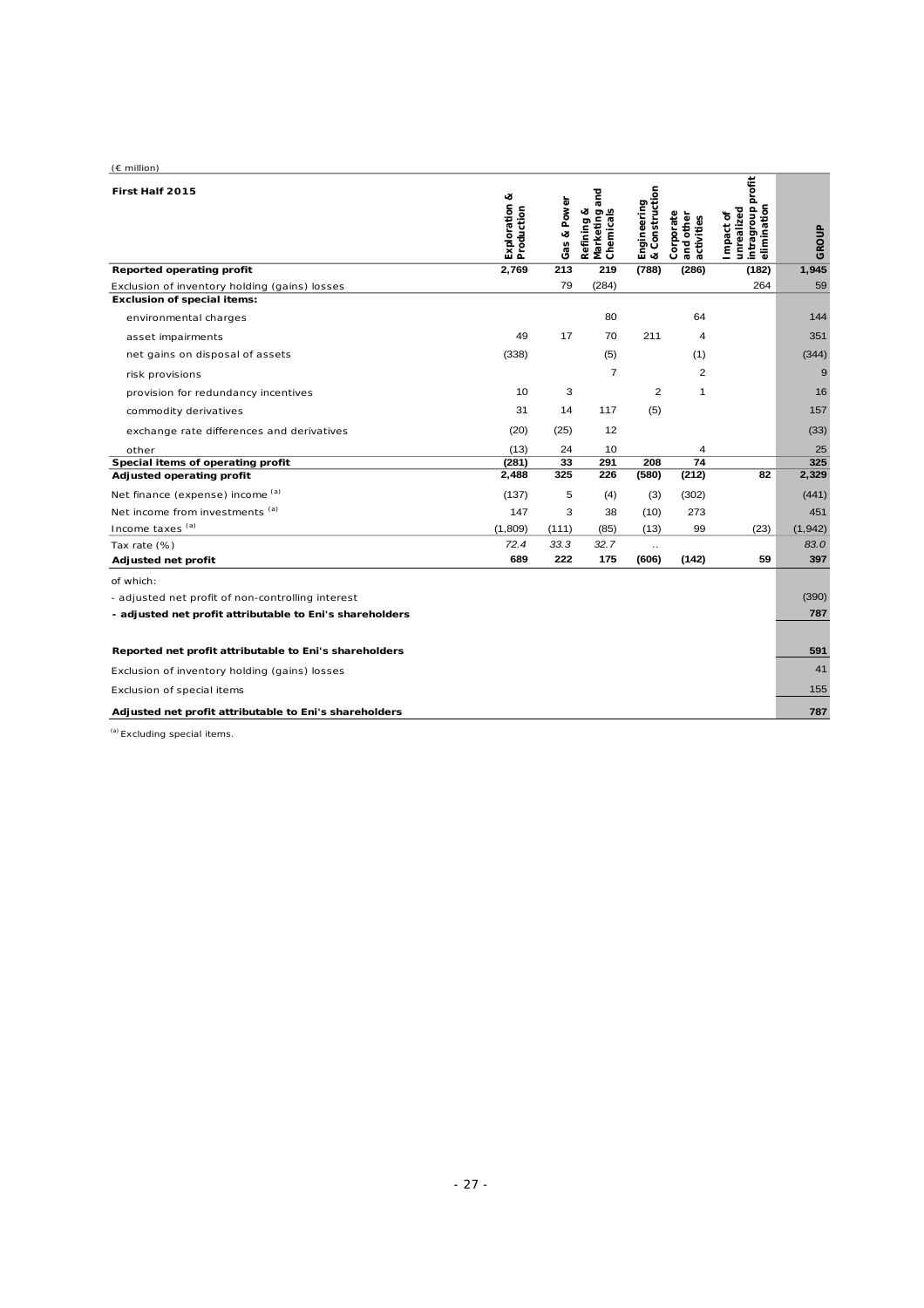(€ million)

| First Half 2015 | Exploration & Production | Gas & Power | Refining & Marketing and Chemicals | Engineering & Construction | Corporate and other activities | Impact of unrealized intragroup profit elimination | GROUP |
|---|---|---|---|---|---|---|---|
| **Reported operating profit** | **2,769** | **213** | **219** | **(788)** | **(286)** | **(182)** | **1,945** |
| Exclusion of inventory holding (gains) losses | | 79 | (284) | | | 264 | 59 |
| **Exclusion of special items:** | | | | | | | |
| environmental charges | | | 80 | | 64 | | 144 |
| asset impairments | 49 | 17 | 70 | 211 | 4 | | 351 |
| net gains on disposal of assets | (338) | | (5) | | (1) | | (344) |
| risk provisions | | | 7 | | 2 | | 9 |
| provision for redundancy incentives | 10 | 3 | | 2 | 1 | | 16 |
| commodity derivatives | 31 | 14 | 117 | (5) | | | 157 |
| exchange rate differences and derivatives | (20) | (25) | 12 | | | | (33) |
| other | (13) | 24 | 10 | | 4 | | 25 |
| **Special items of operating profit** | **(281)** | **33** | **291** | **208** | **74** | | **325** |
| **Adjusted operating profit** | **2,488** | **325** | **226** | **(580)** | **(212)** | **82** | **2,329** |
| Net finance (expense) income [(a)] | (137) | 5 | (4) | (3) | (302) | | (441) |
| Net income from investments [(a)] | 147 | 3 | 38 | (10) | 273 | | 451 |
| Income taxes [(a)] | (1,809) | (111) | (85) | (13) | 99 | (23) | (1,942) |
| Tax rate (%) | *72.4* | *33.3* | *32.7* | .. | | | *83.0* |
| **Adjusted net profit** | **689** | **222** | **175** | **(606)** | **(142)** | **59** | **397** |
| of which: | | | | | | | |
| - adjusted net profit of non-controlling interest | | | | | | | (390) |
| **- adjusted net profit attributable to Eni's shareholders** | | | | | | | **787** |
| | | | | | | | |
| **Reported net profit attributable to Eni's shareholders** | | | | | | | **591** |
| Exclusion of inventory holding (gains) losses | | | | | | | 41 |
| Exclusion of special items | | | | | | | 155 |
| **Adjusted net profit attributable to Eni's shareholders** | | | | | | | **787** |

[(a)] Excluding special items.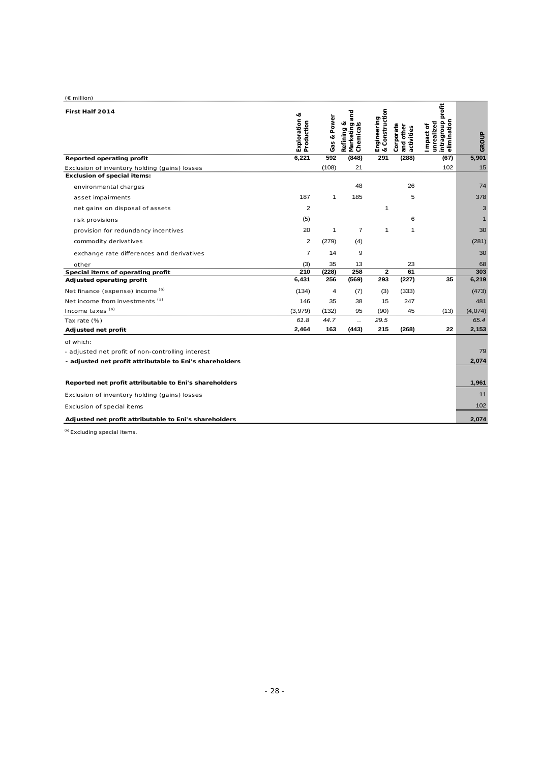(€ million)

| First Half 2014 | Exploration & Production | Gas & Power | Refining & Marketing and Chemicals | Engineering & Construction | Corporate and other activities | Impact of unrealized intragroup profit elimination | GROUP |
|---|---|---|---|---|---|---|---|
| **Reported operating profit** | **6,221** | **592** | **(848)** | **291** | **(288)** | **(67)** | **5,901** |
| Exclusion of inventory holding (gains) losses | | (108) | 21 | | | 102 | 15 |
| **Exclusion of special items:** | | | | | | | |
| environmental charges | | | 48 | | 26 | | 74 |
| asset impairments | 187 | 1 | 185 | | 5 | | 378 |
| net gains on disposal of assets | 2 | | | 1 | | | 3 |
| risk provisions | (5) | | | | 6 | | 1 |
| provision for redundancy incentives | 20 | 1 | 7 | 1 | 1 | | 30 |
| commodity derivatives | 2 | (279) | (4) | | | | (281) |
| exchange rate differences and derivatives | 7 | 14 | 9 | | | | 30 |
| other | (3) | 35 | 13 | | 23 | | 68 |
| **Special items of operating profit** | **210** | **(228)** | **258** | **2** | **61** | | **303** |
| **Adjusted operating profit** | **6,431** | **256** | **(569)** | **293** | **(227)** | **35** | **6,219** |
| Net finance (expense) income [(a)] | (134) | 4 | (7) | (3) | (333) | | (473) |
| Net income from investments [(a)] | 146 | 35 | 38 | 15 | 247 | | 481 |
| Income taxes [(a)] | (3,979) | (132) | 95 | (90) | 45 | (13) | (4,074) |
| Tax rate (%) | *61.8* | *44.7* | *..* | *29.5* | | | *65.4* |
| **Adjusted net profit** | **2,464** | **163** | **(443)** | **215** | **(268)** | **22** | **2,153** |
| of which: | | | | | | | |
| - adjusted net profit of non-controlling interest | | | | | | | 79 |
| **- adjusted net profit attributable to Eni's shareholders** | | | | | | | **2,074** |
| | | | | | | | |
| **Reported net profit attributable to Eni's shareholders** | | | | | | | **1,961** |
| Exclusion of inventory holding (gains) losses | | | | | | | 11 |
| Exclusion of special items | | | | | | | 102 |
| **Adjusted net profit attributable to Eni's shareholders** | | | | | | | **2,074** |

[(a)] Excluding special items.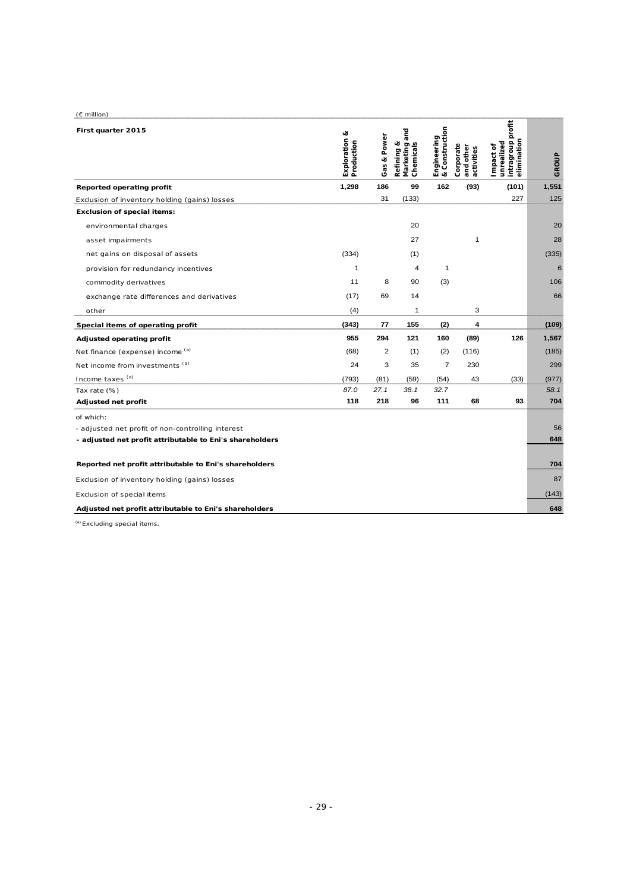(€ million)

| First quarter 2015 | Exploration & Production | Gas & Power | Refining & Marketing and Chemicals | Engineering & Construction | Corporate and other activities | Impact of unrealized intragroup profit elimination | GROUP |
|---|---|---|---|---|---|---|---|
| **Reported operating profit** | **1,298** | **186** | **99** | **162** | **(93)** | **(101)** | **1,551** |
| Exclusion of inventory holding (gains) losses | | 31 | (133) | | | 227 | 125 |
| **Exclusion of special items:** | | | | | | | |
| environmental charges | | | 20 | | | | 20 |
| asset impairments | | | 27 | | 1 | | 28 |
| net gains on disposal of assets | (334) | | (1) | | | | (335) |
| provision for redundancy incentives | 1 | | 4 | 1 | | | 6 |
| commodity derivatives | 11 | 8 | 90 | (3) | | | 106 |
| exchange rate differences and derivatives | (17) | 69 | 14 | | | | 66 |
| other | (4) | | 1 | | 3 | | |
| **Special items of operating profit** | **(343)** | **77** | **155** | **(2)** | **4** | | **(109)** |
| **Adjusted operating profit** | **955** | **294** | **121** | **160** | **(89)** | **126** | **1,567** |
| Net finance (expense) income [(a)] | (68) | 2 | (1) | (2) | (116) | | (185) |
| Net income from investments [(a)] | 24 | 3 | 35 | 7 | 230 | | 299 |
| Income taxes [(a)] | (793) | (81) | (59) | (54) | 43 | (33) | (977) |
| Tax rate (%) | *87.0* | *27.1* | *38.1* | *32.7* | | | *58.1* |
| **Adjusted net profit** | **118** | **218** | **96** | **111** | **68** | **93** | **704** |
| of which: | | | | | | | |
| - adjusted net profit of non-controlling interest | | | | | | | 56 |
| **- adjusted net profit attributable to Eni's shareholders** | | | | | | | **648** |
| | | | | | | | |
| **Reported net profit attributable to Eni's shareholders** | | | | | | | **704** |
| Exclusion of inventory holding (gains) losses | | | | | | | 87 |
| Exclusion of special items | | | | | | | (143) |
| **Adjusted net profit attributable to Eni's shareholders** | | | | | | | **648** |

(a) Excluding special items.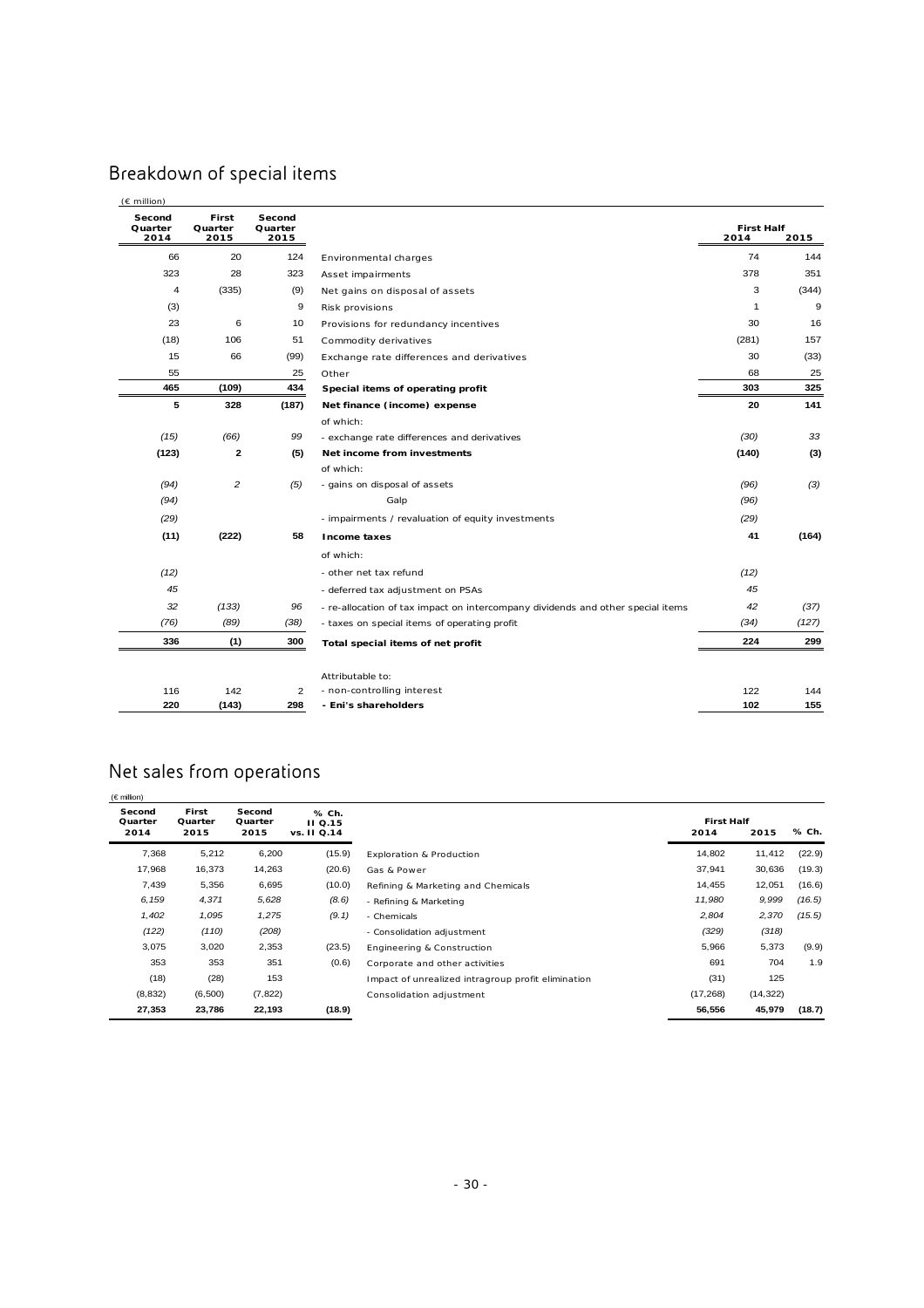## Breakdown of special items

(€ million)

| Second Quarter 2014 | First Quarter 2015 | Second Quarter 2015 | | First Half 2014 | First Half 2015 |
|---|---|---|---|---|---|
| 66 | 20 | 124 | Environmental charges | 74 | 144 |
| 323 | 28 | 323 | Asset impairments | 378 | 351 |
| 4 | (335) | (9) | Net gains on disposal of assets | 3 | (344) |
| (3) | | 9 | Risk provisions | 1 | 9 |
| 23 | 6 | 10 | Provisions for redundancy incentives | 30 | 16 |
| (18) | 106 | 51 | Commodity derivatives | (281) | 157 |
| 15 | 66 | (99) | Exchange rate differences and derivatives | 30 | (33) |
| 55 | | 25 | Other | 68 | 25 |
| **465** | **(109)** | **434** | **Special items of operating profit** | **303** | **325** |
| **5** | **328** | **(187)** | **Net finance (income) expense** | **20** | **141** |
| | | | of which: | | |
| *(15)* | *(66)* | *99* | *- exchange rate differences and derivatives* | *(30)* | *33* |
| **(123)** | **2** | **(5)** | **Net income from investments** | **(140)** | **(3)** |
| | | | of which: | | |
| *(94)* | *2* | *(5)* | *- gains on disposal of assets* | *(96)* | *(3)* |
| *(94)* | | | *Galp* | *(96)* | |
| *(29)* | | | *- impairments / revaluation of equity investments* | *(29)* | |
| **(11)** | **(222)** | **58** | **Income taxes** | **41** | **(164)** |
| | | | of which: | | |
| *(12)* | | | *- other net tax refund* | *(12)* | |
| *45* | | | *- deferred tax adjustment on PSAs* | *45* | |
| *32* | *(133)* | *96* | *- re-allocation of tax impact on intercompany dividends and other special items* | *42* | *(37)* |
| *(76)* | *(89)* | *(38)* | *- taxes on special items of operating profit* | *(34)* | *(127)* |
| **336** | **(1)** | **300** | **Total special items of net profit** | **224** | **299** |
| | | | Attributable to: | | |
| 116 | 142 | 2 | - non-controlling interest | 122 | 144 |
| **220** | **(143)** | **298** | **- Eni's shareholders** | **102** | **155** |

## Net sales from operations

(€ million)

| Second Quarter 2014 | First Quarter 2015 | Second Quarter 2015 | % Ch. II Q.15 vs. II Q.14 | | First Half 2014 | First Half 2015 | % Ch. |
|---|---|---|---|---|---|---|---|
| 7,368 | 5,212 | 6,200 | (15.9) | Exploration & Production | 14,802 | 11,412 | (22.9) |
| 17,968 | 16,373 | 14,263 | (20.6) | Gas & Power | 37,941 | 30,636 | (19.3) |
| 7,439 | 5,356 | 6,695 | (10.0) | Refining & Marketing and Chemicals | 14,455 | 12,051 | (16.6) |
| *6,159* | *4,371* | *5,628* | *(8.6)* | *- Refining & Marketing* | *11,980* | *9,999* | *(16.5)* |
| *1,402* | *1,095* | *1,275* | *(9.1)* | *- Chemicals* | *2,804* | *2,370* | *(15.5)* |
| *(122)* | *(110)* | *(208)* | | *- Consolidation adjustment* | *(329)* | *(318)* | |
| 3,075 | 3,020 | 2,353 | (23.5) | Engineering & Construction | 5,966 | 5,373 | (9.9) |
| 353 | 353 | 351 | (0.6) | Corporate and other activities | 691 | 704 | 1.9 |
| (18) | (28) | 153 | | Impact of unrealized intragroup profit elimination | (31) | 125 | |
| (8,832) | (6,500) | (7,822) | | Consolidation adjustment | (17,268) | (14,322) | |
| **27,353** | **23,786** | **22,193** | **(18.9)** | | **56,556** | **45,979** | **(18.7)** |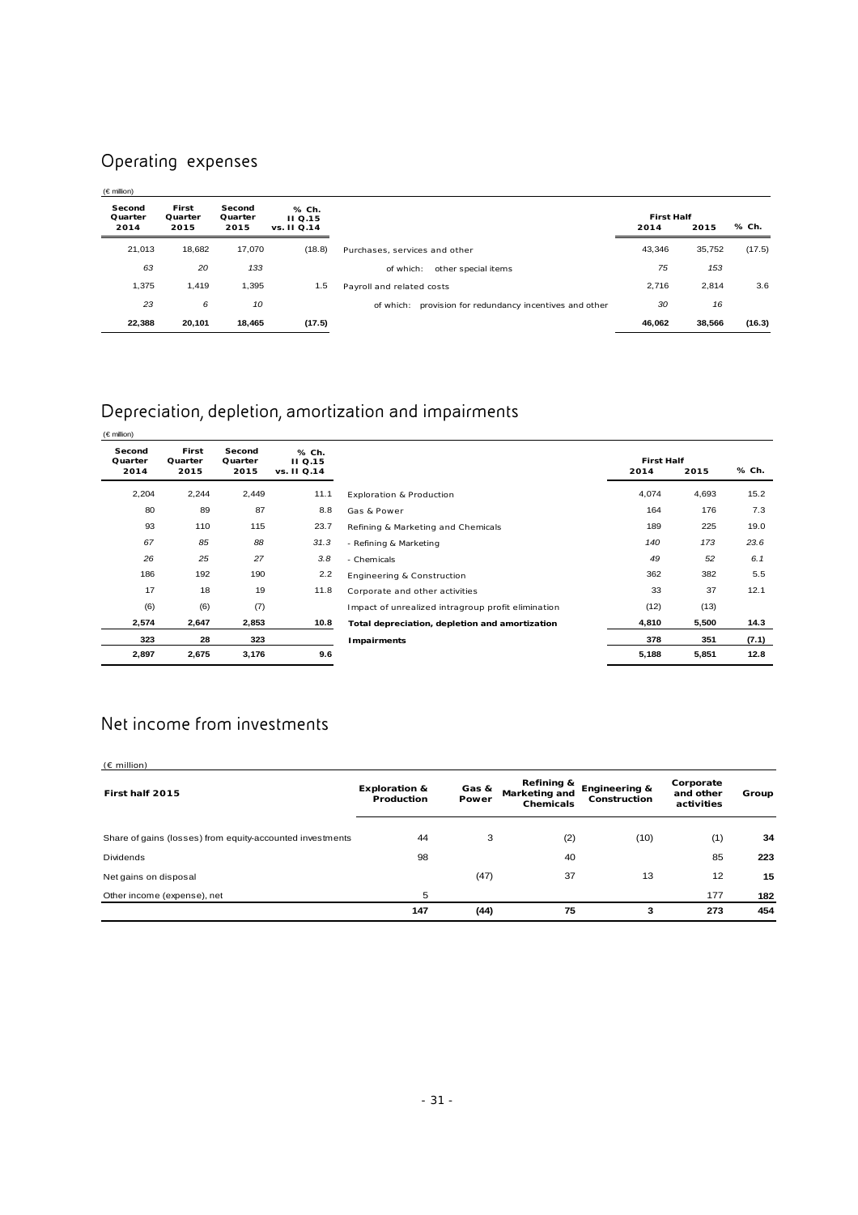## Operating expenses

(€ million)

| Second Quarter 2014 | First Quarter 2015 | Second Quarter 2015 | % Ch. II Q.15 vs. II Q.14 | | First Half 2014 | First Half 2015 | % Ch. |
|---|---|---|---|---|---|---|---|
| 21,013 | 18,682 | 17,070 | (18.8) | Purchases, services and other | 43,346 | 35,752 | (17.5) |
| *63* | *20* | *133* | | of which: other special items | *75* | *153* | |
| 1,375 | 1,419 | 1,395 | 1.5 | Payroll and related costs | 2,716 | 2,814 | 3.6 |
| *23* | *6* | *10* | | of which: provision for redundancy incentives and other | *30* | *16* | |
| **22,388** | **20,101** | **18,465** | **(17.5)** | | **46,062** | **38,566** | **(16.3)** |

## Depreciation, depletion, amortization and impairments

(€ million)

| Second Quarter 2014 | First Quarter 2015 | Second Quarter 2015 | % Ch. II Q.15 vs. II Q.14 | | First Half 2014 | First Half 2015 | % Ch. |
|---|---|---|---|---|---|---|---|
| 2,204 | 2,244 | 2,449 | 11.1 | Exploration & Production | 4,074 | 4,693 | 15.2 |
| 80 | 89 | 87 | 8.8 | Gas & Power | 164 | 176 | 7.3 |
| 93 | 110 | 115 | 23.7 | Refining & Marketing and Chemicals | 189 | 225 | 19.0 |
| *67* | *85* | *88* | *31.3* | *- Refining & Marketing* | *140* | *173* | *23.6* |
| *26* | *25* | *27* | *3.8* | *- Chemicals* | *49* | *52* | *6.1* |
| 186 | 192 | 190 | 2.2 | Engineering & Construction | 362 | 382 | 5.5 |
| 17 | 18 | 19 | 11.8 | Corporate and other activities | 33 | 37 | 12.1 |
| (6) | (6) | (7) | | Impact of unrealized intragroup profit elimination | (12) | (13) | |
| **2,574** | **2,647** | **2,853** | **10.8** | **Total depreciation, depletion and amortization** | **4,810** | **5,500** | **14.3** |
| **323** | **28** | **323** | | **Impairments** | **378** | **351** | **(7.1)** |
| **2,897** | **2,675** | **3,176** | **9.6** | | **5,188** | **5,851** | **12.8** |

## Net income from investments

(€ million)

| First half 2015 | Exploration & Production | Gas & Power | Refining & Marketing and Chemicals | Engineering & Construction | Corporate and other activities | Group |
|---|---|---|---|---|---|---|
| Share of gains (losses) from equity-accounted investments | 44 | 3 | (2) | (10) | (1) | **34** |
| Dividends | 98 | | 40 | | 85 | **223** |
| Net gains on disposal | | (47) | 37 | 13 | 12 | **15** |
| Other income (expense), net | 5 | | | | 177 | **182** |
| | **147** | **(44)** | **75** | **3** | **273** | **454** |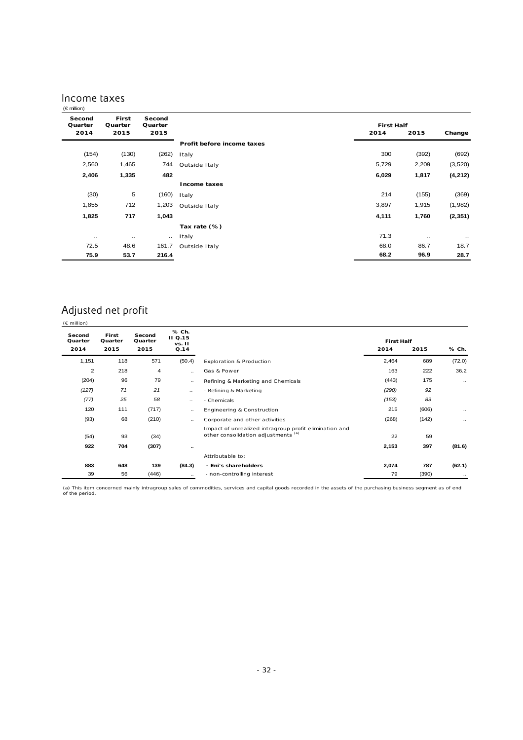## Income taxes

(€ million)

| Second Quarter 2014 | First Quarter 2015 | Second Quarter 2015 | | First Half 2014 | First Half 2015 | Change |
|---|---|---|---|---|---|---|
| | | | **Profit before income taxes** | | | |
| (154) | (130) | (262) | Italy | 300 | (392) | (692) |
| 2,560 | 1,465 | 744 | Outside Italy | 5,729 | 2,209 | (3,520) |
| **2,406** | **1,335** | **482** | | **6,029** | **1,817** | **(4,212)** |
| | | | **Income taxes** | | | |
| (30) | 5 | (160) | Italy | 214 | (155) | (369) |
| 1,855 | 712 | 1,203 | Outside Italy | 3,897 | 1,915 | (1,982) |
| **1,825** | **717** | **1,043** | | **4,111** | **1,760** | **(2,351)** |
| | | | **Tax rate (%)** | | | |
| .. | .. | .. | Italy | 71.3 | .. | .. |
| 72.5 | 48.6 | 161.7 | Outside Italy | 68.0 | 86.7 | 18.7 |
| **75.9** | **53.7** | **216.4** | | **68.2** | **96.9** | **28.7** |

## Adjusted net profit

(€ million)

| Second Quarter 2014 | First Quarter 2015 | Second Quarter 2015 | % Ch. II Q.15 vs. II Q.14 | | First Half 2014 | First Half 2015 | % Ch. |
|---|---|---|---|---|---|---|---|
| 1,151 | 118 | 571 | (50.4) | Exploration & Production | 2,464 | 689 | (72.0) |
| 2 | 218 | 4 | .. | Gas & Power | 163 | 222 | 36.2 |
| (204) | 96 | 79 | .. | Refining & Marketing and Chemicals | (443) | 175 | .. |
| *(127)* | *71* | *21* | .. | - Refining & Marketing | *(290)* | *92* | |
| *(77)* | *25* | *58* | .. | - Chemicals | *(153)* | *83* | |
| 120 | 111 | (717) | .. | Engineering & Construction | 215 | (606) | .. |
| (93) | 68 | (210) | .. | Corporate and other activities | (268) | (142) | .. |
| (54) | 93 | (34) | | Impact of unrealized intragroup profit elimination and other consolidation adjustments [(a)] | 22 | 59 | |
| **922** | **704** | **(307)** | **..** | | **2,153** | **397** | **(81.6)** |
| | | | | Attributable to: | | | |
| **883** | **648** | **139** | **(84.3)** | **- Eni's shareholders** | **2,074** | **787** | **(62.1)** |
| 39 | 56 | (446) | .. | - non-controlling interest | 79 | (390) | .. |

(a) This item concerned mainly intragroup sales of commodities, services and capital goods recorded in the assets of the purchasing business segment as of end of the period.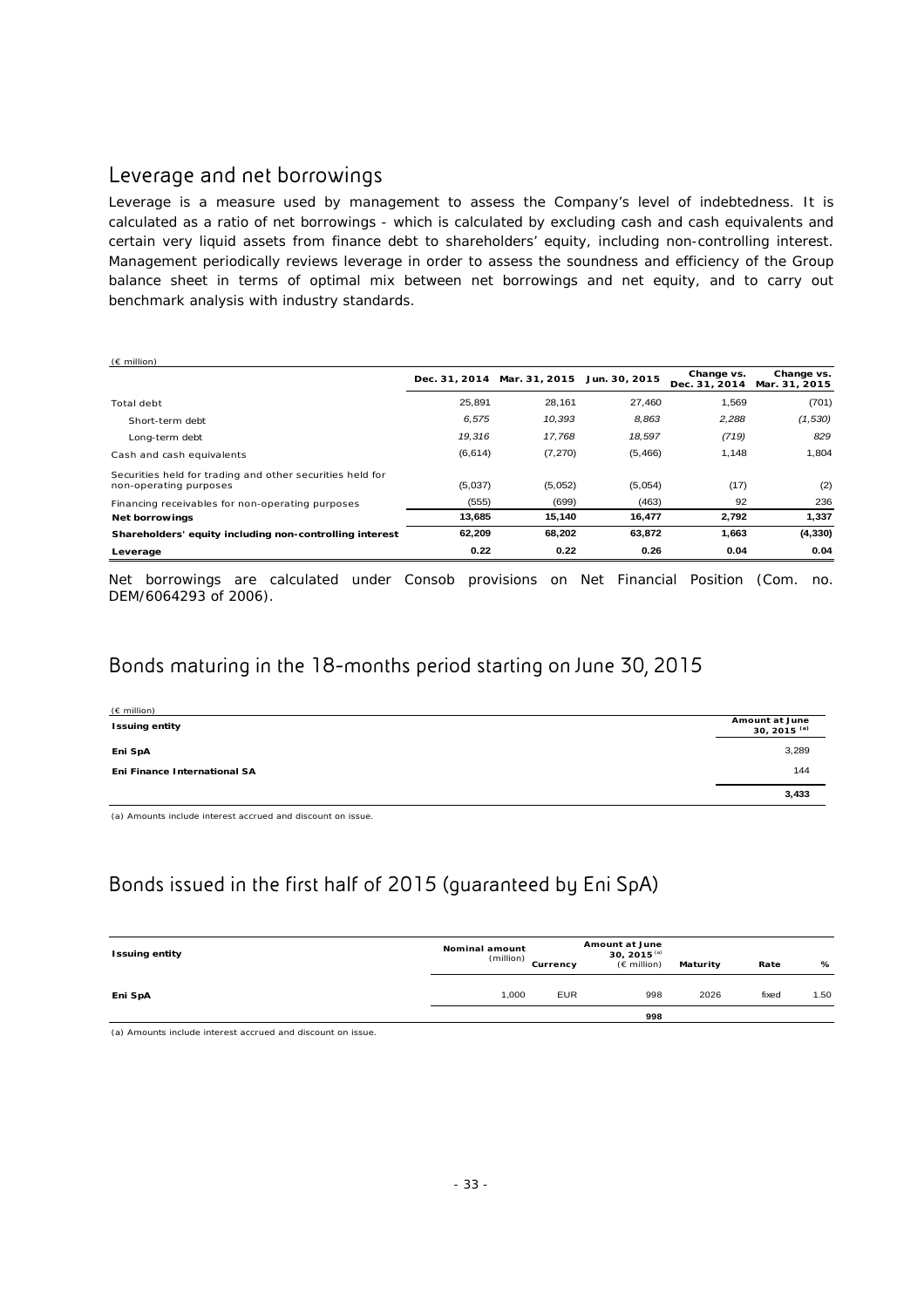## Leverage and net borrowings

Leverage is a measure used by management to assess the Company's level of indebtedness. It is calculated as a ratio of net borrowings - which is calculated by excluding cash and cash equivalents and certain very liquid assets from finance debt to shareholders' equity, including non-controlling interest. Management periodically reviews leverage in order to assess the soundness and efficiency of the Group balance sheet in terms of optimal mix between net borrowings and net equity, and to carry out benchmark analysis with industry standards.

| (€ million) | Dec. 31, 2014 | Mar. 31, 2015 | Jun. 30, 2015 | Change vs. Dec. 31, 2014 | Change vs. Mar. 31, 2015 |
|---|---|---|---|---|---|
| Total debt | 25,891 | 28,161 | 27,460 | 1,569 | (701) |
| *Short-term debt* | *6,575* | *10,393* | *8,863* | *2,288* | *(1,530)* |
| *Long-term debt* | *19,316* | *17,768* | *18,597* | *(719)* | *829* |
| Cash and cash equivalents | (6,614) | (7,270) | (5,466) | 1,148 | 1,804 |
| Securities held for trading and other securities held for non-operating purposes | (5,037) | (5,052) | (5,054) | (17) | (2) |
| Financing receivables for non-operating purposes | (555) | (699) | (463) | 92 | 236 |
| **Net borrowings** | **13,685** | **15,140** | **16,477** | **2,792** | **1,337** |
| **Shareholders' equity including non-controlling interest** | **62,209** | **68,202** | **63,872** | **1,663** | **(4,330)** |
| **Leverage** | **0.22** | **0.22** | **0.26** | **0.04** | **0.04** |

Net borrowings are calculated under Consob provisions on Net Financial Position (Com. no. DEM/6064293 of 2006).

## Bonds maturing in the 18-months period starting on June 30, 2015

| (€ million) Issuing entity | Amount at June 30, 2015 [a] |
|---|---|
| **Eni SpA** | 3,289 |
| **Eni Finance International SA** | 144 |
| | **3,433** |

(a) Amounts include interest accrued and discount on issue.

## Bonds issued in the first half of 2015 (guaranteed by Eni SpA)

| Issuing entity | Nominal amount (million) | Currency | Amount at June 30, 2015 [a] (€ million) | Maturity | Rate | % |
|---|---|---|---|---|---|---|
| **Eni SpA** | 1,000 | EUR | 998 | 2026 | fixed | 1.50 |
| | | | **998** | | | |

(a) Amounts include interest accrued and discount on issue.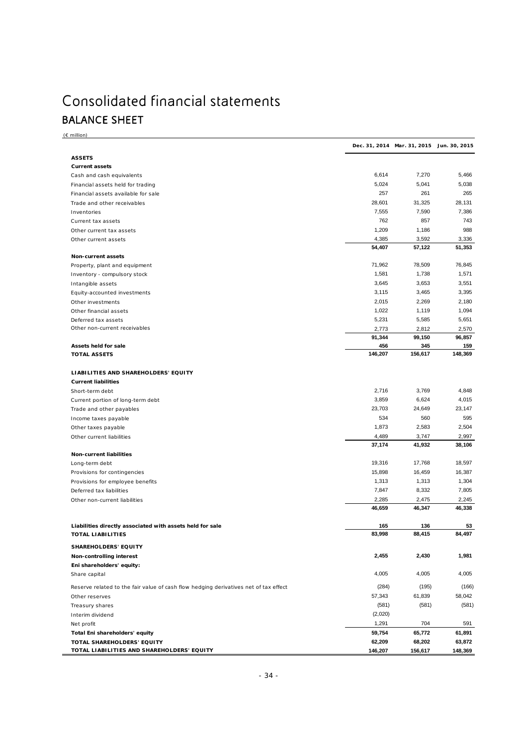# Consolidated financial statements

## BALANCE SHEET

(€ million)

| | Dec. 31, 2014 | Mar. 31, 2015 | Jun. 30, 2015 |
|---|---|---|---|
| **ASSETS** | | | |
| **Current assets** | | | |
| Cash and cash equivalents | 6,614 | 7,270 | 5,466 |
| Financial assets held for trading | 5,024 | 5,041 | 5,038 |
| Financial assets available for sale | 257 | 261 | 265 |
| Trade and other receivables | 28,601 | 31,325 | 28,131 |
| Inventories | 7,555 | 7,590 | 7,386 |
| Current tax assets | 762 | 857 | 743 |
| Other current tax assets | 1,209 | 1,186 | 988 |
| Other current assets | 4,385 | 3,592 | 3,336 |
| | **54,407** | **57,122** | **51,353** |
| **Non-current assets** | | | |
| Property, plant and equipment | 71,962 | 78,509 | 76,845 |
| Inventory - compulsory stock | 1,581 | 1,738 | 1,571 |
| Intangible assets | 3,645 | 3,653 | 3,551 |
| Equity-accounted investments | 3,115 | 3,465 | 3,395 |
| Other investments | 2,015 | 2,269 | 2,180 |
| Other financial assets | 1,022 | 1,119 | 1,094 |
| Deferred tax assets | 5,231 | 5,585 | 5,651 |
| Other non-current receivables | 2,773 | 2,812 | 2,570 |
| | **91,344** | **99,150** | **96,857** |
| **Assets held for sale** | **456** | **345** | **159** |
| **TOTAL ASSETS** | **146,207** | **156,617** | **148,369** |
| | | | |
| **LIABILITIES AND SHAREHOLDERS' EQUITY** | | | |
| **Current liabilities** | | | |
| Short-term debt | 2,716 | 3,769 | 4,848 |
| Current portion of long-term debt | 3,859 | 6,624 | 4,015 |
| Trade and other payables | 23,703 | 24,649 | 23,147 |
| Income taxes payable | 534 | 560 | 595 |
| Other taxes payable | 1,873 | 2,583 | 2,504 |
| Other current liabilities | 4,489 | 3,747 | 2,997 |
| | **37,174** | **41,932** | **38,106** |
| **Non-current liabilities** | | | |
| Long-term debt | 19,316 | 17,768 | 18,597 |
| Provisions for contingencies | 15,898 | 16,459 | 16,387 |
| Provisions for employee benefits | 1,313 | 1,313 | 1,304 |
| Deferred tax liabilities | 7,847 | 8,332 | 7,805 |
| Other non-current liabilities | 2,285 | 2,475 | 2,245 |
| | **46,659** | **46,347** | **46,338** |
| | | | |
| **Liabilities directly associated with assets held for sale** | **165** | **136** | **53** |
| **TOTAL LIABILITIES** | **83,998** | **88,415** | **84,497** |
| **SHAREHOLDERS' EQUITY** | | | |
| **Non-controlling interest** | **2,455** | **2,430** | **1,981** |
| **Eni shareholders' equity:** | | | |
| Share capital | 4,005 | 4,005 | 4,005 |
| Reserve related to the fair value of cash flow hedging derivatives net of tax effect | (284) | (195) | (166) |
| Other reserves | 57,343 | 61,839 | 58,042 |
| Treasury shares | (581) | (581) | (581) |
| Interim dividend | (2,020) | | |
| Net profit | 1,291 | 704 | 591 |
| **Total Eni shareholders' equity** | **59,754** | **65,772** | **61,891** |
| **TOTAL SHAREHOLDERS' EQUITY** | **62,209** | **68,202** | **63,872** |
| **TOTAL LIABILITIES AND SHAREHOLDERS' EQUITY** | **146,207** | **156,617** | **148,369** |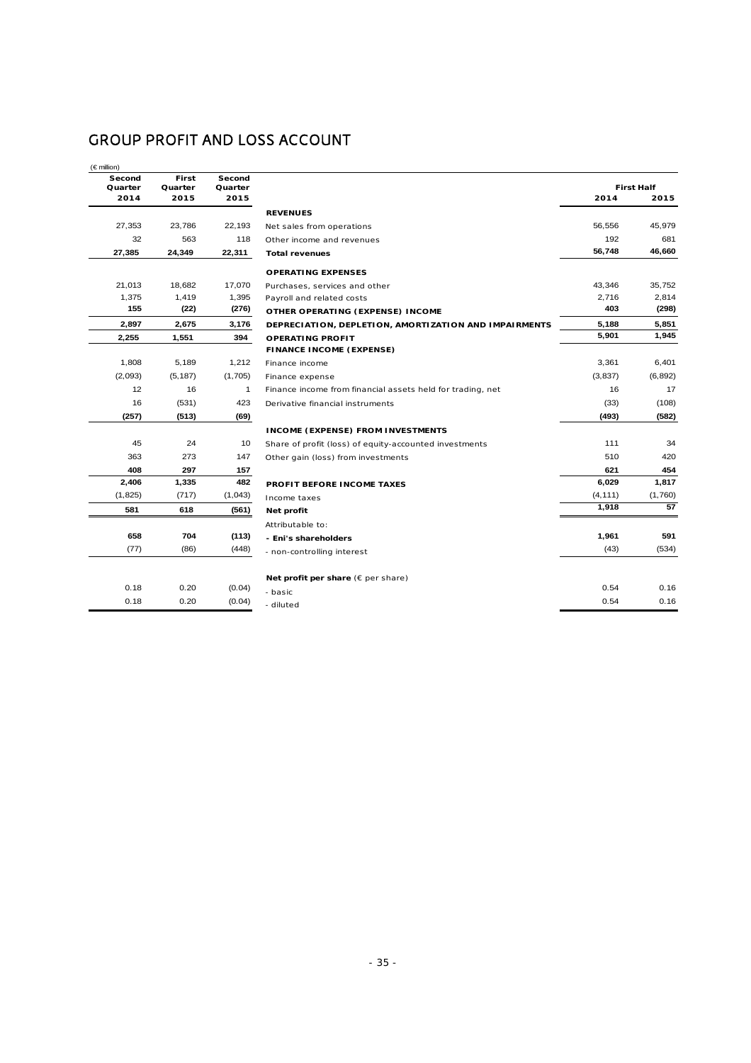# GROUP PROFIT AND LOSS ACCOUNT

(€ million)

| Second Quarter 2014 | First Quarter 2015 | Second Quarter 2015 | | First Half 2014 | First Half 2015 |
|---|---|---|---|---|---|
| | | | **REVENUES** | | |
| 27,353 | 23,786 | 22,193 | Net sales from operations | 56,556 | 45,979 |
| 32 | 563 | 118 | Other income and revenues | 192 | 681 |
| **27,385** | **24,349** | **22,311** | **Total revenues** | **56,748** | **46,660** |
| | | | **OPERATING EXPENSES** | | |
| 21,013 | 18,682 | 17,070 | Purchases, services and other | 43,346 | 35,752 |
| 1,375 | 1,419 | 1,395 | Payroll and related costs | 2,716 | 2,814 |
| **155** | **(22)** | **(276)** | **OTHER OPERATING (EXPENSE) INCOME** | **403** | **(298)** |
| **2,897** | **2,675** | **3,176** | **DEPRECIATION, DEPLETION, AMORTIZATION AND IMPAIRMENTS** | **5,188** | **5,851** |
| **2,255** | **1,551** | **394** | **OPERATING PROFIT** | **5,901** | **1,945** |
| | | | **FINANCE INCOME (EXPENSE)** | | |
| 1,808 | 5,189 | 1,212 | Finance income | 3,361 | 6,401 |
| (2,093) | (5,187) | (1,705) | Finance expense | (3,837) | (6,892) |
| 12 | 16 | 1 | Finance income from financial assets held for trading, net | 16 | 17 |
| 16 | (531) | 423 | Derivative financial instruments | (33) | (108) |
| **(257)** | **(513)** | **(69)** | | **(493)** | **(582)** |
| | | | **INCOME (EXPENSE) FROM INVESTMENTS** | | |
| 45 | 24 | 10 | Share of profit (loss) of equity-accounted investments | 111 | 34 |
| 363 | 273 | 147 | Other gain (loss) from investments | 510 | 420 |
| **408** | **297** | **157** | | **621** | **454** |
| **2,406** | **1,335** | **482** | **PROFIT BEFORE INCOME TAXES** | **6,029** | **1,817** |
| (1,825) | (717) | (1,043) | Income taxes | (4,111) | (1,760) |
| **581** | **618** | **(561)** | **Net profit** | **1,918** | **57** |
| | | | Attributable to: | | |
| **658** | **704** | **(113)** | **- Eni's shareholders** | **1,961** | **591** |
| (77) | (86) | (448) | - non-controlling interest | (43) | (534) |
| | | | **Net profit per share** (€ per share) | | |
| 0.18 | 0.20 | (0.04) | - basic | 0.54 | 0.16 |
| 0.18 | 0.20 | (0.04) | - diluted | 0.54 | 0.16 |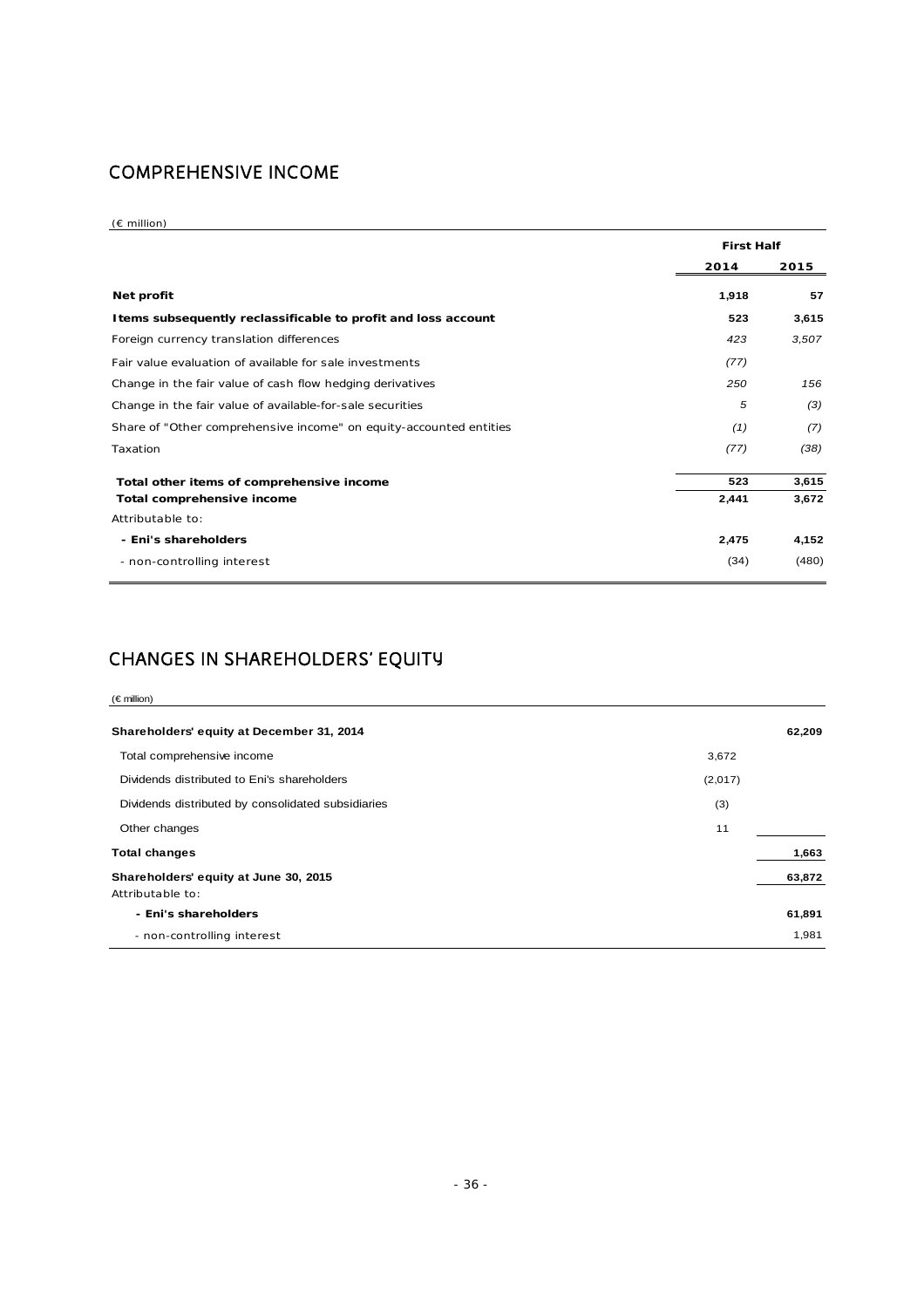## COMPREHENSIVE INCOME

(€ million)

| | First Half | |
|---|---|---|
| | 2014 | 2015 |
| **Net profit** | **1,918** | **57** |
| **Items subsequently reclassificable to profit and loss account** | **523** | **3,615** |
| Foreign currency translation differences | *423* | *3,507* |
| Fair value evaluation of available for sale investments | *(77)* | |
| Change in the fair value of cash flow hedging derivatives | *250* | *156* |
| Change in the fair value of available-for-sale securities | *5* | *(3)* |
| Share of "Other comprehensive income" on equity-accounted entities | *(1)* | *(7)* |
| Taxation | *(77)* | *(38)* |
| **Total other items of comprehensive income** | **523** | **3,615** |
| **Total comprehensive income** | **2,441** | **3,672** |
| Attributable to: | | |
| **- Eni's shareholders** | **2,475** | **4,152** |
| - non-controlling interest | (34) | (480) |

## CHANGES IN SHAREHOLDERS' EQUITY

(€ million)

| | | |
|---|---|---|
| **Shareholders' equity at December 31, 2014** | | **62,209** |
| Total comprehensive income | 3,672 | |
| Dividends distributed to Eni's shareholders | (2,017) | |
| Dividends distributed by consolidated subsidiaries | (3) | |
| Other changes | 11 | |
| **Total changes** | | **1,663** |
| **Shareholders' equity at June 30, 2015** | | **63,872** |
| Attributable to: | | |
| **- Eni's shareholders** | | **61,891** |
| - non-controlling interest | | 1,981 |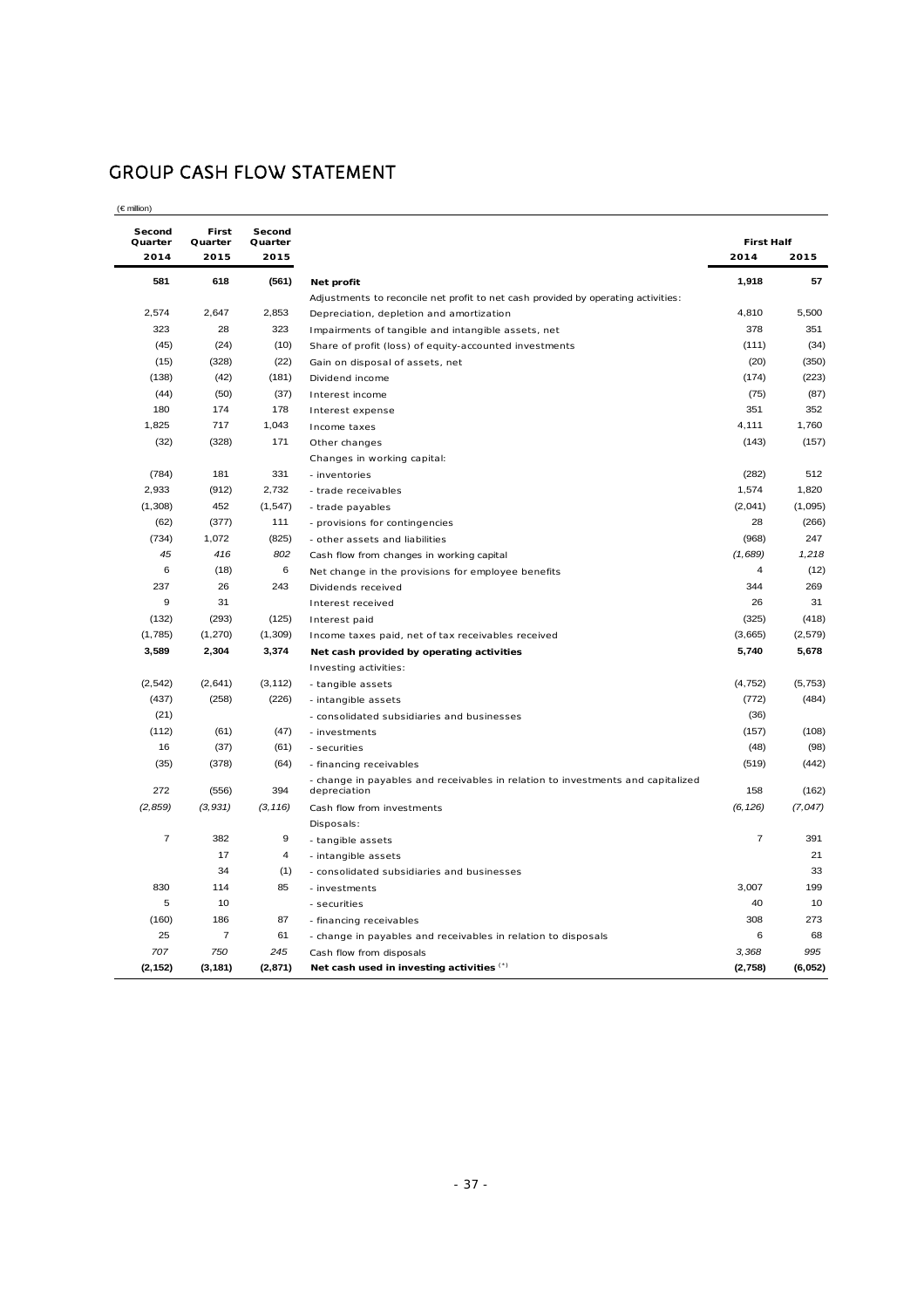# GROUP CASH FLOW STATEMENT

(€ million)

| Second Quarter 2014 | First Quarter 2015 | Second Quarter 2015 | | First Half 2014 | First Half 2015 |
|---|---|---|---|---|---|
| **581** | **618** | **(561)** | **Net profit** | **1,918** | **57** |
| | | | Adjustments to reconcile net profit to net cash provided by operating activities: | | |
| 2,574 | 2,647 | 2,853 | Depreciation, depletion and amortization | 4,810 | 5,500 |
| 323 | 28 | 323 | Impairments of tangible and intangible assets, net | 378 | 351 |
| (45) | (24) | (10) | Share of profit (loss) of equity-accounted investments | (111) | (34) |
| (15) | (328) | (22) | Gain on disposal of assets, net | (20) | (350) |
| (138) | (42) | (181) | Dividend income | (174) | (223) |
| (44) | (50) | (37) | Interest income | (75) | (87) |
| 180 | 174 | 178 | Interest expense | 351 | 352 |
| 1,825 | 717 | 1,043 | Income taxes | 4,111 | 1,760 |
| (32) | (328) | 171 | Other changes | (143) | (157) |
| | | | Changes in working capital: | | |
| (784) | 181 | 331 | - inventories | (282) | 512 |
| 2,933 | (912) | 2,732 | - trade receivables | 1,574 | 1,820 |
| (1,308) | 452 | (1,547) | - trade payables | (2,041) | (1,095) |
| (62) | (377) | 111 | - provisions for contingencies | 28 | (266) |
| (734) | 1,072 | (825) | - other assets and liabilities | (968) | 247 |
| *45* | *416* | *802* | Cash flow from changes in working capital | *(1,689)* | *1,218* |
| 6 | (18) | 6 | Net change in the provisions for employee benefits | 4 | (12) |
| 237 | 26 | 243 | Dividends received | 344 | 269 |
| 9 | 31 | | Interest received | 26 | 31 |
| (132) | (293) | (125) | Interest paid | (325) | (418) |
| (1,785) | (1,270) | (1,309) | Income taxes paid, net of tax receivables received | (3,665) | (2,579) |
| **3,589** | **2,304** | **3,374** | **Net cash provided by operating activities** | **5,740** | **5,678** |
| | | | Investing activities: | | |
| (2,542) | (2,641) | (3,112) | - tangible assets | (4,752) | (5,753) |
| (437) | (258) | (226) | - intangible assets | (772) | (484) |
| (21) | | | - consolidated subsidiaries and businesses | (36) | |
| (112) | (61) | (47) | - investments | (157) | (108) |
| 16 | (37) | (61) | - securities | (48) | (98) |
| (35) | (378) | (64) | - financing receivables | (519) | (442) |
| 272 | (556) | 394 | - change in payables and receivables in relation to investments and capitalized depreciation | 158 | (162) |
| *(2,859)* | *(3,931)* | *(3,116)* | Cash flow from investments | *(6,126)* | *(7,047)* |
| | | | Disposals: | | |
| 7 | 382 | 9 | - tangible assets | 7 | 391 |
| | 17 | 4 | - intangible assets | | 21 |
| | 34 | (1) | - consolidated subsidiaries and businesses | | 33 |
| 830 | 114 | 85 | - investments | 3,007 | 199 |
| 5 | 10 | | - securities | 40 | 10 |
| (160) | 186 | 87 | - financing receivables | 308 | 273 |
| 25 | 7 | 61 | - change in payables and receivables in relation to disposals | 6 | 68 |
| *707* | *750* | *245* | Cash flow from disposals | *3,368* | *995* |
| **(2,152)** | **(3,181)** | **(2,871)** | **Net cash used in investing activities** (*) | **(2,758)** | **(6,052)** |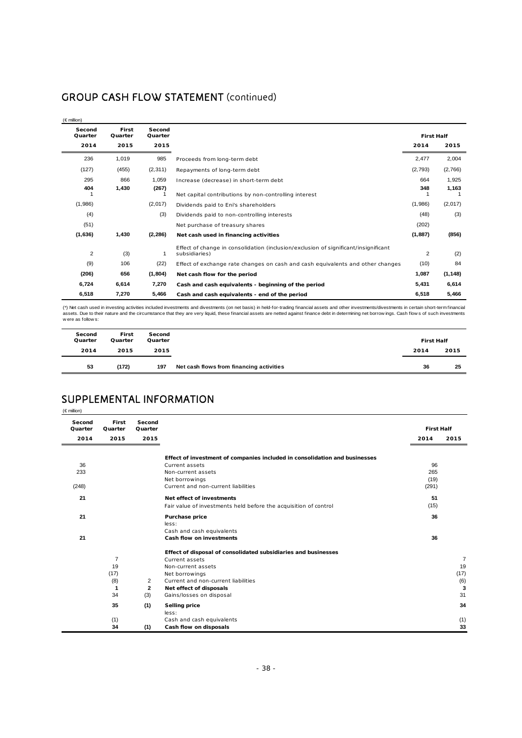# GROUP CASH FLOW STATEMENT (continued)

(€ million)

| Second Quarter 2014 | First Quarter 2015 | Second Quarter 2015 | | First Half 2014 | First Half 2015 |
|---|---|---|---|---|---|
| 236 | 1,019 | 985 | Proceeds from long-term debt | 2,477 | 2,004 |
| (127) | (455) | (2,311) | Repayments of long-term debt | (2,793) | (2,766) |
| 295 | 866 | 1,059 | Increase (decrease) in short-term debt | 664 | 1,925 |
| 404 | 1,430 | (267) | | 348 | 1,163 |
| 1 | | 1 | Net capital contributions by non-controlling interest | 1 | 1 |
| (1,986) | | (2,017) | Dividends paid to Eni's shareholders | (1,986) | (2,017) |
| (4) | | (3) | Dividends paid to non-controlling interests | (48) | (3) |
| (51) | | | Net purchase of treasury shares | (202) | |
| **(1,636)** | **1,430** | **(2,286)** | **Net cash used in financing activities** | **(1,887)** | **(856)** |
| 2 | (3) | 1 | Effect of change in consolidation (inclusion/exclusion of significant/insignificant subsidiaries) | 2 | (2) |
| (9) | 106 | (22) | Effect of exchange rate changes on cash and cash equivalents and other changes | (10) | 84 |
| **(206)** | **656** | **(1,804)** | **Net cash flow for the period** | **1,087** | **(1,148)** |
| **6,724** | **6,614** | **7,270** | **Cash and cash equivalents - beginning of the period** | **5,431** | **6,614** |
| **6,518** | **7,270** | **5,466** | **Cash and cash equivalents - end of the period** | **6,518** | **5,466** |

(*) Net cash used in investing activities included investments and divestments (on net basis) in held-for-trading financial assets and other investments/divestments in certain short-term financial assets. Due to their nature and the circumstance that they are very liquid, these financial assets are netted against finance debt in determining net borrowings. Cash flows of such investments were as follows:

| Second Quarter 2014 | First Quarter 2015 | Second Quarter 2015 | | First Half 2014 | First Half 2015 |
|---|---|---|---|---|---|
| **53** | **(172)** | **197** | **Net cash flows from financing activities** | **36** | **25** |

# SUPPLEMENTAL INFORMATION

(€ million)

| Second Quarter 2014 | First Quarter 2015 | Second Quarter 2015 | | First Half 2014 | First Half 2015 |
|---|---|---|---|---|---|
| | | | **Effect of investment of companies included in consolidation and businesses** | | |
| 36 | | | Current assets | 96 | |
| 233 | | | Non-current assets | 265 | |
| | | | Net borrowings | (19) | |
| (248) | | | Current and non-current liabilities | (291) | |
| **21** | | | **Net effect of investments** | **51** | |
| | | | Fair value of investments held before the acquisition of control | (15) | |
| **21** | | | **Purchase price** | **36** | |
| | | | less: | | |
| | | | Cash and cash equivalents | | |
| **21** | | | **Cash flow on investments** | **36** | |
| | | | **Effect of disposal of consolidated subsidiaries and businesses** | | |
| | 7 | | Current assets | | 7 |
| | 19 | | Non-current assets | | 19 |
| | (17) | | Net borrowings | | (17) |
| | (8) | 2 | Current and non-current liabilities | | (6) |
| | **1** | **2** | **Net effect of disposals** | | **3** |
| | 34 | (3) | Gains/losses on disposal | | 31 |
| | **35** | **(1)** | **Selling price** | | **34** |
| | | | less: | | |
| | (1) | | Cash and cash equivalents | | (1) |
| | **34** | **(1)** | **Cash flow on disposals** | | **33** |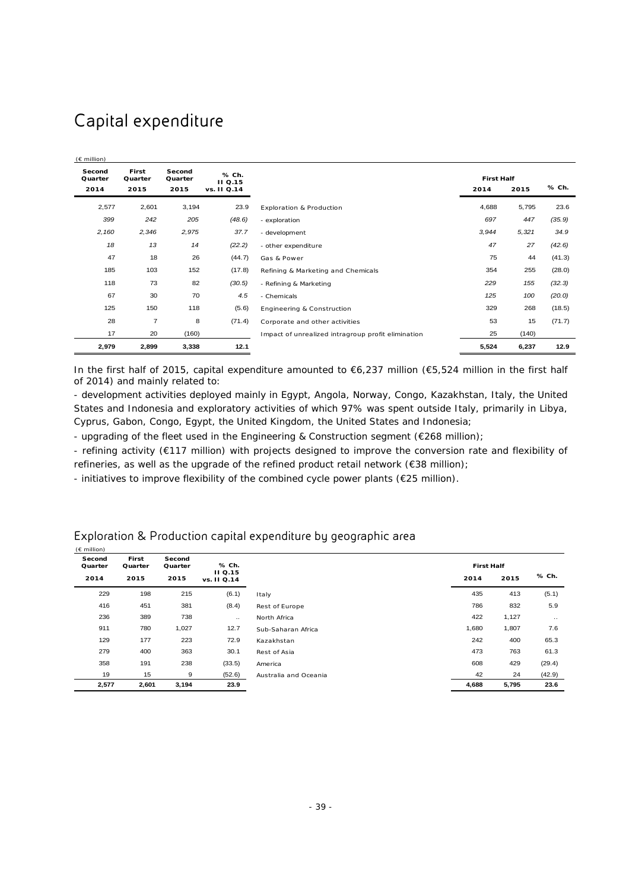# Capital expenditure

(€ million)

| Second Quarter 2014 | First Quarter 2015 | Second Quarter 2015 | % Ch. II Q.15 vs. II Q.14 | | First Half 2014 | First Half 2015 | % Ch. |
|---|---|---|---|---|---|---|---|
| 2,577 | 2,601 | 3,194 | 23.9 | Exploration & Production | 4,688 | 5,795 | 23.6 |
| *399* | *242* | *205* | *(48.6)* | *- exploration* | *697* | *447* | *(35.9)* |
| *2,160* | *2,346* | *2,975* | *37.7* | *- development* | *3,944* | *5,321* | *34.9* |
| *18* | *13* | *14* | *(22.2)* | *- other expenditure* | *47* | *27* | *(42.6)* |
| 47 | 18 | 26 | (44.7) | Gas & Power | 75 | 44 | (41.3) |
| 185 | 103 | 152 | (17.8) | Refining & Marketing and Chemicals | 354 | 255 | (28.0) |
| *118* | *73* | *82* | *(30.5)* | *- Refining & Marketing* | *229* | *155* | *(32.3)* |
| *67* | *30* | *70* | *4.5* | *- Chemicals* | *125* | *100* | *(20.0)* |
| 125 | 150 | 118 | (5.6) | Engineering & Construction | 329 | 268 | (18.5) |
| 28 | 7 | 8 | (71.4) | Corporate and other activities | 53 | 15 | (71.7) |
| 17 | 20 | (160) | | Impact of unrealized intragroup profit elimination | 25 | (140) | |
| **2,979** | **2,899** | **3,338** | **12.1** | | **5,524** | **6,237** | **12.9** |

In the first half of 2015, capital expenditure amounted to €6,237 million (€5,524 million in the first half of 2014) and mainly related to:

- development activities deployed mainly in Egypt, Angola, Norway, Congo, Kazakhstan, Italy, the United States and Indonesia and exploratory activities of which 97% was spent outside Italy, primarily in Libya, Cyprus, Gabon, Congo, Egypt, the United Kingdom, the United States and Indonesia;
- upgrading of the fleet used in the Engineering & Construction segment (€268 million);
- refining activity (€117 million) with projects designed to improve the conversion rate and flexibility of refineries, as well as the upgrade of the refined product retail network (€38 million);
- initiatives to improve flexibility of the combined cycle power plants (€25 million).

## Exploration & Production capital expenditure by geographic area

(€ million)

| Second Quarter 2014 | First Quarter 2015 | Second Quarter 2015 | % Ch. II Q.15 vs. II Q.14 | | First Half 2014 | First Half 2015 | % Ch. |
|---|---|---|---|---|---|---|---|
| 229 | 198 | 215 | (6.1) | Italy | 435 | 413 | (5.1) |
| 416 | 451 | 381 | (8.4) | Rest of Europe | 786 | 832 | 5.9 |
| 236 | 389 | 738 | .. | North Africa | 422 | 1,127 | .. |
| 911 | 780 | 1,027 | 12.7 | Sub-Saharan Africa | 1,680 | 1,807 | 7.6 |
| 129 | 177 | 223 | 72.9 | Kazakhstan | 242 | 400 | 65.3 |
| 279 | 400 | 363 | 30.1 | Rest of Asia | 473 | 763 | 61.3 |
| 358 | 191 | 238 | (33.5) | America | 608 | 429 | (29.4) |
| 19 | 15 | 9 | (52.6) | Australia and Oceania | 42 | 24 | (42.9) |
| **2,577** | **2,601** | **3,194** | **23.9** | | **4,688** | **5,795** | **23.6** |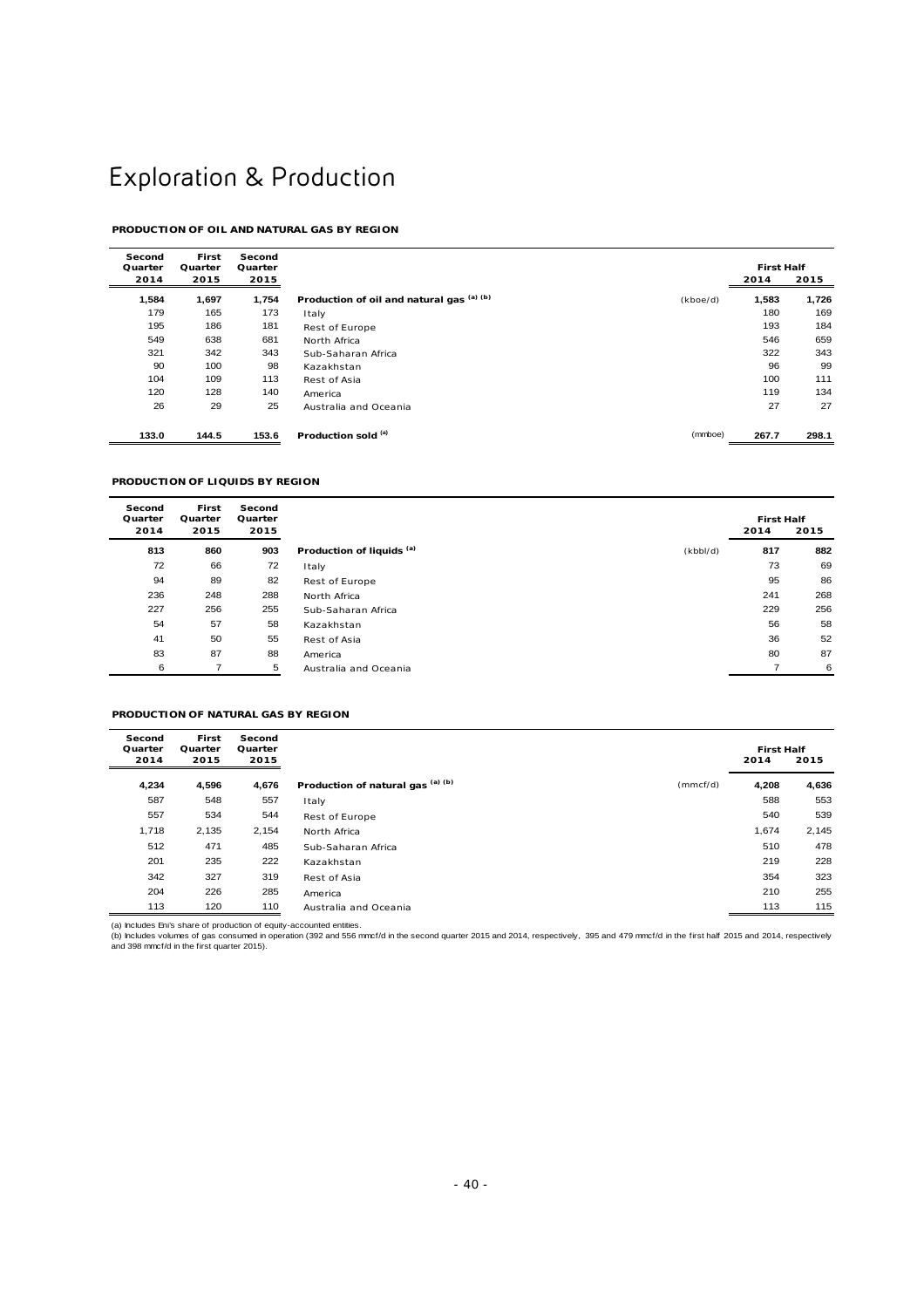# Exploration & Production

**PRODUCTION OF OIL AND NATURAL GAS BY REGION**

| Second Quarter 2014 | First Quarter 2015 | Second Quarter 2015 | | | First Half 2014 | First Half 2015 |
|---|---|---|---|---|---|---|
| **1,584** | **1,697** | **1,754** | **Production of oil and natural gas [(a) (b)]** | (kboe/d) | **1,583** | **1,726** |
| 179 | 165 | 173 | Italy | | 180 | 169 |
| 195 | 186 | 181 | Rest of Europe | | 193 | 184 |
| 549 | 638 | 681 | North Africa | | 546 | 659 |
| 321 | 342 | 343 | Sub-Saharan Africa | | 322 | 343 |
| 90 | 100 | 98 | Kazakhstan | | 96 | 99 |
| 104 | 109 | 113 | Rest of Asia | | 100 | 111 |
| 120 | 128 | 140 | America | | 119 | 134 |
| 26 | 29 | 25 | Australia and Oceania | | 27 | 27 |
| **133.0** | **144.5** | **153.6** | **Production sold [(a)]** | (mmboe) | **267.7** | **298.1** |

**PRODUCTION OF LIQUIDS BY REGION**

| Second Quarter 2014 | First Quarter 2015 | Second Quarter 2015 | | | First Half 2014 | First Half 2015 |
|---|---|---|---|---|---|---|
| **813** | **860** | **903** | **Production of liquids [(a)]** | (kbbl/d) | **817** | **882** |
| 72 | 66 | 72 | Italy | | 73 | 69 |
| 94 | 89 | 82 | Rest of Europe | | 95 | 86 |
| 236 | 248 | 288 | North Africa | | 241 | 268 |
| 227 | 256 | 255 | Sub-Saharan Africa | | 229 | 256 |
| 54 | 57 | 58 | Kazakhstan | | 56 | 58 |
| 41 | 50 | 55 | Rest of Asia | | 36 | 52 |
| 83 | 87 | 88 | America | | 80 | 87 |
| 6 | 7 | 5 | Australia and Oceania | | 7 | 6 |

**PRODUCTION OF NATURAL GAS BY REGION**

| Second Quarter 2014 | First Quarter 2015 | Second Quarter 2015 | | | First Half 2014 | First Half 2015 |
|---|---|---|---|---|---|---|
| **4,234** | **4,596** | **4,676** | **Production of natural gas [(a) (b)]** | (mmcf/d) | **4,208** | **4,636** |
| 587 | 548 | 557 | Italy | | 588 | 553 |
| 557 | 534 | 544 | Rest of Europe | | 540 | 539 |
| 1,718 | 2,135 | 2,154 | North Africa | | 1,674 | 2,145 |
| 512 | 471 | 485 | Sub-Saharan Africa | | 510 | 478 |
| 201 | 235 | 222 | Kazakhstan | | 219 | 228 |
| 342 | 327 | 319 | Rest of Asia | | 354 | 323 |
| 204 | 226 | 285 | America | | 210 | 255 |
| 113 | 120 | 110 | Australia and Oceania | | 113 | 115 |

(a) Includes Eni's share of production of equity-accounted entities.
(b) Includes volumes of gas consumed in operation (392 and 556 mmcf/d in the second quarter 2015 and 2014, respectively, 395 and 479 mmcf/d in the first half 2015 and 2014, respectively and 398 mmcf/d in the first quarter 2015).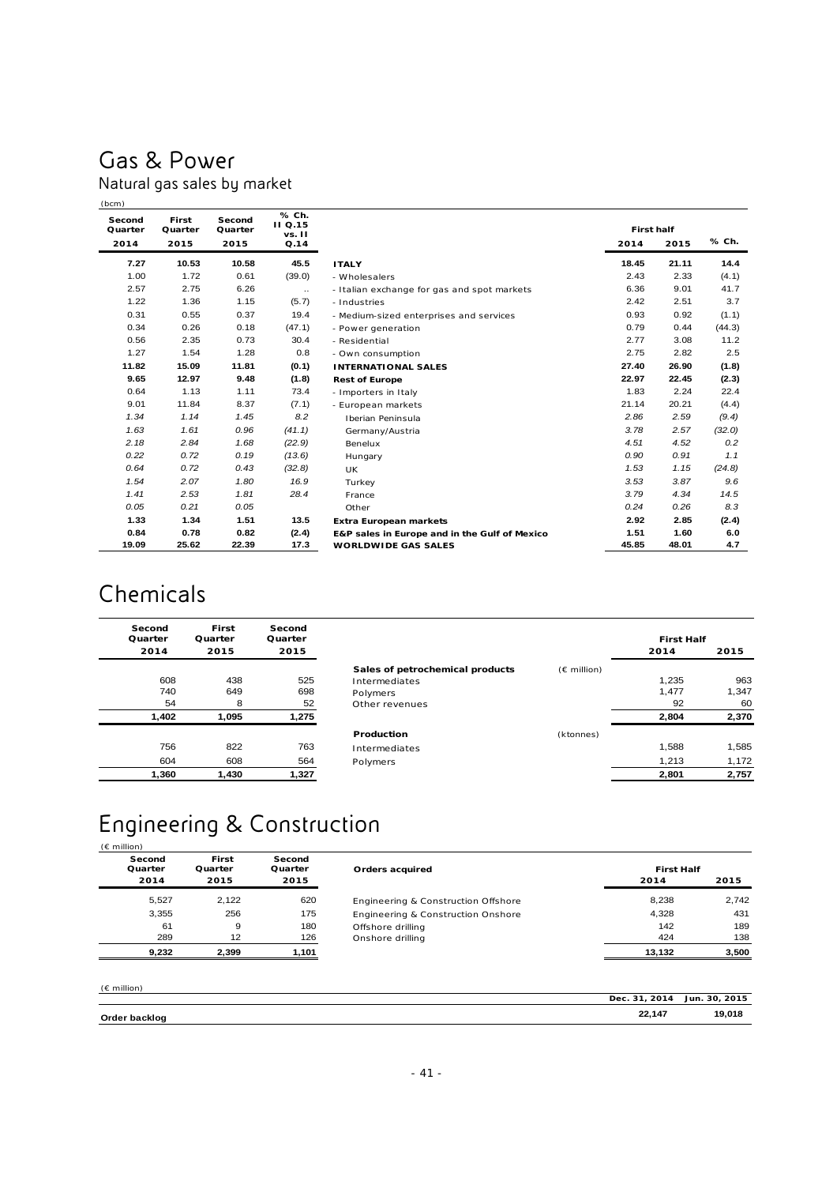# Gas & Power

## Natural gas sales by market

(bcm)

| Second Quarter 2014 | First Quarter 2015 | Second Quarter 2015 | % Ch. II Q.15 vs. II Q.14 | | First half 2014 | First half 2015 | % Ch. |
|---|---|---|---|---|---|---|---|
| **7.27** | **10.53** | **10.58** | **45.5** | **ITALY** | **18.45** | **21.11** | **14.4** |
| 1.00 | 1.72 | 0.61 | (39.0) | - Wholesalers | 2.43 | 2.33 | (4.1) |
| 2.57 | 2.75 | 6.26 | .. | - Italian exchange for gas and spot markets | 6.36 | 9.01 | 41.7 |
| 1.22 | 1.36 | 1.15 | (5.7) | - Industries | 2.42 | 2.51 | 3.7 |
| 0.31 | 0.55 | 0.37 | 19.4 | - Medium-sized enterprises and services | 0.93 | 0.92 | (1.1) |
| 0.34 | 0.26 | 0.18 | (47.1) | - Power generation | 0.79 | 0.44 | (44.3) |
| 0.56 | 2.35 | 0.73 | 30.4 | - Residential | 2.77 | 3.08 | 11.2 |
| 1.27 | 1.54 | 1.28 | 0.8 | - Own consumption | 2.75 | 2.82 | 2.5 |
| **11.82** | **15.09** | **11.81** | **(0.1)** | **INTERNATIONAL SALES** | **27.40** | **26.90** | **(1.8)** |
| **9.65** | **12.97** | **9.48** | **(1.8)** | **Rest of Europe** | **22.97** | **22.45** | **(2.3)** |
| 0.64 | 1.13 | 1.11 | 73.4 | - Importers in Italy | 1.83 | 2.24 | 22.4 |
| 9.01 | 11.84 | 8.37 | (7.1) | - European markets | 21.14 | 20.21 | (4.4) |
| *1.34* | *1.14* | *1.45* | *8.2* | Iberian Peninsula | *2.86* | *2.59* | *(9.4)* |
| *1.63* | *1.61* | *0.96* | *(41.1)* | Germany/Austria | *3.78* | *2.57* | *(32.0)* |
| *2.18* | *2.84* | *1.68* | *(22.9)* | Benelux | *4.51* | *4.52* | *0.2* |
| *0.22* | *0.72* | *0.19* | *(13.6)* | Hungary | *0.90* | *0.91* | *1.1* |
| *0.64* | *0.72* | *0.43* | *(32.8)* | UK | *1.53* | *1.15* | *(24.8)* |
| *1.54* | *2.07* | *1.80* | *16.9* | Turkey | *3.53* | *3.87* | *9.6* |
| *1.41* | *2.53* | *1.81* | *28.4* | France | *3.79* | *4.34* | *14.5* |
| *0.05* | *0.21* | *0.05* | | Other | *0.24* | *0.26* | *8.3* |
| **1.33** | **1.34** | **1.51** | **13.5** | **Extra European markets** | **2.92** | **2.85** | **(2.4)** |
| **0.84** | **0.78** | **0.82** | **(2.4)** | **E&P sales in Europe and in the Gulf of Mexico** | **1.51** | **1.60** | **6.0** |
| **19.09** | **25.62** | **22.39** | **17.3** | **WORLDWIDE GAS SALES** | **45.85** | **48.01** | **4.7** |

# Chemicals

| Second Quarter 2014 | First Quarter 2015 | Second Quarter 2015 | | | First Half 2014 | First Half 2015 |
|---|---|---|---|---|---|---|
| | | | **Sales of petrochemical products** | (€ million) | | |
| 608 | 438 | 525 | Intermediates | | 1,235 | 963 |
| 740 | 649 | 698 | Polymers | | 1,477 | 1,347 |
| 54 | 8 | 52 | Other revenues | | 92 | 60 |
| **1,402** | **1,095** | **1,275** | | | **2,804** | **2,370** |
| | | | **Production** | (ktonnes) | | |
| 756 | 822 | 763 | Intermediates | | 1,588 | 1,585 |
| 604 | 608 | 564 | Polymers | | 1,213 | 1,172 |
| **1,360** | **1,430** | **1,327** | | | **2,801** | **2,757** |

# Engineering & Construction

(€ million)

| Second Quarter 2014 | First Quarter 2015 | Second Quarter 2015 | Orders acquired | First Half 2014 | First Half 2015 |
|---|---|---|---|---|---|
| 5,527 | 2,122 | 620 | Engineering & Construction Offshore | 8,238 | 2,742 |
| 3,355 | 256 | 175 | Engineering & Construction Onshore | 4,328 | 431 |
| 61 | 9 | 180 | Offshore drilling | 142 | 189 |
| 289 | 12 | 126 | Onshore drilling | 424 | 138 |
| **9,232** | **2,399** | **1,101** | | **13,132** | **3,500** |

(€ million)

| | Dec. 31, 2014 | Jun. 30, 2015 |
|---|---|---|
| **Order backlog** | 22,147 | 19,018 |